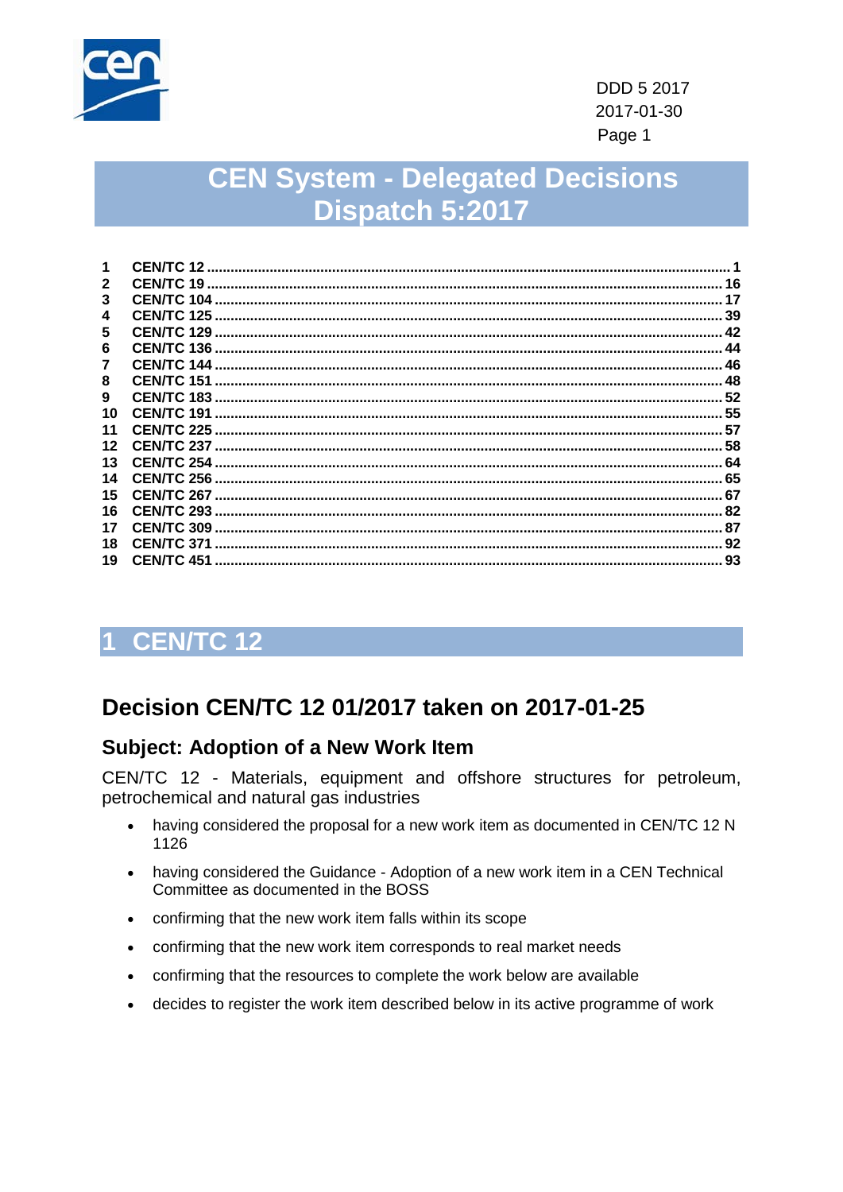DDD 5 2017
2017-01-30

# CEN System - Delegated Decisions Dispatch 5:2017

| | | |
|---|---|---|
| 1 | CEN/TC 12 | 1 |
| 2 | CEN/TC 19 | 16 |
| 3 | CEN/TC 104 | 17 |
| 4 | CEN/TC 125 | 39 |
| 5 | CEN/TC 129 | 42 |
| 6 | CEN/TC 136 | 44 |
| 7 | CEN/TC 144 | 46 |
| 8 | CEN/TC 151 | 48 |
| 9 | CEN/TC 183 | 52 |
| 10 | CEN/TC 191 | 55 |
| 11 | CEN/TC 225 | 57 |
| 12 | CEN/TC 237 | 58 |
| 13 | CEN/TC 254 | 64 |
| 14 | CEN/TC 256 | 65 |
| 15 | CEN/TC 267 | 67 |
| 16 | CEN/TC 293 | 82 |
| 17 | CEN/TC 309 | 87 |
| 18 | CEN/TC 371 | 92 |
| 19 | CEN/TC 451 | 93 |

# 1 CEN/TC 12

## Decision CEN/TC 12 01/2017 taken on 2017-01-25

### Subject: Adoption of a New Work Item

CEN/TC 12 - Materials, equipment and offshore structures for petroleum, petrochemical and natural gas industries

- having considered the proposal for a new work item as documented in CEN/TC 12 N 1126
- having considered the Guidance - Adoption of a new work item in a CEN Technical Committee as documented in the BOSS
- confirming that the new work item falls within its scope
- confirming that the new work item corresponds to real market needs
- confirming that the resources to complete the work below are available
- decides to register the work item described below in its active programme of work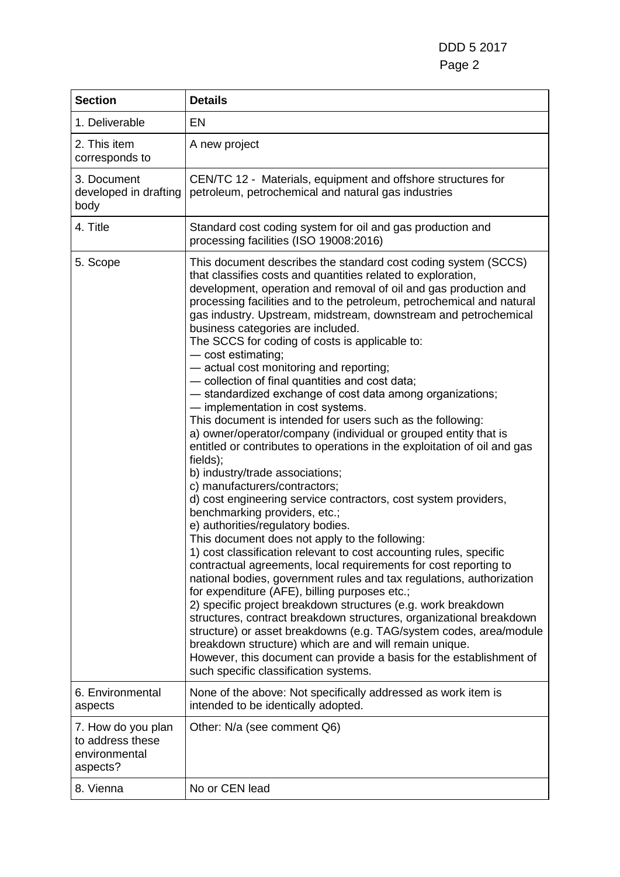| Section | Details |
| --- | --- |
| 1. Deliverable | EN |
| 2. This item corresponds to | A new project |
| 3. Document developed in drafting body | CEN/TC 12 - Materials, equipment and offshore structures for petroleum, petrochemical and natural gas industries |
| 4. Title | Standard cost coding system for oil and gas production and processing facilities (ISO 19008:2016) |
| 5. Scope | This document describes the standard cost coding system (SCCS) that classifies costs and quantities related to exploration, development, operation and removal of oil and gas production and processing facilities and to the petroleum, petrochemical and natural gas industry. Upstream, midstream, downstream and petrochemical business categories are included.<br>The SCCS for coding of costs is applicable to:<br>— cost estimating;<br>— actual cost monitoring and reporting;<br>— collection of final quantities and cost data;<br>— standardized exchange of cost data among organizations;<br>— implementation in cost systems.<br>This document is intended for users such as the following:<br>a) owner/operator/company (individual or grouped entity that is entitled or contributes to operations in the exploitation of oil and gas fields);<br>b) industry/trade associations;<br>c) manufacturers/contractors;<br>d) cost engineering service contractors, cost system providers, benchmarking providers, etc.;<br>e) authorities/regulatory bodies.<br>This document does not apply to the following:<br>1) cost classification relevant to cost accounting rules, specific contractual agreements, local requirements for cost reporting to national bodies, government rules and tax regulations, authorization for expenditure (AFE), billing purposes etc.;<br>2) specific project breakdown structures (e.g. work breakdown structures, contract breakdown structures, organizational breakdown structure) or asset breakdowns (e.g. TAG/system codes, area/module breakdown structure) which are and will remain unique.<br>However, this document can provide a basis for the establishment of such specific classification systems. |
| 6. Environmental aspects | None of the above: Not specifically addressed as work item is intended to be identically adopted. |
| 7. How do you plan to address these environmental aspects? | Other: N/a (see comment Q6) |
| 8. Vienna | No or CEN lead |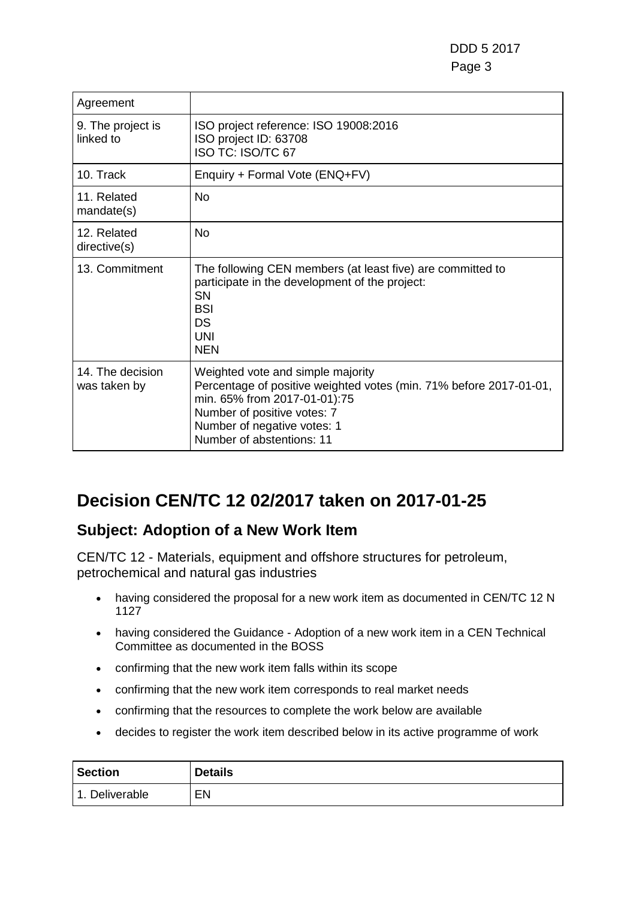| | |
|---|---|
| Agreement | |
| 9. The project is linked to | ISO project reference: ISO 19008:2016<br>ISO project ID: 63708<br>ISO TC: ISO/TC 67 |
| 10. Track | Enquiry + Formal Vote (ENQ+FV) |
| 11. Related mandate(s) | No |
| 12. Related directive(s) | No |
| 13. Commitment | The following CEN members (at least five) are committed to participate in the development of the project:<br>SN<br>BSI<br>DS<br>UNI<br>NEN |
| 14. The decision was taken by | Weighted vote and simple majority<br>Percentage of positive weighted votes (min. 71% before 2017-01-01, min. 65% from 2017-01-01):75<br>Number of positive votes: 7<br>Number of negative votes: 1<br>Number of abstentions: 11 |

# Decision CEN/TC 12 02/2017 taken on 2017-01-25

## Subject: Adoption of a New Work Item

CEN/TC 12 - Materials, equipment and offshore structures for petroleum, petrochemical and natural gas industries

- having considered the proposal for a new work item as documented in CEN/TC 12 N 1127
- having considered the Guidance - Adoption of a new work item in a CEN Technical Committee as documented in the BOSS
- confirming that the new work item falls within its scope
- confirming that the new work item corresponds to real market needs
- confirming that the resources to complete the work below are available
- decides to register the work item described below in its active programme of work

| Section | Details |
|---|---|
| 1. Deliverable | EN |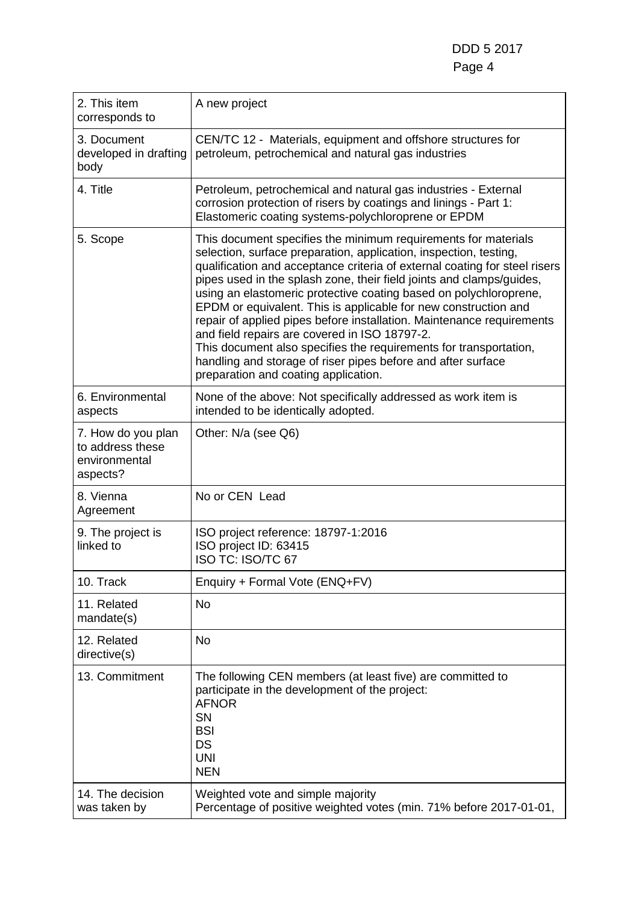| | |
|---|---|
| 2. This item corresponds to | A new project |
| 3. Document developed in drafting body | CEN/TC 12 - Materials, equipment and offshore structures for petroleum, petrochemical and natural gas industries |
| 4. Title | Petroleum, petrochemical and natural gas industries - External corrosion protection of risers by coatings and linings - Part 1: Elastomeric coating systems-polychloroprene or EPDM |
| 5. Scope | This document specifies the minimum requirements for materials selection, surface preparation, application, inspection, testing, qualification and acceptance criteria of external coating for steel risers pipes used in the splash zone, their field joints and clamps/guides, using an elastomeric protective coating based on polychloroprene, EPDM or equivalent. This is applicable for new construction and repair of applied pipes before installation. Maintenance requirements and field repairs are covered in ISO 18797-2.<br>This document also specifies the requirements for transportation, handling and storage of riser pipes before and after surface preparation and coating application. |
| 6. Environmental aspects | None of the above: Not specifically addressed as work item is intended to be identically adopted. |
| 7. How do you plan to address these environmental aspects? | Other: N/a (see Q6) |
| 8. Vienna Agreement | No or CEN Lead |
| 9. The project is linked to | ISO project reference: 18797-1:2016<br>ISO project ID: 63415<br>ISO TC: ISO/TC 67 |
| 10. Track | Enquiry + Formal Vote (ENQ+FV) |
| 11. Related mandate(s) | No |
| 12. Related directive(s) | No |
| 13. Commitment | The following CEN members (at least five) are committed to participate in the development of the project:<br>AFNOR<br>SN<br>BSI<br>DS<br>UNI<br>NEN |
| 14. The decision was taken by | Weighted vote and simple majority<br>Percentage of positive weighted votes (min. 71% before 2017-01-01, |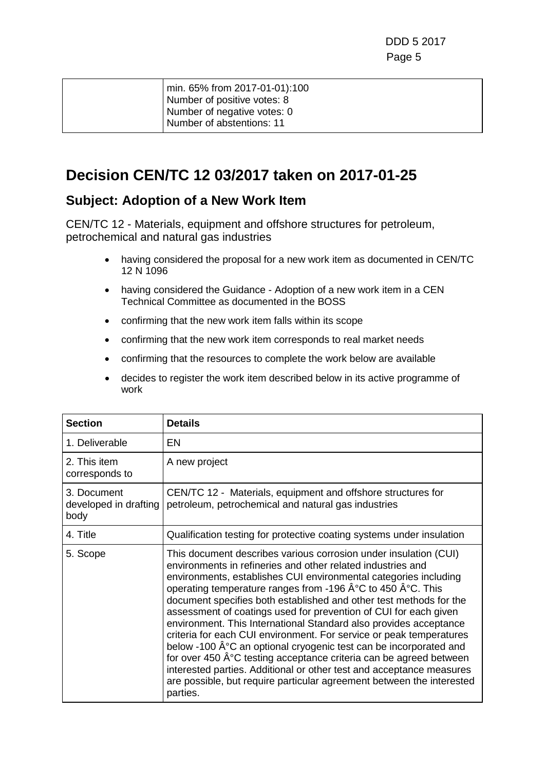| | min. 65% from 2017-01-01):100<br>Number of positive votes: 8<br>Number of negative votes: 0<br>Number of abstentions: 11 |
|---|---|

# Decision CEN/TC 12 03/2017 taken on 2017-01-25

## Subject: Adoption of a New Work Item

CEN/TC 12 - Materials, equipment and offshore structures for petroleum, petrochemical and natural gas industries

- having considered the proposal for a new work item as documented in CEN/TC 12 N 1096
- having considered the Guidance - Adoption of a new work item in a CEN Technical Committee as documented in the BOSS
- confirming that the new work item falls within its scope
- confirming that the new work item corresponds to real market needs
- confirming that the resources to complete the work below are available
- decides to register the work item described below in its active programme of work

| Section | Details |
|---|---|
| 1. Deliverable | EN |
| 2. This item corresponds to | A new project |
| 3. Document developed in drafting body | CEN/TC 12 - Materials, equipment and offshore structures for petroleum, petrochemical and natural gas industries |
| 4. Title | Qualification testing for protective coating systems under insulation |
| 5. Scope | This document describes various corrosion under insulation (CUI) environments in refineries and other related industries and environments, establishes CUI environmental categories including operating temperature ranges from -196 Â°C to 450 Â°C. This document specifies both established and other test methods for the assessment of coatings used for prevention of CUI for each given environment. This International Standard also provides acceptance criteria for each CUI environment. For service or peak temperatures below -100 Â°C an optional cryogenic test can be incorporated and for over 450 Â°C testing acceptance criteria can be agreed between interested parties. Additional or other test and acceptance measures are possible, but require particular agreement between the interested parties. |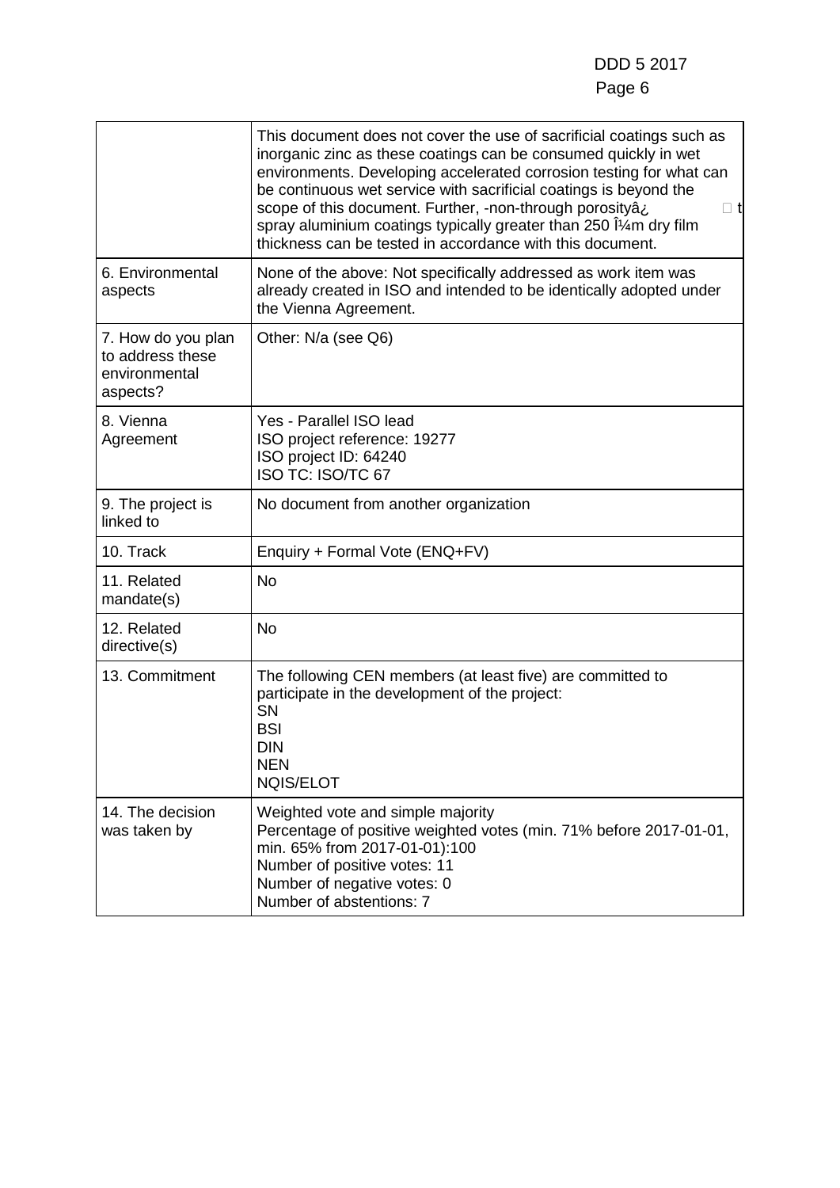|  |  |
|---|---|
|  | This document does not cover the use of sacrificial coatings such as inorganic zinc as these coatings can be consumed quickly in wet environments. Developing accelerated corrosion testing for what can be continuous wet service with sacrificial coatings is beyond the scope of this document. Further, -non-through porosityâ¿ □ t spray aluminium coatings typically greater than 250 Î¼m dry film thickness can be tested in accordance with this document. |
| 6. Environmental aspects | None of the above: Not specifically addressed as work item was already created in ISO and intended to be identically adopted under the Vienna Agreement. |
| 7. How do you plan to address these environmental aspects? | Other: N/a (see Q6) |
| 8. Vienna Agreement | Yes - Parallel ISO lead<br>ISO project reference: 19277<br>ISO project ID: 64240<br>ISO TC: ISO/TC 67 |
| 9. The project is linked to | No document from another organization |
| 10. Track | Enquiry + Formal Vote (ENQ+FV) |
| 11. Related mandate(s) | No |
| 12. Related directive(s) | No |
| 13. Commitment | The following CEN members (at least five) are committed to participate in the development of the project:<br>SN<br>BSI<br>DIN<br>NEN<br>NQIS/ELOT |
| 14. The decision was taken by | Weighted vote and simple majority<br>Percentage of positive weighted votes (min. 71% before 2017-01-01, min. 65% from 2017-01-01):100<br>Number of positive votes: 11<br>Number of negative votes: 0<br>Number of abstentions: 7 |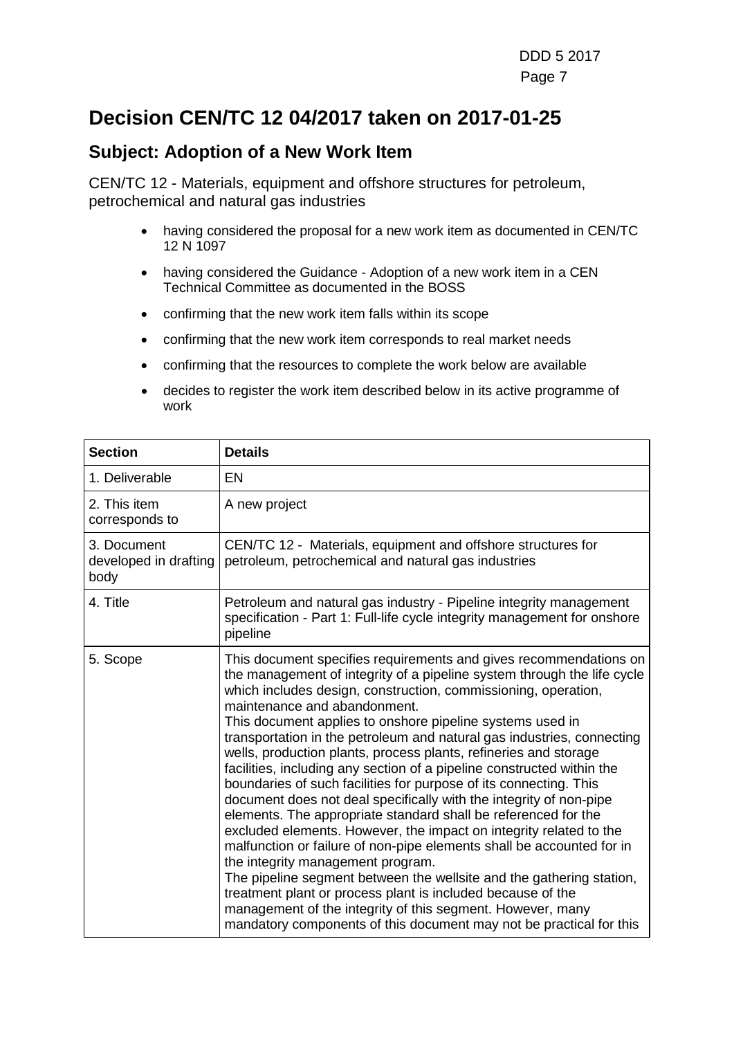# Decision CEN/TC 12 04/2017 taken on 2017-01-25

## Subject: Adoption of a New Work Item

CEN/TC 12 - Materials, equipment and offshore structures for petroleum, petrochemical and natural gas industries

- having considered the proposal for a new work item as documented in CEN/TC 12 N 1097
- having considered the Guidance - Adoption of a new work item in a CEN Technical Committee as documented in the BOSS
- confirming that the new work item falls within its scope
- confirming that the new work item corresponds to real market needs
- confirming that the resources to complete the work below are available
- decides to register the work item described below in its active programme of work

| Section | Details |
| --- | --- |
| 1. Deliverable | EN |
| 2. This item corresponds to | A new project |
| 3. Document developed in drafting body | CEN/TC 12 - Materials, equipment and offshore structures for petroleum, petrochemical and natural gas industries |
| 4. Title | Petroleum and natural gas industry - Pipeline integrity management specification - Part 1: Full-life cycle integrity management for onshore pipeline |
| 5. Scope | This document specifies requirements and gives recommendations on the management of integrity of a pipeline system through the life cycle which includes design, construction, commissioning, operation, maintenance and abandonment.<br>This document applies to onshore pipeline systems used in transportation in the petroleum and natural gas industries, connecting wells, production plants, process plants, refineries and storage facilities, including any section of a pipeline constructed within the boundaries of such facilities for purpose of its connecting. This document does not deal specifically with the integrity of non-pipe elements. The appropriate standard shall be referenced for the excluded elements. However, the impact on integrity related to the malfunction or failure of non-pipe elements shall be accounted for in the integrity management program.<br>The pipeline segment between the wellsite and the gathering station, treatment plant or process plant is included because of the management of the integrity of this segment. However, many mandatory components of this document may not be practical for this |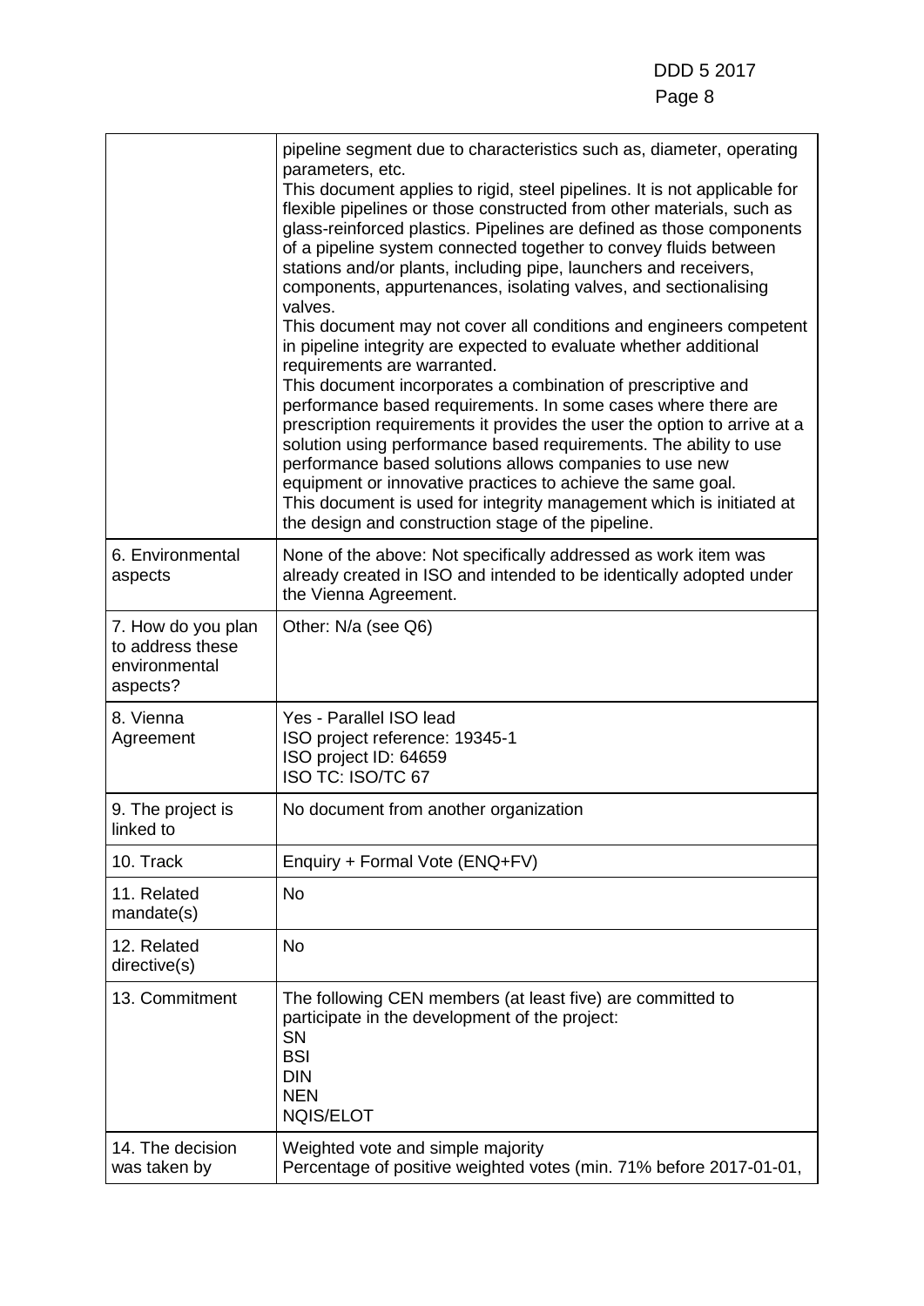| | |
|---|---|
| | pipeline segment due to characteristics such as, diameter, operating parameters, etc.<br>This document applies to rigid, steel pipelines. It is not applicable for flexible pipelines or those constructed from other materials, such as glass-reinforced plastics. Pipelines are defined as those components of a pipeline system connected together to convey fluids between stations and/or plants, including pipe, launchers and receivers, components, appurtenances, isolating valves, and sectionalising valves.<br>This document may not cover all conditions and engineers competent in pipeline integrity are expected to evaluate whether additional requirements are warranted.<br>This document incorporates a combination of prescriptive and performance based requirements. In some cases where there are prescription requirements it provides the user the option to arrive at a solution using performance based requirements. The ability to use performance based solutions allows companies to use new equipment or innovative practices to achieve the same goal.<br>This document is used for integrity management which is initiated at the design and construction stage of the pipeline. |
| 6. Environmental aspects | None of the above: Not specifically addressed as work item was already created in ISO and intended to be identically adopted under the Vienna Agreement. |
| 7. How do you plan to address these environmental aspects? | Other: N/a (see Q6) |
| 8. Vienna Agreement | Yes - Parallel ISO lead<br>ISO project reference: 19345-1<br>ISO project ID: 64659<br>ISO TC: ISO/TC 67 |
| 9. The project is linked to | No document from another organization |
| 10. Track | Enquiry + Formal Vote (ENQ+FV) |
| 11. Related mandate(s) | No |
| 12. Related directive(s) | No |
| 13. Commitment | The following CEN members (at least five) are committed to participate in the development of the project:<br>SN<br>BSI<br>DIN<br>NEN<br>NQIS/ELOT |
| 14. The decision was taken by | Weighted vote and simple majority<br>Percentage of positive weighted votes (min. 71% before 2017-01-01, |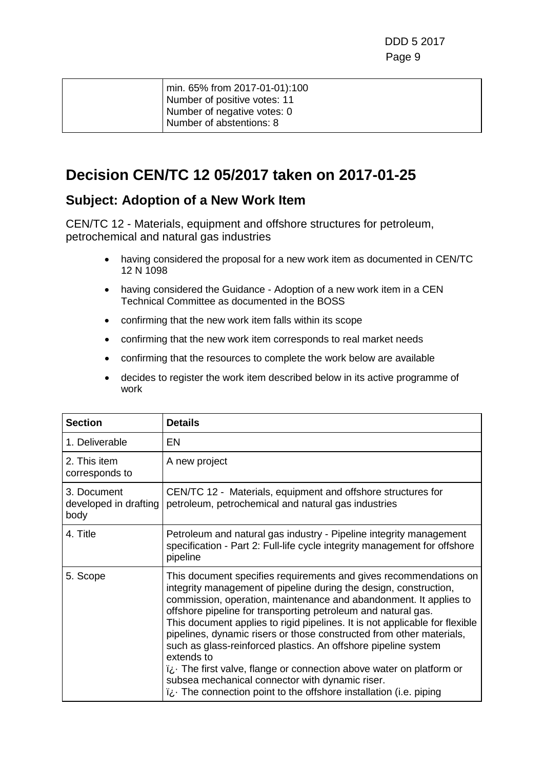| | min. 65% from 2017-01-01):100<br>Number of positive votes: 11<br>Number of negative votes: 0<br>Number of abstentions: 8 |
|---|---|

# Decision CEN/TC 12 05/2017 taken on 2017-01-25

## Subject: Adoption of a New Work Item

CEN/TC 12 - Materials, equipment and offshore structures for petroleum, petrochemical and natural gas industries

- having considered the proposal for a new work item as documented in CEN/TC 12 N 1098
- having considered the Guidance - Adoption of a new work item in a CEN Technical Committee as documented in the BOSS
- confirming that the new work item falls within its scope
- confirming that the new work item corresponds to real market needs
- confirming that the resources to complete the work below are available
- decides to register the work item described below in its active programme of work

| Section | Details |
|---|---|
| 1. Deliverable | EN |
| 2. This item corresponds to | A new project |
| 3. Document developed in drafting body | CEN/TC 12 - Materials, equipment and offshore structures for petroleum, petrochemical and natural gas industries |
| 4. Title | Petroleum and natural gas industry - Pipeline integrity management specification - Part 2: Full-life cycle integrity management for offshore pipeline |
| 5. Scope | This document specifies requirements and gives recommendations on integrity management of pipeline during the design, construction, commission, operation, maintenance and abandonment. It applies to offshore pipeline for transporting petroleum and natural gas.<br>This document applies to rigid pipelines. It is not applicable for flexible pipelines, dynamic risers or those constructed from other materials, such as glass-reinforced plastics. An offshore pipeline system extends to<br>ï¿· The first valve, flange or connection above water on platform or subsea mechanical connector with dynamic riser.<br>ï¿· The connection point to the offshore installation (i.e. piping |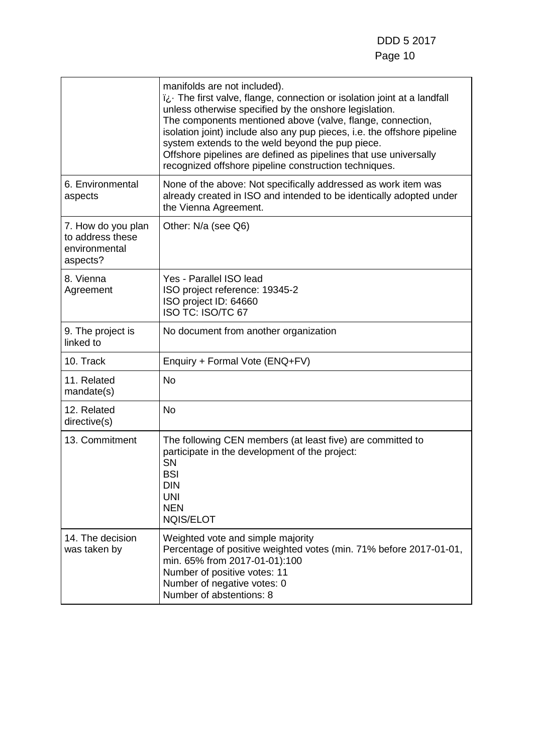| | |
|---|---|
| | manifolds are not included).<br>ï¿· The first valve, flange, connection or isolation joint at a landfall unless otherwise specified by the onshore legislation.<br>The components mentioned above (valve, flange, connection, isolation joint) include also any pup pieces, i.e. the offshore pipeline system extends to the weld beyond the pup piece.<br>Offshore pipelines are defined as pipelines that use universally recognized offshore pipeline construction techniques. |
| 6. Environmental aspects | None of the above: Not specifically addressed as work item was already created in ISO and intended to be identically adopted under the Vienna Agreement. |
| 7. How do you plan to address these environmental aspects? | Other: N/a (see Q6) |
| 8. Vienna Agreement | Yes - Parallel ISO lead<br>ISO project reference: 19345-2<br>ISO project ID: 64660<br>ISO TC: ISO/TC 67 |
| 9. The project is linked to | No document from another organization |
| 10. Track | Enquiry + Formal Vote (ENQ+FV) |
| 11. Related mandate(s) | No |
| 12. Related directive(s) | No |
| 13. Commitment | The following CEN members (at least five) are committed to participate in the development of the project:<br>SN<br>BSI<br>DIN<br>UNI<br>NEN<br>NQIS/ELOT |
| 14. The decision was taken by | Weighted vote and simple majority<br>Percentage of positive weighted votes (min. 71% before 2017-01-01, min. 65% from 2017-01-01):100<br>Number of positive votes: 11<br>Number of negative votes: 0<br>Number of abstentions: 8 |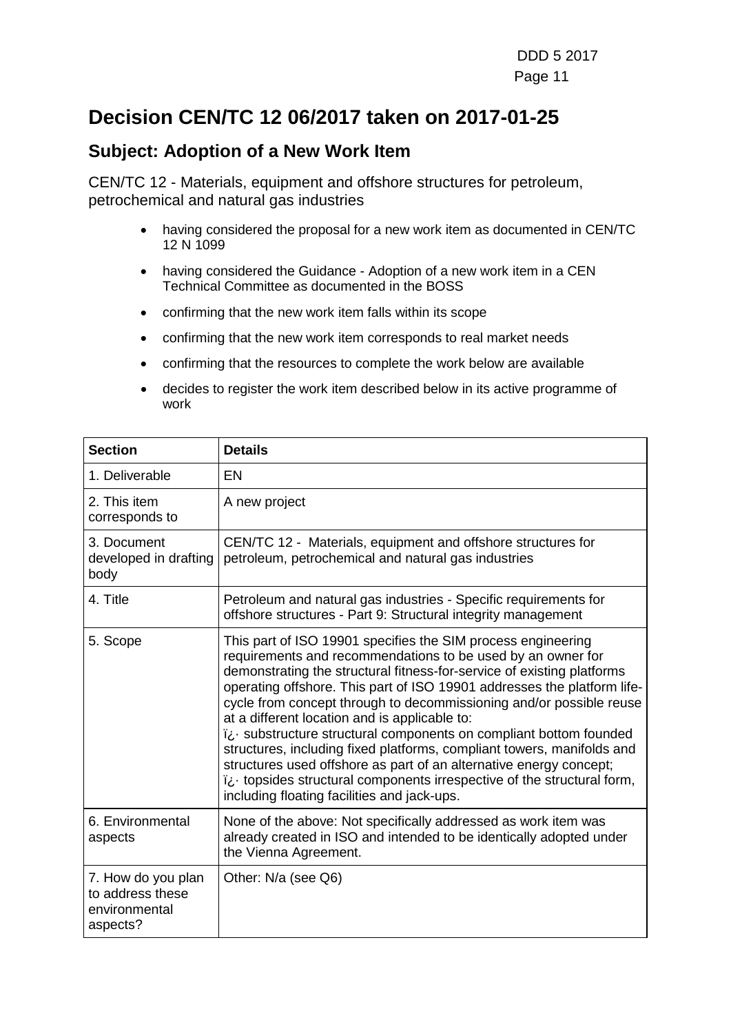# Decision CEN/TC 12 06/2017 taken on 2017-01-25

## Subject: Adoption of a New Work Item

CEN/TC 12 - Materials, equipment and offshore structures for petroleum, petrochemical and natural gas industries

- having considered the proposal for a new work item as documented in CEN/TC 12 N 1099
- having considered the Guidance - Adoption of a new work item in a CEN Technical Committee as documented in the BOSS
- confirming that the new work item falls within its scope
- confirming that the new work item corresponds to real market needs
- confirming that the resources to complete the work below are available
- decides to register the work item described below in its active programme of work

| Section | Details |
| --- | --- |
| 1. Deliverable | EN |
| 2. This item corresponds to | A new project |
| 3. Document developed in drafting body | CEN/TC 12 - Materials, equipment and offshore structures for petroleum, petrochemical and natural gas industries |
| 4. Title | Petroleum and natural gas industries - Specific requirements for offshore structures - Part 9: Structural integrity management |
| 5. Scope | This part of ISO 19901 specifies the SIM process engineering requirements and recommendations to be used by an owner for demonstrating the structural fitness-for-service of existing platforms operating offshore. This part of ISO 19901 addresses the platform life-cycle from concept through to decommissioning and/or possible reuse at a different location and is applicable to:<br>ï¿· substructure structural components on compliant bottom founded structures, including fixed platforms, compliant towers, manifolds and structures used offshore as part of an alternative energy concept;<br>ï¿· topsides structural components irrespective of the structural form, including floating facilities and jack-ups. |
| 6. Environmental aspects | None of the above: Not specifically addressed as work item was already created in ISO and intended to be identically adopted under the Vienna Agreement. |
| 7. How do you plan to address these environmental aspects? | Other: N/a (see Q6) |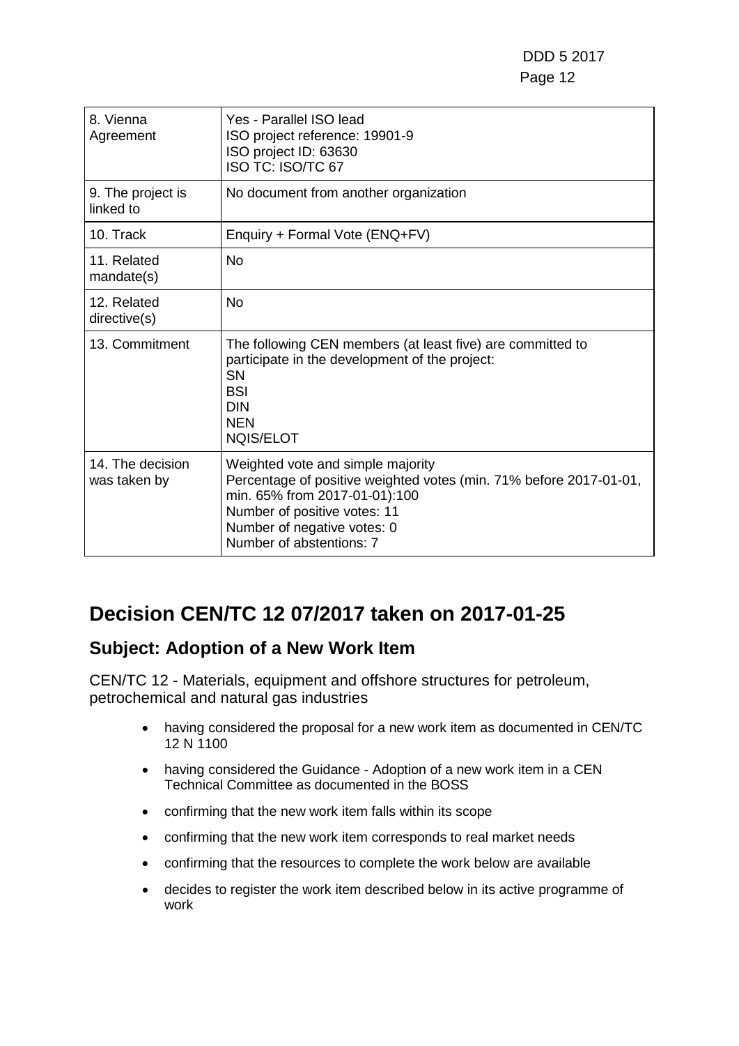| | |
|---|---|
| 8. Vienna Agreement | Yes - Parallel ISO lead<br>ISO project reference: 19901-9<br>ISO project ID: 63630<br>ISO TC: ISO/TC 67 |
| 9. The project is linked to | No document from another organization |
| 10. Track | Enquiry + Formal Vote (ENQ+FV) |
| 11. Related mandate(s) | No |
| 12. Related directive(s) | No |
| 13. Commitment | The following CEN members (at least five) are committed to participate in the development of the project:<br>SN<br>BSI<br>DIN<br>NEN<br>NQIS/ELOT |
| 14. The decision was taken by | Weighted vote and simple majority<br>Percentage of positive weighted votes (min. 71% before 2017-01-01, min. 65% from 2017-01-01):100<br>Number of positive votes: 11<br>Number of negative votes: 0<br>Number of abstentions: 7 |

# Decision CEN/TC 12 07/2017 taken on 2017-01-25

## Subject: Adoption of a New Work Item

CEN/TC 12 - Materials, equipment and offshore structures for petroleum, petrochemical and natural gas industries

- having considered the proposal for a new work item as documented in CEN/TC 12 N 1100
- having considered the Guidance - Adoption of a new work item in a CEN Technical Committee as documented in the BOSS
- confirming that the new work item falls within its scope
- confirming that the new work item corresponds to real market needs
- confirming that the resources to complete the work below are available
- decides to register the work item described below in its active programme of work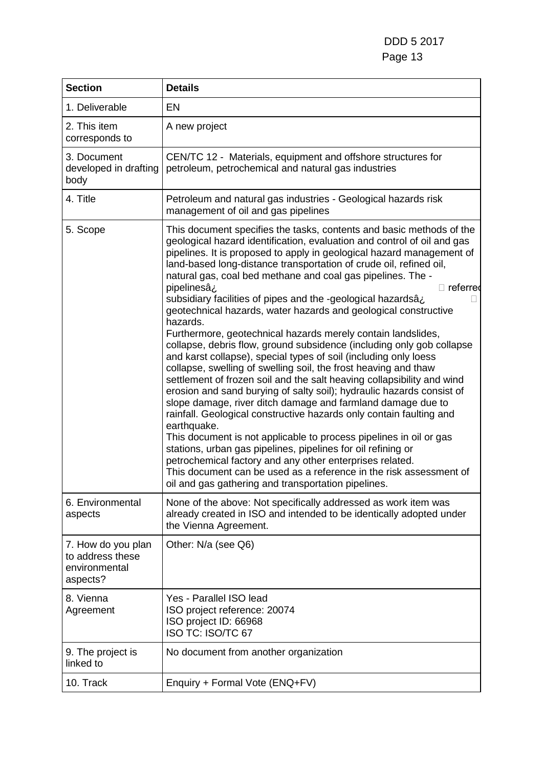| Section | Details |
| --- | --- |
| 1. Deliverable | EN |
| 2. This item corresponds to | A new project |
| 3. Document developed in drafting body | CEN/TC 12 - Materials, equipment and offshore structures for petroleum, petrochemical and natural gas industries |
| 4. Title | Petroleum and natural gas industries - Geological hazards risk management of oil and gas pipelines |
| 5. Scope | This document specifies the tasks, contents and basic methods of the geological hazard identification, evaluation and control of oil and gas pipelines. It is proposed to apply in geological hazard management of land-based long-distance transportation of crude oil, refined oil, natural gas, coal bed methane and coal gas pipelines. The -pipelinesâ¿ referred subsidiary facilities of pipes and the -geological hazardsâ¿ geotechnical hazards, water hazards and geological constructive hazards.<br>Furthermore, geotechnical hazards merely contain landslides, collapse, debris flow, ground subsidence (including only gob collapse and karst collapse), special types of soil (including only loess collapse, swelling of swelling soil, the frost heaving and thaw settlement of frozen soil and the salt heaving collapsibility and wind erosion and sand burying of salty soil); hydraulic hazards consist of slope damage, river ditch damage and farmland damage due to rainfall. Geological constructive hazards only contain faulting and earthquake.<br>This document is not applicable to process pipelines in oil or gas stations, urban gas pipelines, pipelines for oil refining or petrochemical factory and any other enterprises related.<br>This document can be used as a reference in the risk assessment of oil and gas gathering and transportation pipelines. |
| 6. Environmental aspects | None of the above: Not specifically addressed as work item was already created in ISO and intended to be identically adopted under the Vienna Agreement. |
| 7. How do you plan to address these environmental aspects? | Other: N/a (see Q6) |
| 8. Vienna Agreement | Yes - Parallel ISO lead<br>ISO project reference: 20074<br>ISO project ID: 66968<br>ISO TC: ISO/TC 67 |
| 9. The project is linked to | No document from another organization |
| 10. Track | Enquiry + Formal Vote (ENQ+FV) |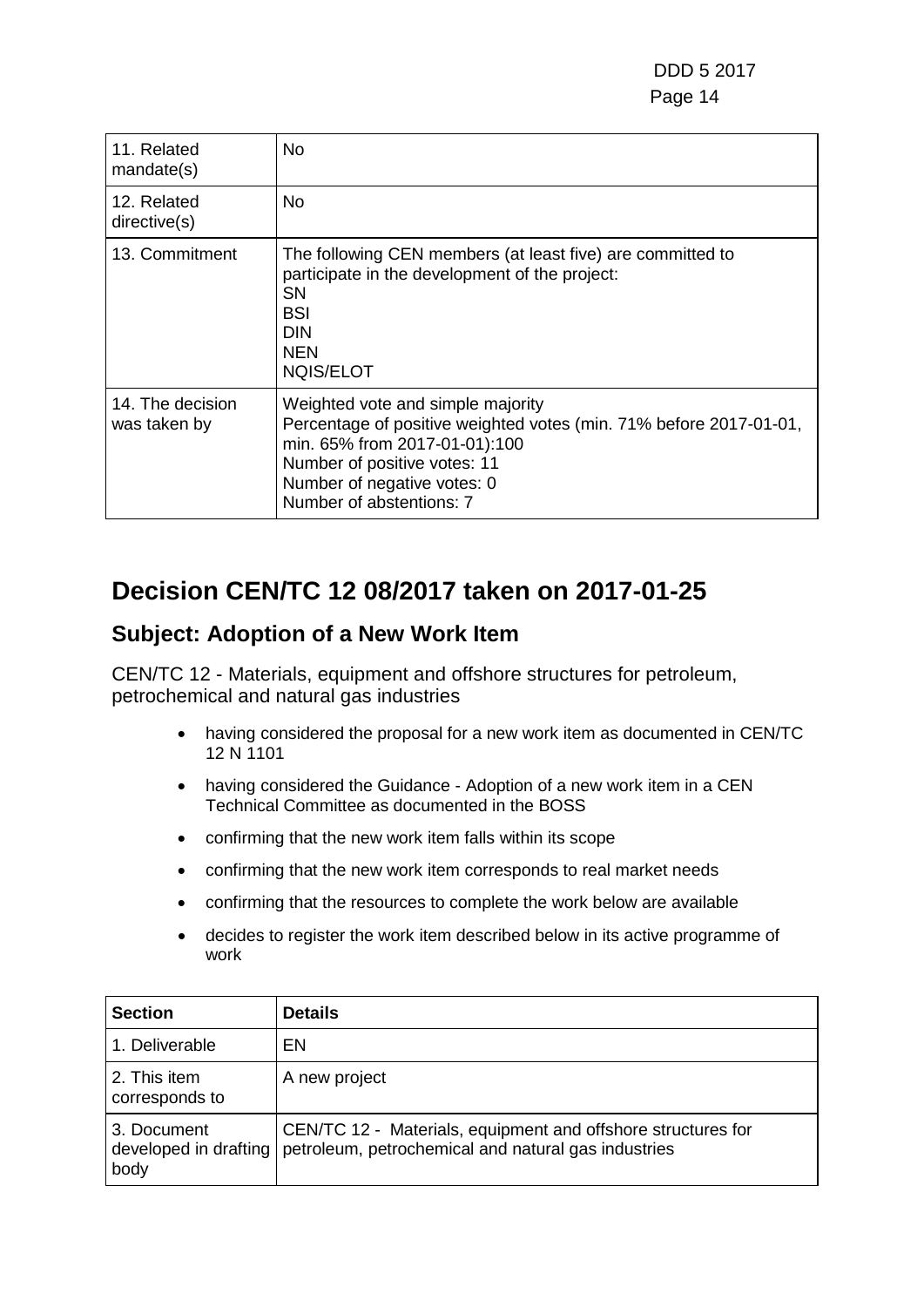| | |
|---|---|
| 11. Related mandate(s) | No |
| 12. Related directive(s) | No |
| 13. Commitment | The following CEN members (at least five) are committed to participate in the development of the project:<br>SN<br>BSI<br>DIN<br>NEN<br>NQIS/ELOT |
| 14. The decision was taken by | Weighted vote and simple majority<br>Percentage of positive weighted votes (min. 71% before 2017-01-01, min. 65% from 2017-01-01):100<br>Number of positive votes: 11<br>Number of negative votes: 0<br>Number of abstentions: 7 |

# Decision CEN/TC 12 08/2017 taken on 2017-01-25

## Subject: Adoption of a New Work Item

CEN/TC 12 - Materials, equipment and offshore structures for petroleum, petrochemical and natural gas industries

- having considered the proposal for a new work item as documented in CEN/TC 12 N 1101
- having considered the Guidance - Adoption of a new work item in a CEN Technical Committee as documented in the BOSS
- confirming that the new work item falls within its scope
- confirming that the new work item corresponds to real market needs
- confirming that the resources to complete the work below are available
- decides to register the work item described below in its active programme of work

| Section | Details |
|---|---|
| 1. Deliverable | EN |
| 2. This item corresponds to | A new project |
| 3. Document developed in drafting body | CEN/TC 12 - Materials, equipment and offshore structures for petroleum, petrochemical and natural gas industries |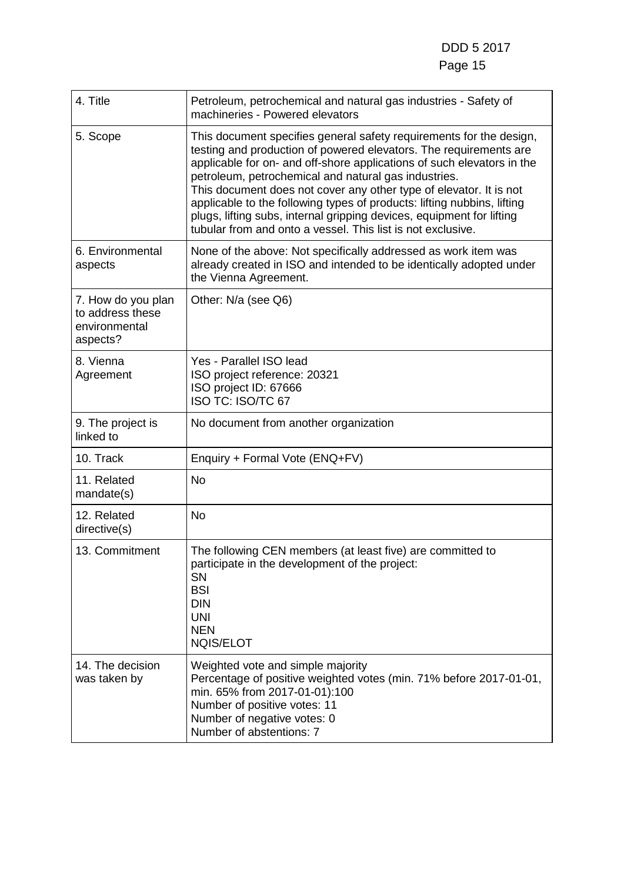| 4. Title | Petroleum, petrochemical and natural gas industries - Safety of machineries - Powered elevators |
|---|---|
| 5. Scope | This document specifies general safety requirements for the design, testing and production of powered elevators. The requirements are applicable for on- and off-shore applications of such elevators in the petroleum, petrochemical and natural gas industries.<br>This document does not cover any other type of elevator. It is not applicable to the following types of products: lifting nubbins, lifting plugs, lifting subs, internal gripping devices, equipment for lifting tubular from and onto a vessel. This list is not exclusive. |
| 6. Environmental aspects | None of the above: Not specifically addressed as work item was already created in ISO and intended to be identically adopted under the Vienna Agreement. |
| 7. How do you plan to address these environmental aspects? | Other: N/a (see Q6) |
| 8. Vienna Agreement | Yes - Parallel ISO lead<br>ISO project reference: 20321<br>ISO project ID: 67666<br>ISO TC: ISO/TC 67 |
| 9. The project is linked to | No document from another organization |
| 10. Track | Enquiry + Formal Vote (ENQ+FV) |
| 11. Related mandate(s) | No |
| 12. Related directive(s) | No |
| 13. Commitment | The following CEN members (at least five) are committed to participate in the development of the project:<br>SN<br>BSI<br>DIN<br>UNI<br>NEN<br>NQIS/ELOT |
| 14. The decision was taken by | Weighted vote and simple majority<br>Percentage of positive weighted votes (min. 71% before 2017-01-01, min. 65% from 2017-01-01):100<br>Number of positive votes: 11<br>Number of negative votes: 0<br>Number of abstentions: 7 |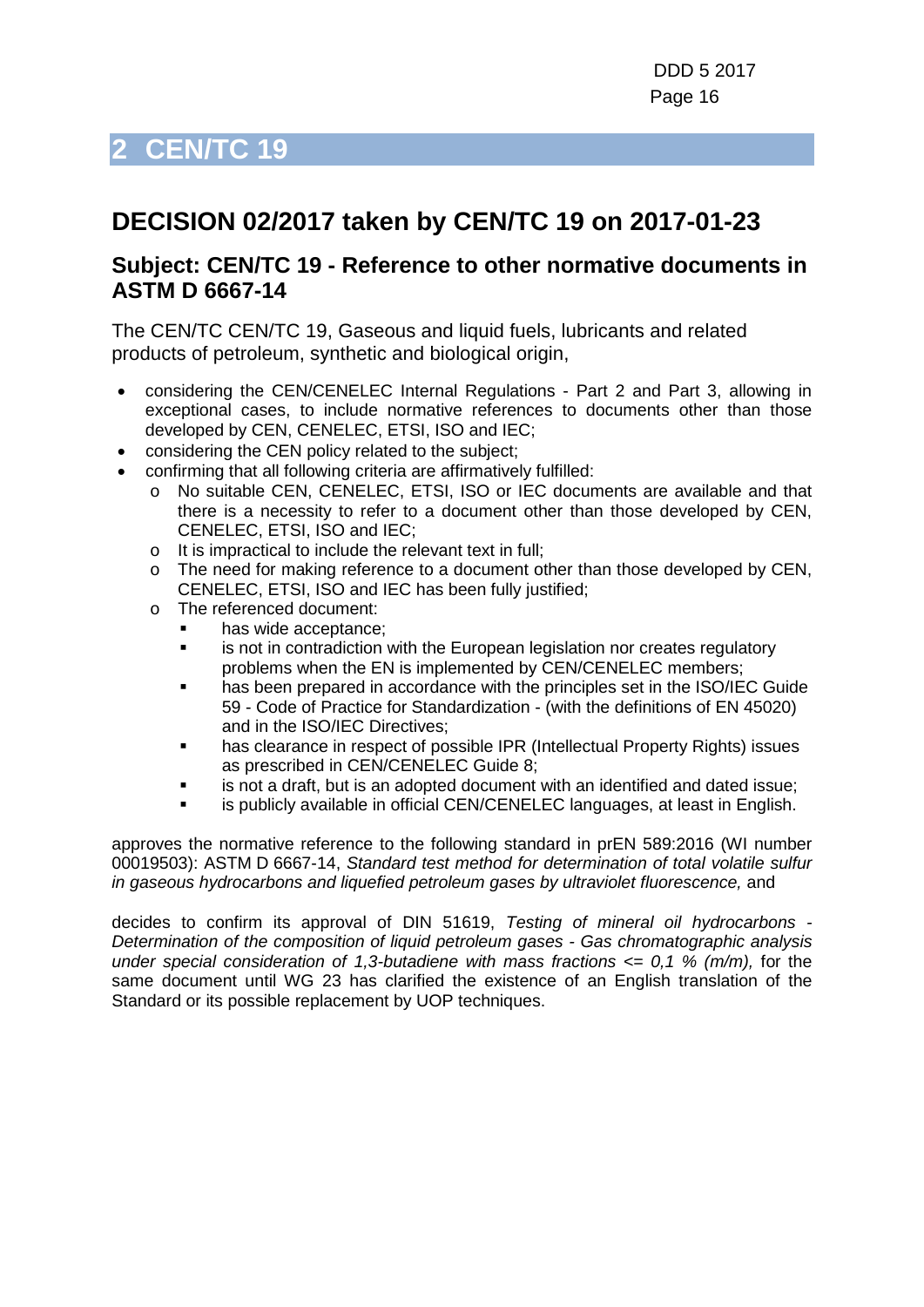# 2 CEN/TC 19

## DECISION 02/2017 taken by CEN/TC 19 on 2017-01-23

### Subject: CEN/TC 19 - Reference to other normative documents in ASTM D 6667-14

The CEN/TC CEN/TC 19, Gaseous and liquid fuels, lubricants and related products of petroleum, synthetic and biological origin,

- considering the CEN/CENELEC Internal Regulations - Part 2 and Part 3, allowing in exceptional cases, to include normative references to documents other than those developed by CEN, CENELEC, ETSI, ISO and IEC;
- considering the CEN policy related to the subject;
- confirming that all following criteria are affirmatively fulfilled:
  - No suitable CEN, CENELEC, ETSI, ISO or IEC documents are available and that there is a necessity to refer to a document other than those developed by CEN, CENELEC, ETSI, ISO and IEC;
  - It is impractical to include the relevant text in full;
  - The need for making reference to a document other than those developed by CEN, CENELEC, ETSI, ISO and IEC has been fully justified;
  - The referenced document:
    - has wide acceptance;
    - is not in contradiction with the European legislation nor creates regulatory problems when the EN is implemented by CEN/CENELEC members;
    - has been prepared in accordance with the principles set in the ISO/IEC Guide 59 - Code of Practice for Standardization - (with the definitions of EN 45020) and in the ISO/IEC Directives;
    - has clearance in respect of possible IPR (Intellectual Property Rights) issues as prescribed in CEN/CENELEC Guide 8;
    - is not a draft, but is an adopted document with an identified and dated issue;
    - is publicly available in official CEN/CENELEC languages, at least in English.

approves the normative reference to the following standard in prEN 589:2016 (WI number 00019503): ASTM D 6667-14, *Standard test method for determination of total volatile sulfur in gaseous hydrocarbons and liquefied petroleum gases by ultraviolet fluorescence,* and

decides to confirm its approval of DIN 51619, *Testing of mineral oil hydrocarbons - Determination of the composition of liquid petroleum gases - Gas chromatographic analysis under special consideration of 1,3-butadiene with mass fractions <= 0,1 % (m/m),* for the same document until WG 23 has clarified the existence of an English translation of the Standard or its possible replacement by UOP techniques.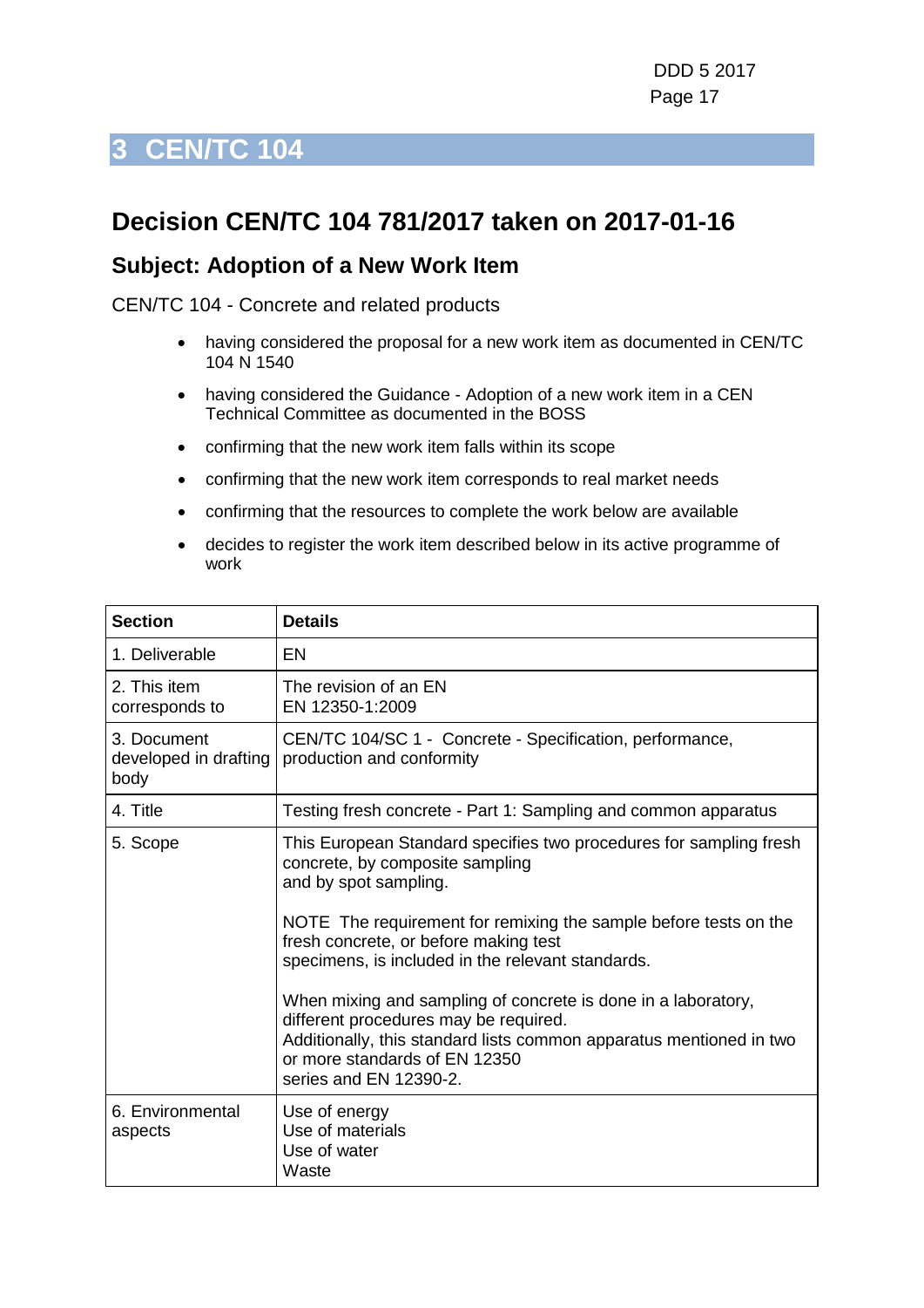# 3 CEN/TC 104

## Decision CEN/TC 104 781/2017 taken on 2017-01-16

### Subject: Adoption of a New Work Item

CEN/TC 104 - Concrete and related products

- having considered the proposal for a new work item as documented in CEN/TC 104 N 1540
- having considered the Guidance - Adoption of a new work item in a CEN Technical Committee as documented in the BOSS
- confirming that the new work item falls within its scope
- confirming that the new work item corresponds to real market needs
- confirming that the resources to complete the work below are available
- decides to register the work item described below in its active programme of work

| Section | Details |
| --- | --- |
| 1. Deliverable | EN |
| 2. This item corresponds to | The revision of an EN<br>EN 12350-1:2009 |
| 3. Document developed in drafting body | CEN/TC 104/SC 1 - Concrete - Specification, performance, production and conformity |
| 4. Title | Testing fresh concrete - Part 1: Sampling and common apparatus |
| 5. Scope | This European Standard specifies two procedures for sampling fresh concrete, by composite sampling<br>and by spot sampling.<br><br>NOTE The requirement for remixing the sample before tests on the fresh concrete, or before making test<br>specimens, is included in the relevant standards.<br><br>When mixing and sampling of concrete is done in a laboratory, different procedures may be required.<br>Additionally, this standard lists common apparatus mentioned in two or more standards of EN 12350<br>series and EN 12390-2. |
| 6. Environmental aspects | Use of energy<br>Use of materials<br>Use of water<br>Waste |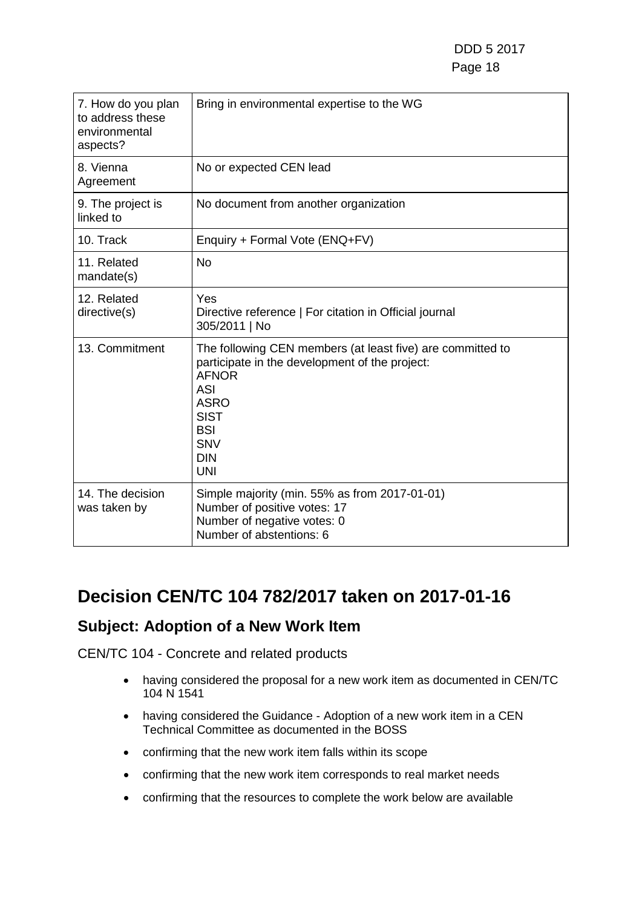| | |
|---|---|
| 7. How do you plan to address these environmental aspects? | Bring in environmental expertise to the WG |
| 8. Vienna Agreement | No or expected CEN lead |
| 9. The project is linked to | No document from another organization |
| 10. Track | Enquiry + Formal Vote (ENQ+FV) |
| 11. Related mandate(s) | No |
| 12. Related directive(s) | Yes<br>Directive reference \| For citation in Official journal<br>305/2011 \| No |
| 13. Commitment | The following CEN members (at least five) are committed to participate in the development of the project:<br>AFNOR<br>ASI<br>ASRO<br>SIST<br>BSI<br>SNV<br>DIN<br>UNI |
| 14. The decision was taken by | Simple majority (min. 55% as from 2017-01-01)<br>Number of positive votes: 17<br>Number of negative votes: 0<br>Number of abstentions: 6 |

# Decision CEN/TC 104 782/2017 taken on 2017-01-16

## Subject: Adoption of a New Work Item

CEN/TC 104 - Concrete and related products

- having considered the proposal for a new work item as documented in CEN/TC 104 N 1541
- having considered the Guidance - Adoption of a new work item in a CEN Technical Committee as documented in the BOSS
- confirming that the new work item falls within its scope
- confirming that the new work item corresponds to real market needs
- confirming that the resources to complete the work below are available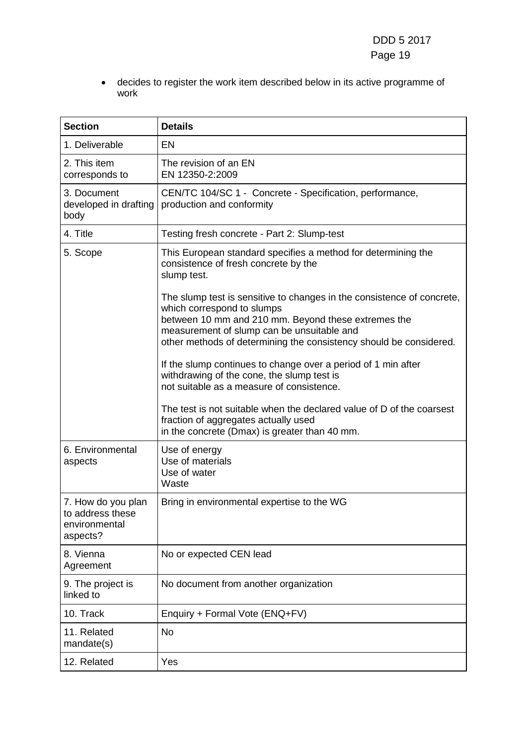- decides to register the work item described below in its active programme of work

| Section | Details |
|---|---|
| 1. Deliverable | EN |
| 2. This item corresponds to | The revision of an EN<br>EN 12350-2:2009 |
| 3. Document developed in drafting body | CEN/TC 104/SC 1 - Concrete - Specification, performance, production and conformity |
| 4. Title | Testing fresh concrete - Part 2: Slump-test |
| 5. Scope | This European standard specifies a method for determining the consistence of fresh concrete by the slump test.<br><br>The slump test is sensitive to changes in the consistence of concrete, which correspond to slumps between 10 mm and 210 mm. Beyond these extremes the measurement of slump can be unsuitable and other methods of determining the consistency should be considered.<br><br>If the slump continues to change over a period of 1 min after withdrawing of the cone, the slump test is not suitable as a measure of consistence.<br><br>The test is not suitable when the declared value of D of the coarsest fraction of aggregates actually used in the concrete (Dmax) is greater than 40 mm. |
| 6. Environmental aspects | Use of energy<br>Use of materials<br>Use of water<br>Waste |
| 7. How do you plan to address these environmental aspects? | Bring in environmental expertise to the WG |
| 8. Vienna Agreement | No or expected CEN lead |
| 9. The project is linked to | No document from another organization |
| 10. Track | Enquiry + Formal Vote (ENQ+FV) |
| 11. Related mandate(s) | No |
| 12. Related | Yes |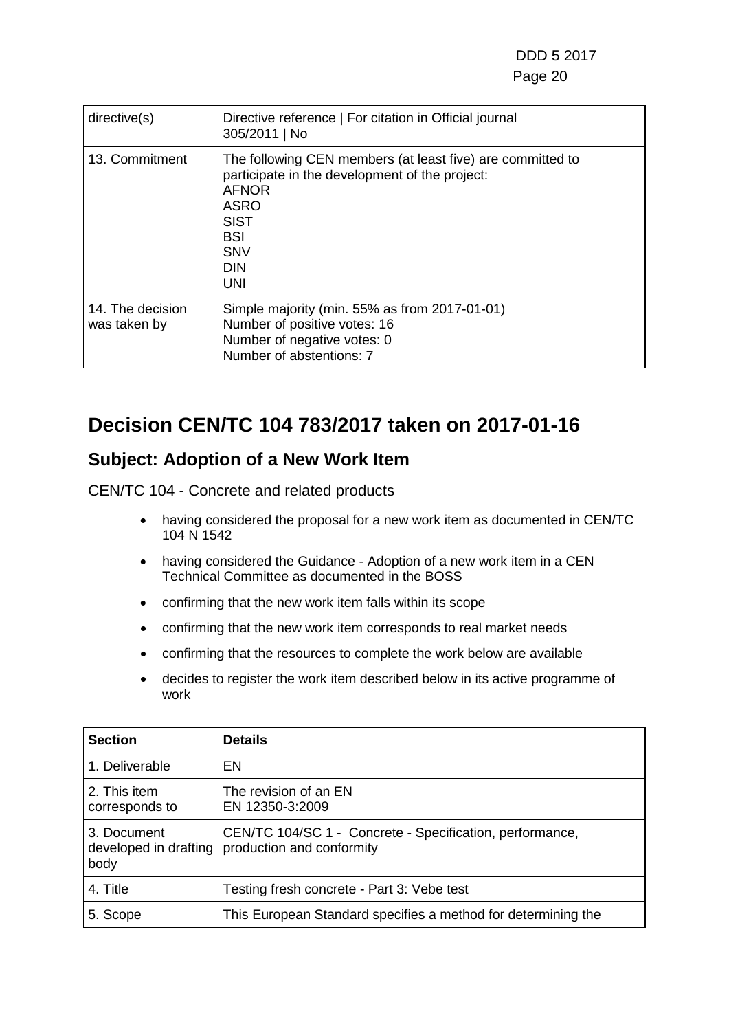| | |
|---|---|
| directive(s) | Directive reference \| For citation in Official journal<br>305/2011 \| No |
| 13. Commitment | The following CEN members (at least five) are committed to participate in the development of the project:<br>AFNOR<br>ASRO<br>SIST<br>BSI<br>SNV<br>DIN<br>UNI |
| 14. The decision was taken by | Simple majority (min. 55% as from 2017-01-01)<br>Number of positive votes: 16<br>Number of negative votes: 0<br>Number of abstentions: 7 |

# Decision CEN/TC 104 783/2017 taken on 2017-01-16

## Subject: Adoption of a New Work Item

CEN/TC 104 - Concrete and related products

- having considered the proposal for a new work item as documented in CEN/TC 104 N 1542
- having considered the Guidance - Adoption of a new work item in a CEN Technical Committee as documented in the BOSS
- confirming that the new work item falls within its scope
- confirming that the new work item corresponds to real market needs
- confirming that the resources to complete the work below are available
- decides to register the work item described below in its active programme of work

| Section | Details |
|---|---|
| 1. Deliverable | EN |
| 2. This item corresponds to | The revision of an EN<br>EN 12350-3:2009 |
| 3. Document developed in drafting body | CEN/TC 104/SC 1 - Concrete - Specification, performance, production and conformity |
| 4. Title | Testing fresh concrete - Part 3: Vebe test |
| 5. Scope | This European Standard specifies a method for determining the |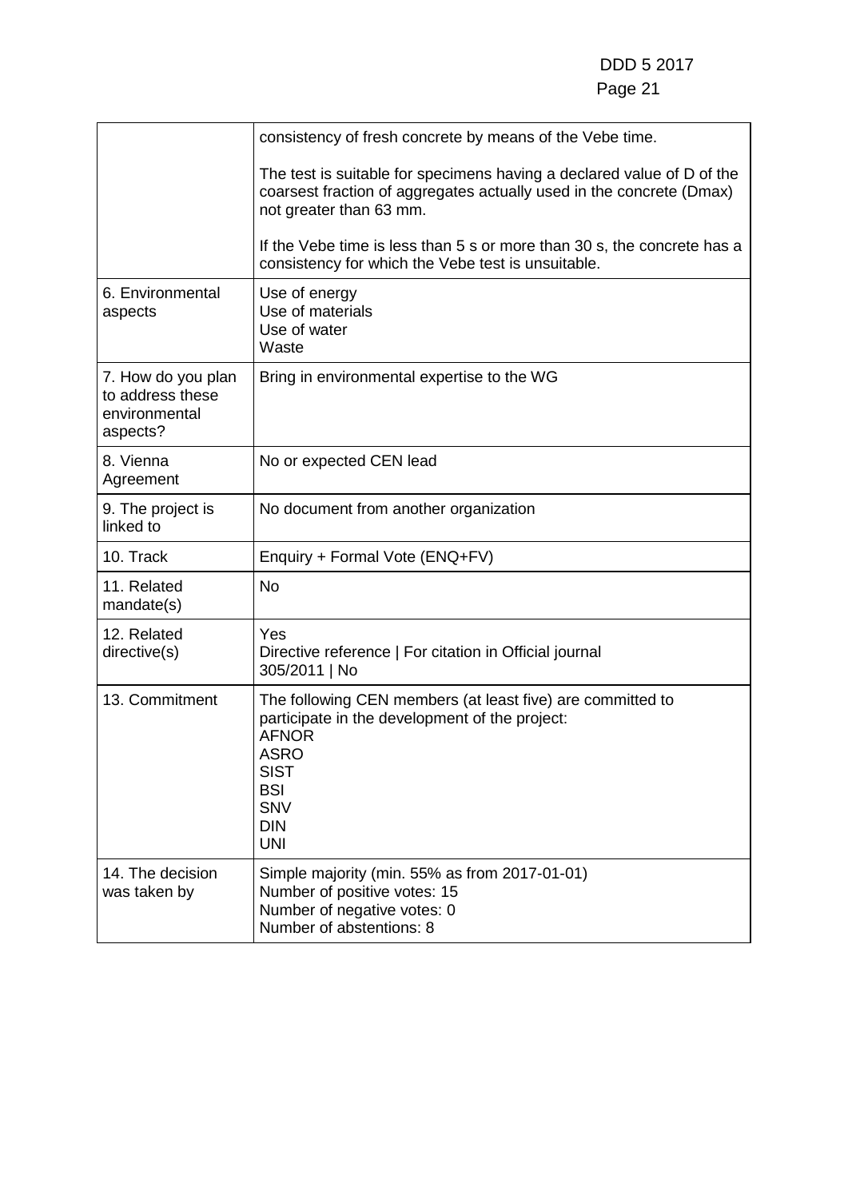| | |
|---|---|
| | consistency of fresh concrete by means of the Vebe time.<br><br>The test is suitable for specimens having a declared value of D of the coarsest fraction of aggregates actually used in the concrete (Dmax) not greater than 63 mm.<br><br>If the Vebe time is less than 5 s or more than 30 s, the concrete has a consistency for which the Vebe test is unsuitable. |
| 6. Environmental aspects | Use of energy<br>Use of materials<br>Use of water<br>Waste |
| 7. How do you plan to address these environmental aspects? | Bring in environmental expertise to the WG |
| 8. Vienna Agreement | No or expected CEN lead |
| 9. The project is linked to | No document from another organization |
| 10. Track | Enquiry + Formal Vote (ENQ+FV) |
| 11. Related mandate(s) | No |
| 12. Related directive(s) | Yes<br>Directive reference \| For citation in Official journal<br>305/2011 \| No |
| 13. Commitment | The following CEN members (at least five) are committed to participate in the development of the project:<br>AFNOR<br>ASRO<br>SIST<br>BSI<br>SNV<br>DIN<br>UNI |
| 14. The decision was taken by | Simple majority (min. 55% as from 2017-01-01)<br>Number of positive votes: 15<br>Number of negative votes: 0<br>Number of abstentions: 8 |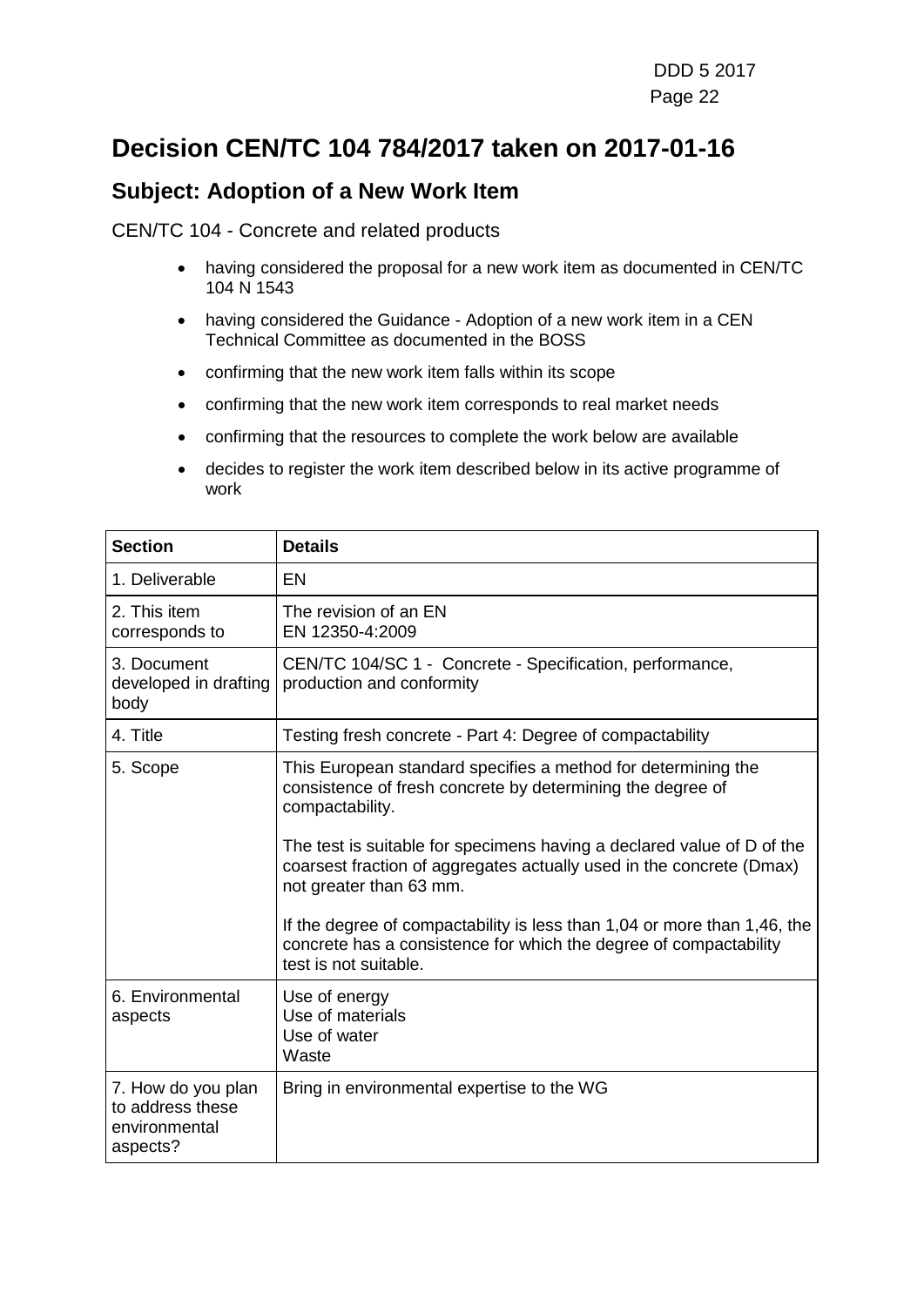# Decision CEN/TC 104 784/2017 taken on 2017-01-16

## Subject: Adoption of a New Work Item

CEN/TC 104 - Concrete and related products

- having considered the proposal for a new work item as documented in CEN/TC 104 N 1543
- having considered the Guidance - Adoption of a new work item in a CEN Technical Committee as documented in the BOSS
- confirming that the new work item falls within its scope
- confirming that the new work item corresponds to real market needs
- confirming that the resources to complete the work below are available
- decides to register the work item described below in its active programme of work

| Section | Details |
|---|---|
| 1. Deliverable | EN |
| 2. This item corresponds to | The revision of an EN<br>EN 12350-4:2009 |
| 3. Document developed in drafting body | CEN/TC 104/SC 1 - Concrete - Specification, performance, production and conformity |
| 4. Title | Testing fresh concrete - Part 4: Degree of compactability |
| 5. Scope | This European standard specifies a method for determining the consistence of fresh concrete by determining the degree of compactability.<br><br>The test is suitable for specimens having a declared value of D of the coarsest fraction of aggregates actually used in the concrete (Dmax) not greater than 63 mm.<br><br>If the degree of compactability is less than 1,04 or more than 1,46, the concrete has a consistence for which the degree of compactability test is not suitable. |
| 6. Environmental aspects | Use of energy<br>Use of materials<br>Use of water<br>Waste |
| 7. How do you plan to address these environmental aspects? | Bring in environmental expertise to the WG |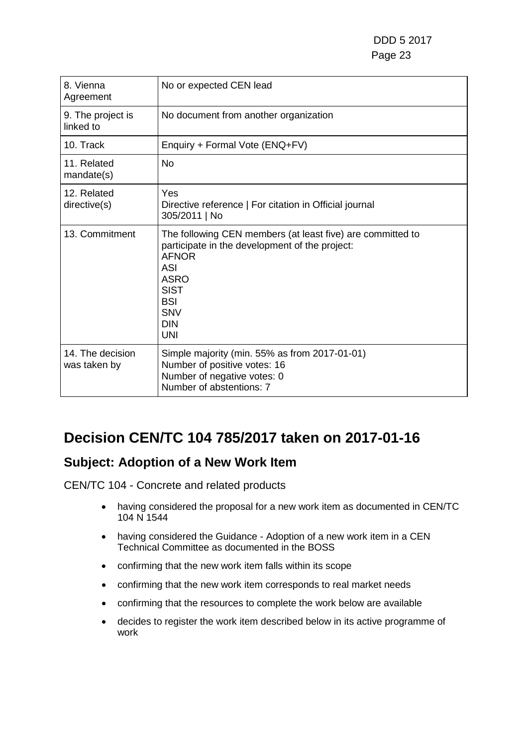| | |
|---|---|
| 8. Vienna Agreement | No or expected CEN lead |
| 9. The project is linked to | No document from another organization |
| 10. Track | Enquiry + Formal Vote (ENQ+FV) |
| 11. Related mandate(s) | No |
| 12. Related directive(s) | Yes<br>Directive reference \| For citation in Official journal<br>305/2011 \| No |
| 13. Commitment | The following CEN members (at least five) are committed to participate in the development of the project:<br>AFNOR<br>ASI<br>ASRO<br>SIST<br>BSI<br>SNV<br>DIN<br>UNI |
| 14. The decision was taken by | Simple majority (min. 55% as from 2017-01-01)<br>Number of positive votes: 16<br>Number of negative votes: 0<br>Number of abstentions: 7 |

# Decision CEN/TC 104 785/2017 taken on 2017-01-16

## Subject: Adoption of a New Work Item

CEN/TC 104 - Concrete and related products

- having considered the proposal for a new work item as documented in CEN/TC 104 N 1544
- having considered the Guidance - Adoption of a new work item in a CEN Technical Committee as documented in the BOSS
- confirming that the new work item falls within its scope
- confirming that the new work item corresponds to real market needs
- confirming that the resources to complete the work below are available
- decides to register the work item described below in its active programme of work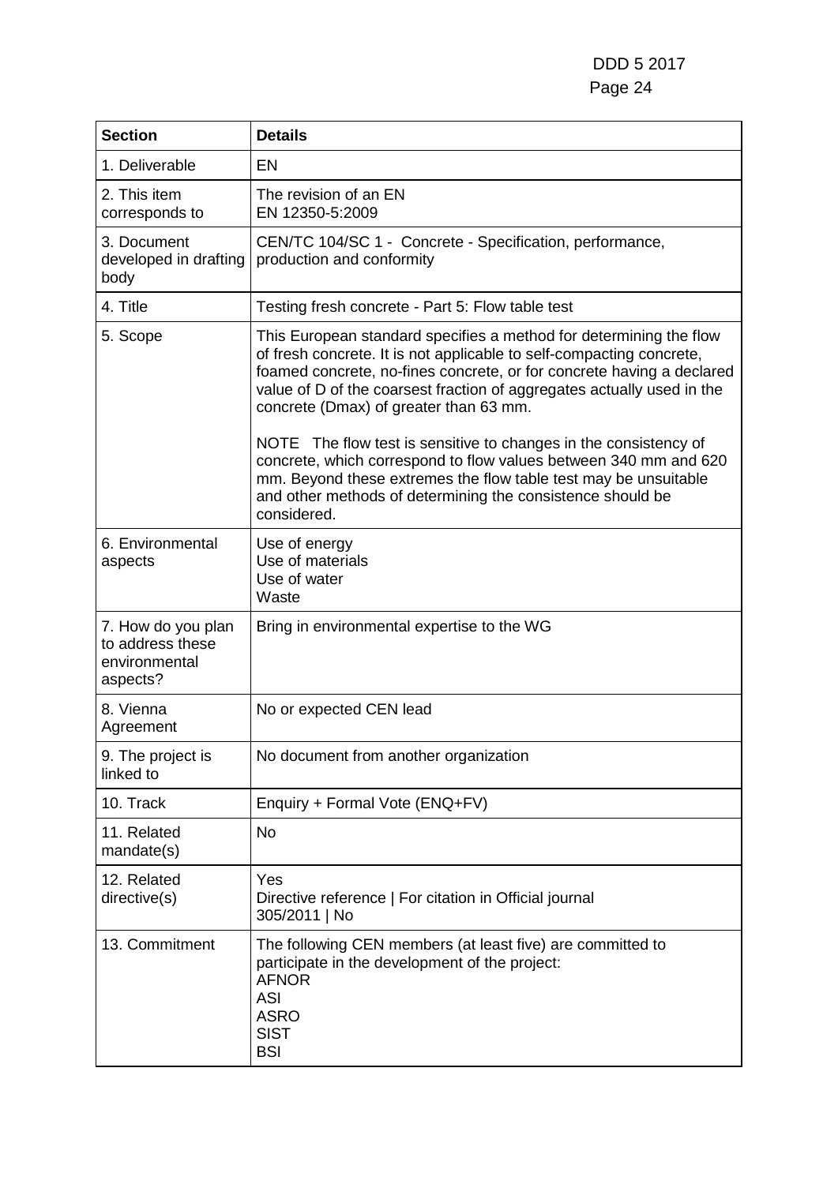| Section | Details |
|---|---|
| 1. Deliverable | EN |
| 2. This item corresponds to | The revision of an EN<br>EN 12350-5:2009 |
| 3. Document developed in drafting body | CEN/TC 104/SC 1 - Concrete - Specification, performance, production and conformity |
| 4. Title | Testing fresh concrete - Part 5: Flow table test |
| 5. Scope | This European standard specifies a method for determining the flow of fresh concrete. It is not applicable to self-compacting concrete, foamed concrete, no-fines concrete, or for concrete having a declared value of D of the coarsest fraction of aggregates actually used in the concrete (Dmax) of greater than 63 mm.<br><br>NOTE The flow test is sensitive to changes in the consistency of concrete, which correspond to flow values between 340 mm and 620 mm. Beyond these extremes the flow table test may be unsuitable and other methods of determining the consistence should be considered. |
| 6. Environmental aspects | Use of energy<br>Use of materials<br>Use of water<br>Waste |
| 7. How do you plan to address these environmental aspects? | Bring in environmental expertise to the WG |
| 8. Vienna Agreement | No or expected CEN lead |
| 9. The project is linked to | No document from another organization |
| 10. Track | Enquiry + Formal Vote (ENQ+FV) |
| 11. Related mandate(s) | No |
| 12. Related directive(s) | Yes<br>Directive reference &#124; For citation in Official journal<br>305/2011 &#124; No |
| 13. Commitment | The following CEN members (at least five) are committed to participate in the development of the project:<br>AFNOR<br>ASI<br>ASRO<br>SIST<br>BSI |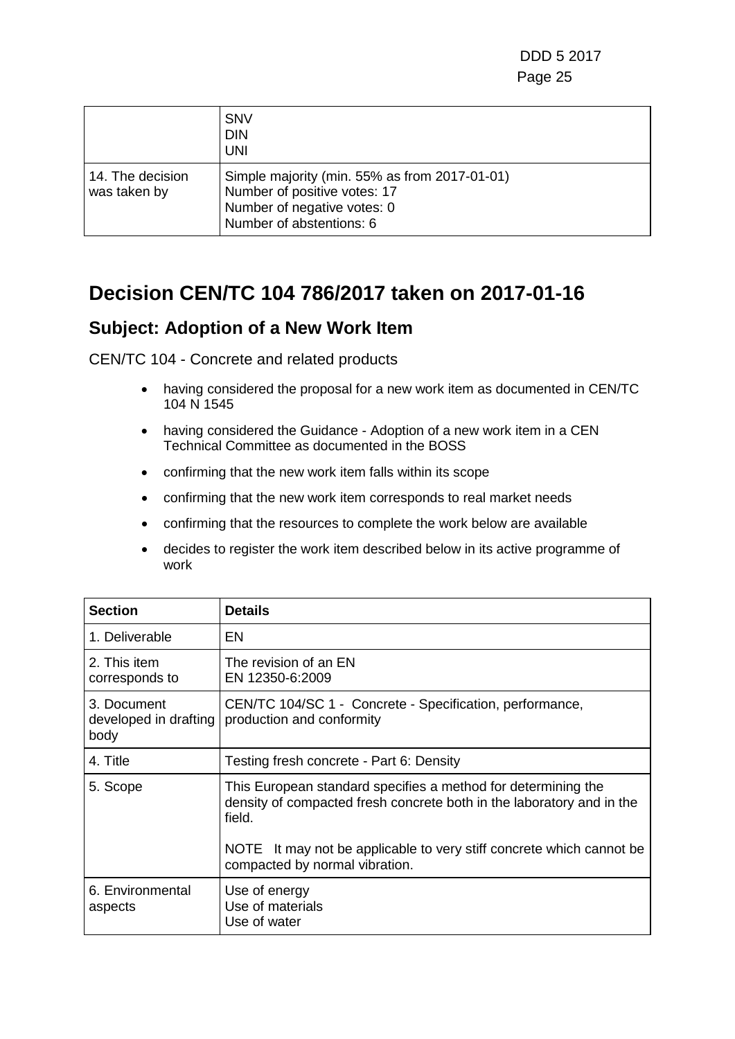|  | SNV<br>DIN<br>UNI |
| --- | --- |
| 14. The decision was taken by | Simple majority (min. 55% as from 2017-01-01)<br>Number of positive votes: 17<br>Number of negative votes: 0<br>Number of abstentions: 6 |

# Decision CEN/TC 104 786/2017 taken on 2017-01-16

## Subject: Adoption of a New Work Item

CEN/TC 104 - Concrete and related products

- having considered the proposal for a new work item as documented in CEN/TC 104 N 1545
- having considered the Guidance - Adoption of a new work item in a CEN Technical Committee as documented in the BOSS
- confirming that the new work item falls within its scope
- confirming that the new work item corresponds to real market needs
- confirming that the resources to complete the work below are available
- decides to register the work item described below in its active programme of work

| Section | Details |
| --- | --- |
| 1. Deliverable | EN |
| 2. This item corresponds to | The revision of an EN<br>EN 12350-6:2009 |
| 3. Document developed in drafting body | CEN/TC 104/SC 1 - Concrete - Specification, performance, production and conformity |
| 4. Title | Testing fresh concrete - Part 6: Density |
| 5. Scope | This European standard specifies a method for determining the density of compacted fresh concrete both in the laboratory and in the field.<br><br>NOTE It may not be applicable to very stiff concrete which cannot be compacted by normal vibration. |
| 6. Environmental aspects | Use of energy<br>Use of materials<br>Use of water |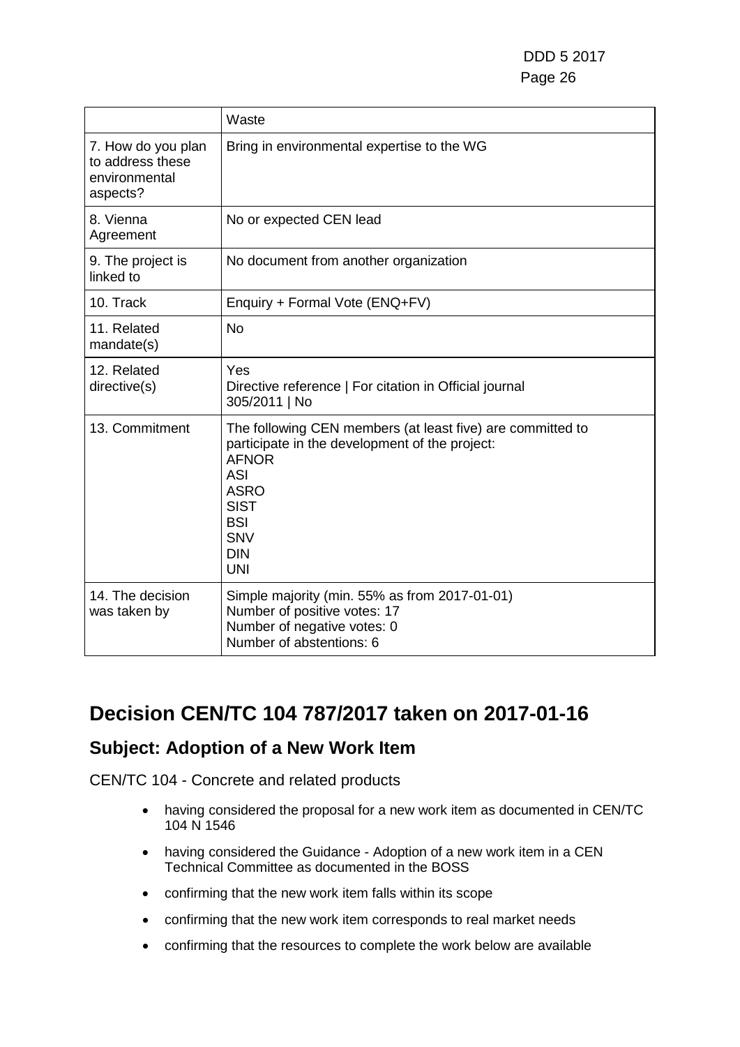| | |
|---|---|
| | Waste |
| 7. How do you plan to address these environmental aspects? | Bring in environmental expertise to the WG |
| 8. Vienna Agreement | No or expected CEN lead |
| 9. The project is linked to | No document from another organization |
| 10. Track | Enquiry + Formal Vote (ENQ+FV) |
| 11. Related mandate(s) | No |
| 12. Related directive(s) | Yes<br>Directive reference \| For citation in Official journal<br>305/2011 \| No |
| 13. Commitment | The following CEN members (at least five) are committed to participate in the development of the project:<br>AFNOR<br>ASI<br>ASRO<br>SIST<br>BSI<br>SNV<br>DIN<br>UNI |
| 14. The decision was taken by | Simple majority (min. 55% as from 2017-01-01)<br>Number of positive votes: 17<br>Number of negative votes: 0<br>Number of abstentions: 6 |

# Decision CEN/TC 104 787/2017 taken on 2017-01-16

## Subject: Adoption of a New Work Item

CEN/TC 104 - Concrete and related products

- having considered the proposal for a new work item as documented in CEN/TC 104 N 1546
- having considered the Guidance - Adoption of a new work item in a CEN Technical Committee as documented in the BOSS
- confirming that the new work item falls within its scope
- confirming that the new work item corresponds to real market needs
- confirming that the resources to complete the work below are available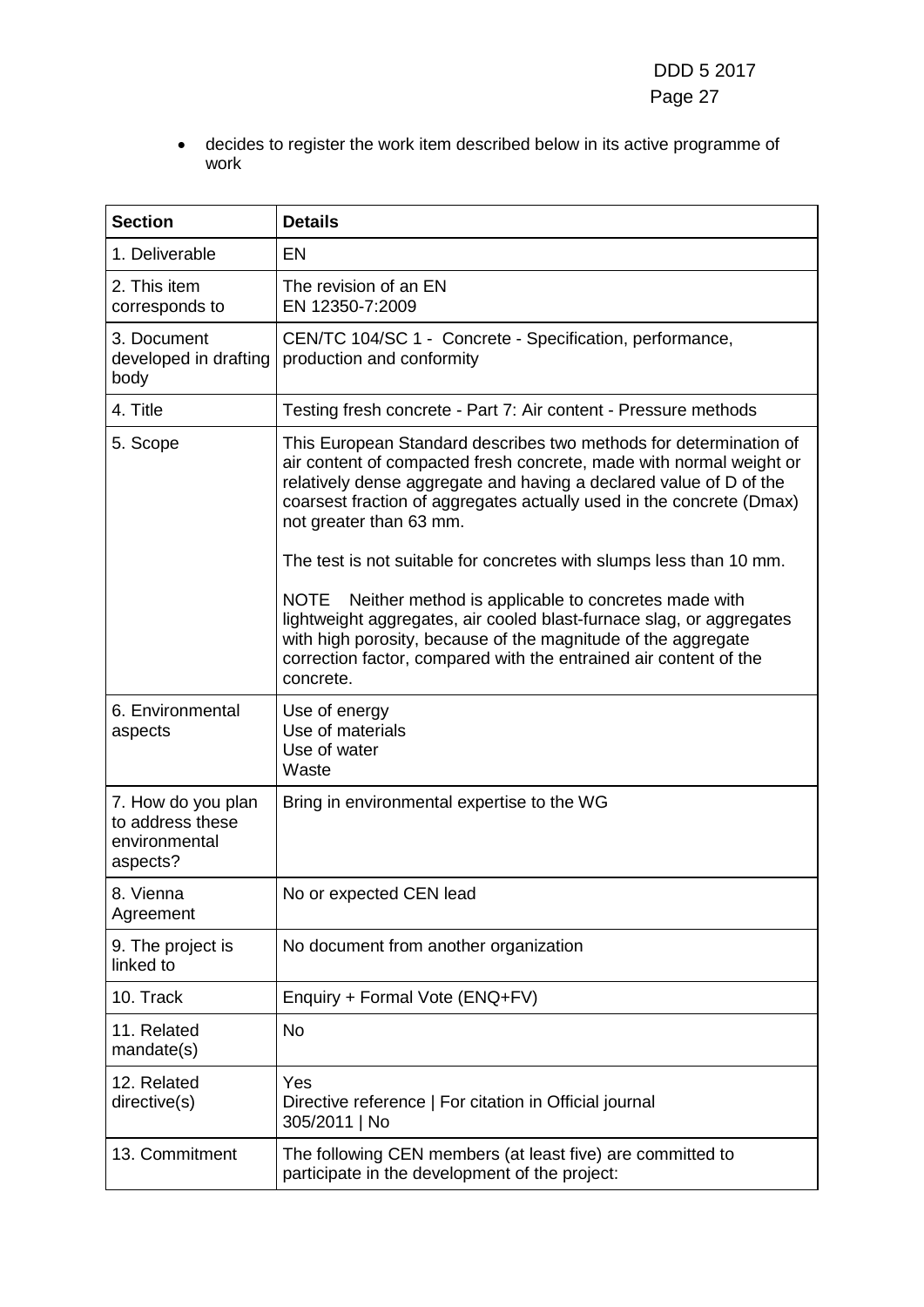- decides to register the work item described below in its active programme of work

| Section | Details |
| --- | --- |
| 1. Deliverable | EN |
| 2. This item corresponds to | The revision of an EN<br>EN 12350-7:2009 |
| 3. Document developed in drafting body | CEN/TC 104/SC 1 - Concrete - Specification, performance, production and conformity |
| 4. Title | Testing fresh concrete - Part 7: Air content - Pressure methods |
| 5. Scope | This European Standard describes two methods for determination of air content of compacted fresh concrete, made with normal weight or relatively dense aggregate and having a declared value of D of the coarsest fraction of aggregates actually used in the concrete (Dmax) not greater than 63 mm.<br><br>The test is not suitable for concretes with slumps less than 10 mm.<br><br>NOTE Neither method is applicable to concretes made with lightweight aggregates, air cooled blast-furnace slag, or aggregates with high porosity, because of the magnitude of the aggregate correction factor, compared with the entrained air content of the concrete. |
| 6. Environmental aspects | Use of energy<br>Use of materials<br>Use of water<br>Waste |
| 7. How do you plan to address these environmental aspects? | Bring in environmental expertise to the WG |
| 8. Vienna Agreement | No or expected CEN lead |
| 9. The project is linked to | No document from another organization |
| 10. Track | Enquiry + Formal Vote (ENQ+FV) |
| 11. Related mandate(s) | No |
| 12. Related directive(s) | Yes<br>Directive reference \| For citation in Official journal<br>305/2011 \| No |
| 13. Commitment | The following CEN members (at least five) are committed to participate in the development of the project: |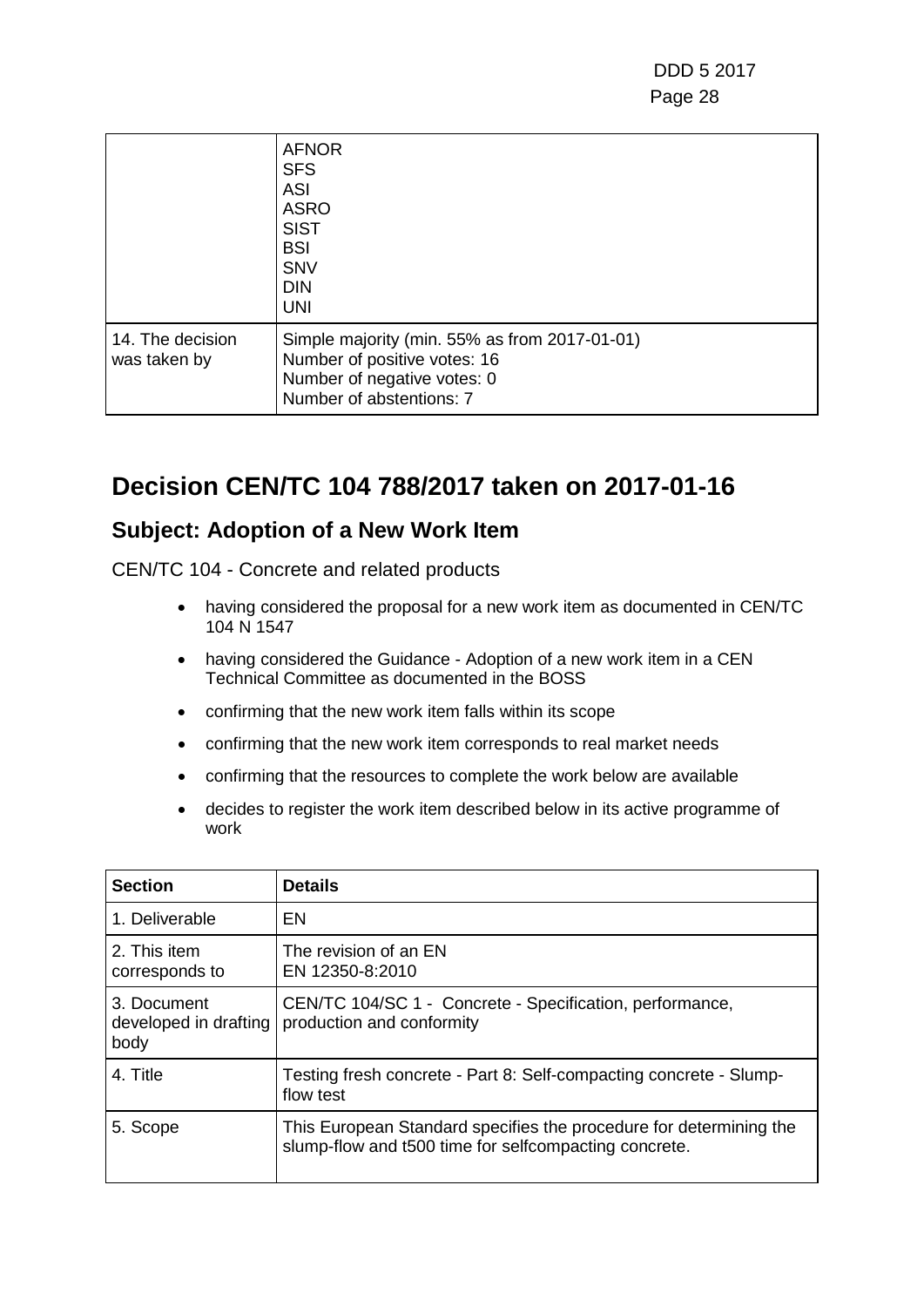| | |
|---|---|
| | AFNOR<br>SFS<br>ASI<br>ASRO<br>SIST<br>BSI<br>SNV<br>DIN<br>UNI |
| 14. The decision was taken by | Simple majority (min. 55% as from 2017-01-01)<br>Number of positive votes: 16<br>Number of negative votes: 0<br>Number of abstentions: 7 |

# Decision CEN/TC 104 788/2017 taken on 2017-01-16

## Subject: Adoption of a New Work Item

CEN/TC 104 - Concrete and related products

- having considered the proposal for a new work item as documented in CEN/TC 104 N 1547
- having considered the Guidance - Adoption of a new work item in a CEN Technical Committee as documented in the BOSS
- confirming that the new work item falls within its scope
- confirming that the new work item corresponds to real market needs
- confirming that the resources to complete the work below are available
- decides to register the work item described below in its active programme of work

| Section | Details |
|---|---|
| 1. Deliverable | EN |
| 2. This item corresponds to | The revision of an EN<br>EN 12350-8:2010 |
| 3. Document developed in drafting body | CEN/TC 104/SC 1 - Concrete - Specification, performance, production and conformity |
| 4. Title | Testing fresh concrete - Part 8: Self-compacting concrete - Slump-flow test |
| 5. Scope | This European Standard specifies the procedure for determining the slump-flow and t500 time for selfcompacting concrete. |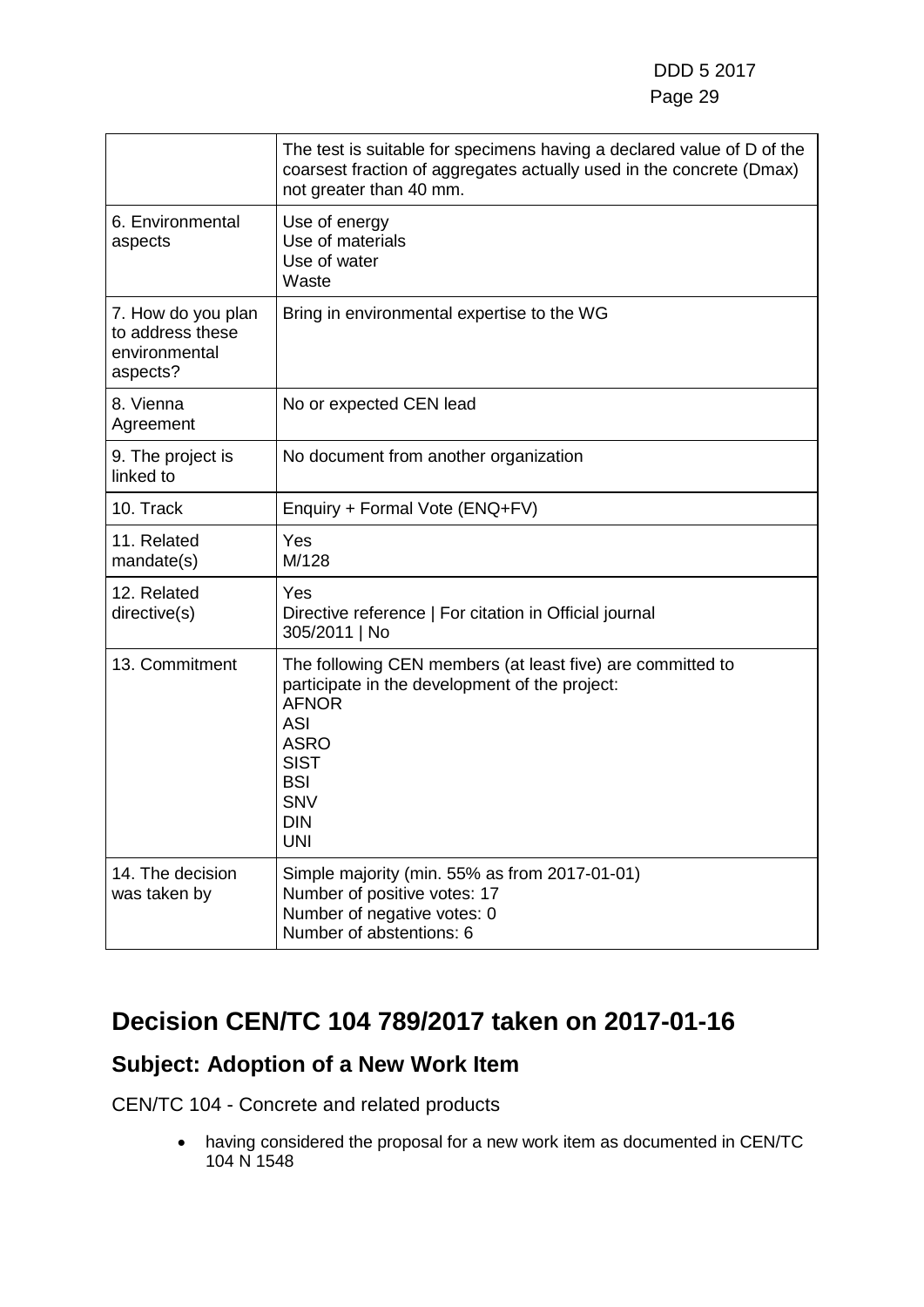|  | The test is suitable for specimens having a declared value of D of the coarsest fraction of aggregates actually used in the concrete (Dmax) not greater than 40 mm. |
|---|---|
| 6. Environmental aspects | Use of energy<br>Use of materials<br>Use of water<br>Waste |
| 7. How do you plan to address these environmental aspects? | Bring in environmental expertise to the WG |
| 8. Vienna Agreement | No or expected CEN lead |
| 9. The project is linked to | No document from another organization |
| 10. Track | Enquiry + Formal Vote (ENQ+FV) |
| 11. Related mandate(s) | Yes<br>M/128 |
| 12. Related directive(s) | Yes<br>Directive reference \| For citation in Official journal<br>305/2011 \| No |
| 13. Commitment | The following CEN members (at least five) are committed to participate in the development of the project:<br>AFNOR<br>ASI<br>ASRO<br>SIST<br>BSI<br>SNV<br>DIN<br>UNI |
| 14. The decision was taken by | Simple majority (min. 55% as from 2017-01-01)<br>Number of positive votes: 17<br>Number of negative votes: 0<br>Number of abstentions: 6 |

# Decision CEN/TC 104 789/2017 taken on 2017-01-16

## Subject: Adoption of a New Work Item

CEN/TC 104 - Concrete and related products

- having considered the proposal for a new work item as documented in CEN/TC 104 N 1548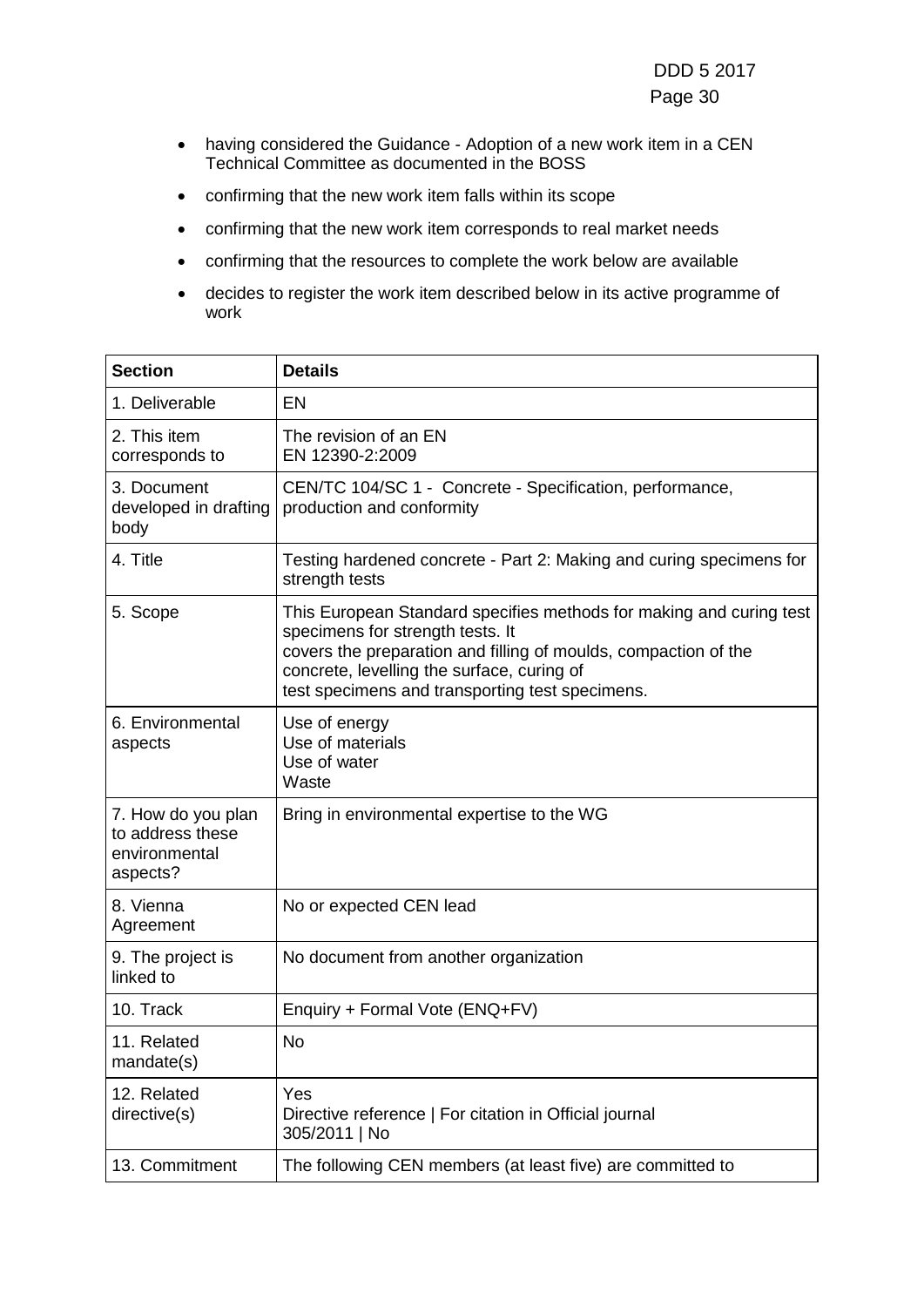- having considered the Guidance - Adoption of a new work item in a CEN Technical Committee as documented in the BOSS
- confirming that the new work item falls within its scope
- confirming that the new work item corresponds to real market needs
- confirming that the resources to complete the work below are available
- decides to register the work item described below in its active programme of work

| Section | Details |
|---|---|
| 1. Deliverable | EN |
| 2. This item corresponds to | The revision of an EN<br>EN 12390-2:2009 |
| 3. Document developed in drafting body | CEN/TC 104/SC 1 - Concrete - Specification, performance, production and conformity |
| 4. Title | Testing hardened concrete - Part 2: Making and curing specimens for strength tests |
| 5. Scope | This European Standard specifies methods for making and curing test specimens for strength tests. It covers the preparation and filling of moulds, compaction of the concrete, levelling the surface, curing of test specimens and transporting test specimens. |
| 6. Environmental aspects | Use of energy<br>Use of materials<br>Use of water<br>Waste |
| 7. How do you plan to address these environmental aspects? | Bring in environmental expertise to the WG |
| 8. Vienna Agreement | No or expected CEN lead |
| 9. The project is linked to | No document from another organization |
| 10. Track | Enquiry + Formal Vote (ENQ+FV) |
| 11. Related mandate(s) | No |
| 12. Related directive(s) | Yes<br>Directive reference \| For citation in Official journal<br>305/2011 \| No |
| 13. Commitment | The following CEN members (at least five) are committed to |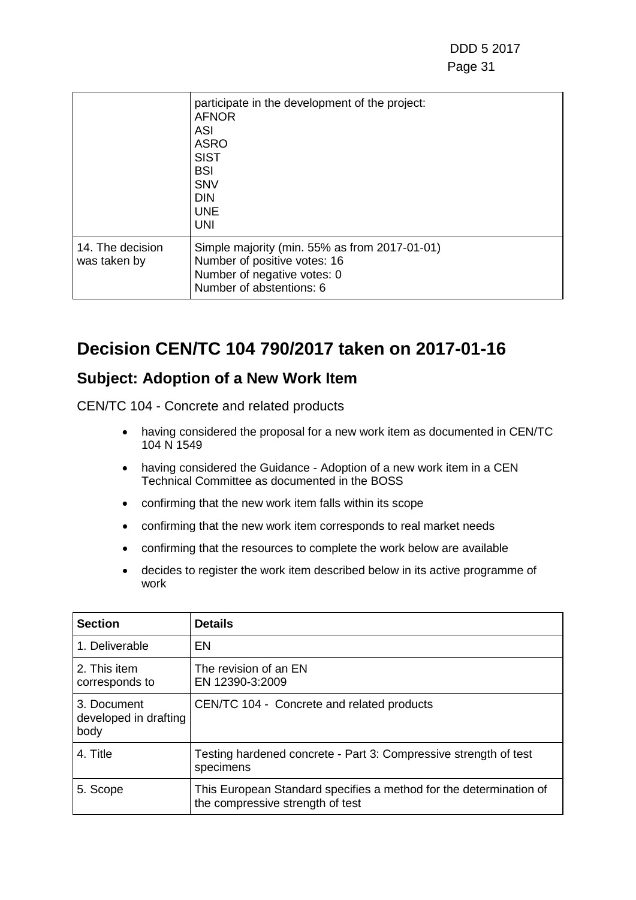| | |
|---|---|
| | participate in the development of the project: AFNOR ASI ASRO SIST BSI SNV DIN UNE UNI |
| 14. The decision was taken by | Simple majority (min. 55% as from 2017-01-01) Number of positive votes: 16 Number of negative votes: 0 Number of abstentions: 6 |

# Decision CEN/TC 104 790/2017 taken on 2017-01-16

## Subject: Adoption of a New Work Item

CEN/TC 104 - Concrete and related products

- having considered the proposal for a new work item as documented in CEN/TC 104 N 1549
- having considered the Guidance - Adoption of a new work item in a CEN Technical Committee as documented in the BOSS
- confirming that the new work item falls within its scope
- confirming that the new work item corresponds to real market needs
- confirming that the resources to complete the work below are available
- decides to register the work item described below in its active programme of work

| Section | Details |
|---|---|
| 1. Deliverable | EN |
| 2. This item corresponds to | The revision of an EN EN 12390-3:2009 |
| 3. Document developed in drafting body | CEN/TC 104 - Concrete and related products |
| 4. Title | Testing hardened concrete - Part 3: Compressive strength of test specimens |
| 5. Scope | This European Standard specifies a method for the determination of the compressive strength of test |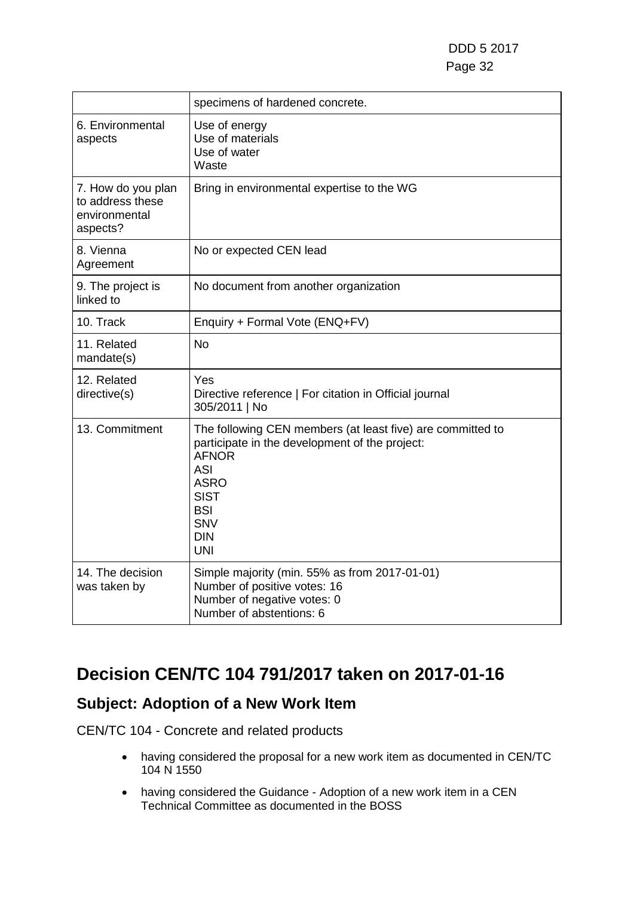| | |
|---|---|
| | specimens of hardened concrete. |
| 6. Environmental aspects | Use of energy<br>Use of materials<br>Use of water<br>Waste |
| 7. How do you plan to address these environmental aspects? | Bring in environmental expertise to the WG |
| 8. Vienna Agreement | No or expected CEN lead |
| 9. The project is linked to | No document from another organization |
| 10. Track | Enquiry + Formal Vote (ENQ+FV) |
| 11. Related mandate(s) | No |
| 12. Related directive(s) | Yes<br>Directive reference \| For citation in Official journal<br>305/2011 \| No |
| 13. Commitment | The following CEN members (at least five) are committed to participate in the development of the project:<br>AFNOR<br>ASI<br>ASRO<br>SIST<br>BSI<br>SNV<br>DIN<br>UNI |
| 14. The decision was taken by | Simple majority (min. 55% as from 2017-01-01)<br>Number of positive votes: 16<br>Number of negative votes: 0<br>Number of abstentions: 6 |

# Decision CEN/TC 104 791/2017 taken on 2017-01-16

## Subject: Adoption of a New Work Item

CEN/TC 104 - Concrete and related products

- having considered the proposal for a new work item as documented in CEN/TC 104 N 1550
- having considered the Guidance - Adoption of a new work item in a CEN Technical Committee as documented in the BOSS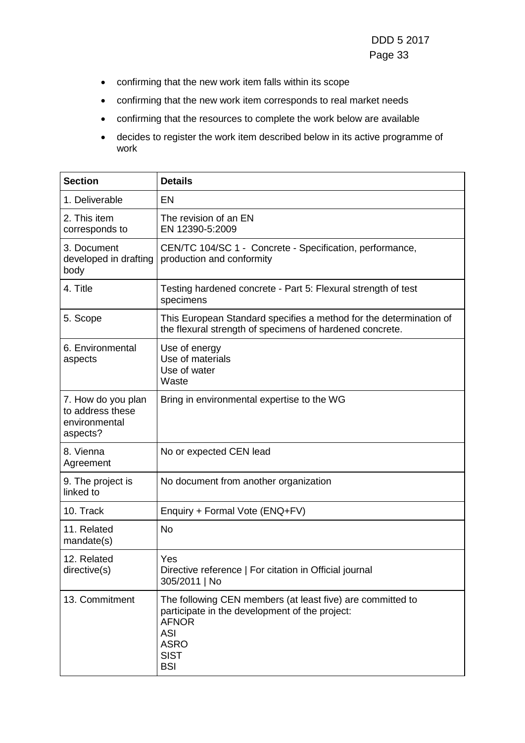- confirming that the new work item falls within its scope
- confirming that the new work item corresponds to real market needs
- confirming that the resources to complete the work below are available
- decides to register the work item described below in its active programme of work

| Section | Details |
|---|---|
| 1. Deliverable | EN |
| 2. This item corresponds to | The revision of an EN<br>EN 12390-5:2009 |
| 3. Document developed in drafting body | CEN/TC 104/SC 1 - Concrete - Specification, performance, production and conformity |
| 4. Title | Testing hardened concrete - Part 5: Flexural strength of test specimens |
| 5. Scope | This European Standard specifies a method for the determination of the flexural strength of specimens of hardened concrete. |
| 6. Environmental aspects | Use of energy<br>Use of materials<br>Use of water<br>Waste |
| 7. How do you plan to address these environmental aspects? | Bring in environmental expertise to the WG |
| 8. Vienna Agreement | No or expected CEN lead |
| 9. The project is linked to | No document from another organization |
| 10. Track | Enquiry + Formal Vote (ENQ+FV) |
| 11. Related mandate(s) | No |
| 12. Related directive(s) | Yes<br>Directive reference \| For citation in Official journal<br>305/2011 \| No |
| 13. Commitment | The following CEN members (at least five) are committed to participate in the development of the project:<br>AFNOR<br>ASI<br>ASRO<br>SIST<br>BSI |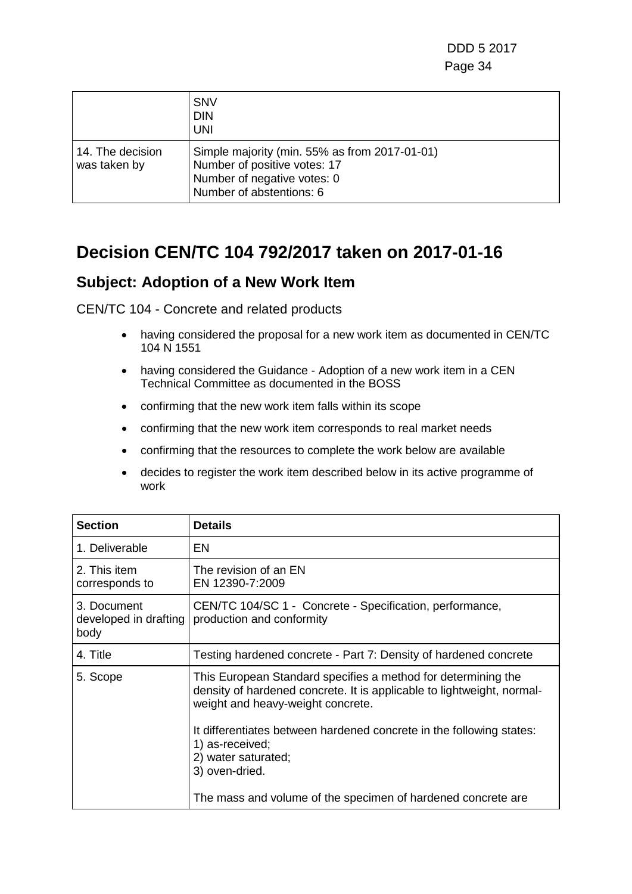| | |
|---|---|
| | SNV<br>DIN<br>UNI |
| 14. The decision was taken by | Simple majority (min. 55% as from 2017-01-01)<br>Number of positive votes: 17<br>Number of negative votes: 0<br>Number of abstentions: 6 |

# Decision CEN/TC 104 792/2017 taken on 2017-01-16

## Subject: Adoption of a New Work Item

CEN/TC 104 - Concrete and related products

- having considered the proposal for a new work item as documented in CEN/TC 104 N 1551
- having considered the Guidance - Adoption of a new work item in a CEN Technical Committee as documented in the BOSS
- confirming that the new work item falls within its scope
- confirming that the new work item corresponds to real market needs
- confirming that the resources to complete the work below are available
- decides to register the work item described below in its active programme of work

| Section | Details |
|---|---|
| 1. Deliverable | EN |
| 2. This item corresponds to | The revision of an EN<br>EN 12390-7:2009 |
| 3. Document developed in drafting body | CEN/TC 104/SC 1 - Concrete - Specification, performance, production and conformity |
| 4. Title | Testing hardened concrete - Part 7: Density of hardened concrete |
| 5. Scope | This European Standard specifies a method for determining the density of hardened concrete. It is applicable to lightweight, normal-weight and heavy-weight concrete.<br><br>It differentiates between hardened concrete in the following states:<br>1) as-received;<br>2) water saturated;<br>3) oven-dried.<br><br>The mass and volume of the specimen of hardened concrete are |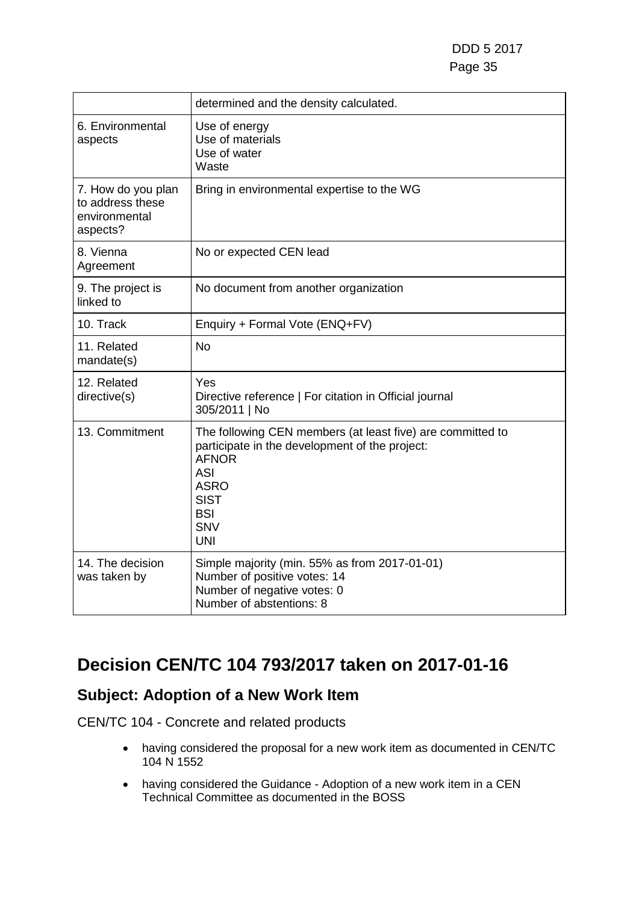| | |
|---|---|
| | determined and the density calculated. |
| 6. Environmental aspects | Use of energy<br>Use of materials<br>Use of water<br>Waste |
| 7. How do you plan to address these environmental aspects? | Bring in environmental expertise to the WG |
| 8. Vienna Agreement | No or expected CEN lead |
| 9. The project is linked to | No document from another organization |
| 10. Track | Enquiry + Formal Vote (ENQ+FV) |
| 11. Related mandate(s) | No |
| 12. Related directive(s) | Yes<br>Directive reference \| For citation in Official journal<br>305/2011 \| No |
| 13. Commitment | The following CEN members (at least five) are committed to participate in the development of the project:<br>AFNOR<br>ASI<br>ASRO<br>SIST<br>BSI<br>SNV<br>UNI |
| 14. The decision was taken by | Simple majority (min. 55% as from 2017-01-01)<br>Number of positive votes: 14<br>Number of negative votes: 0<br>Number of abstentions: 8 |

# Decision CEN/TC 104 793/2017 taken on 2017-01-16

## Subject: Adoption of a New Work Item

CEN/TC 104 - Concrete and related products

- having considered the proposal for a new work item as documented in CEN/TC 104 N 1552
- having considered the Guidance - Adoption of a new work item in a CEN Technical Committee as documented in the BOSS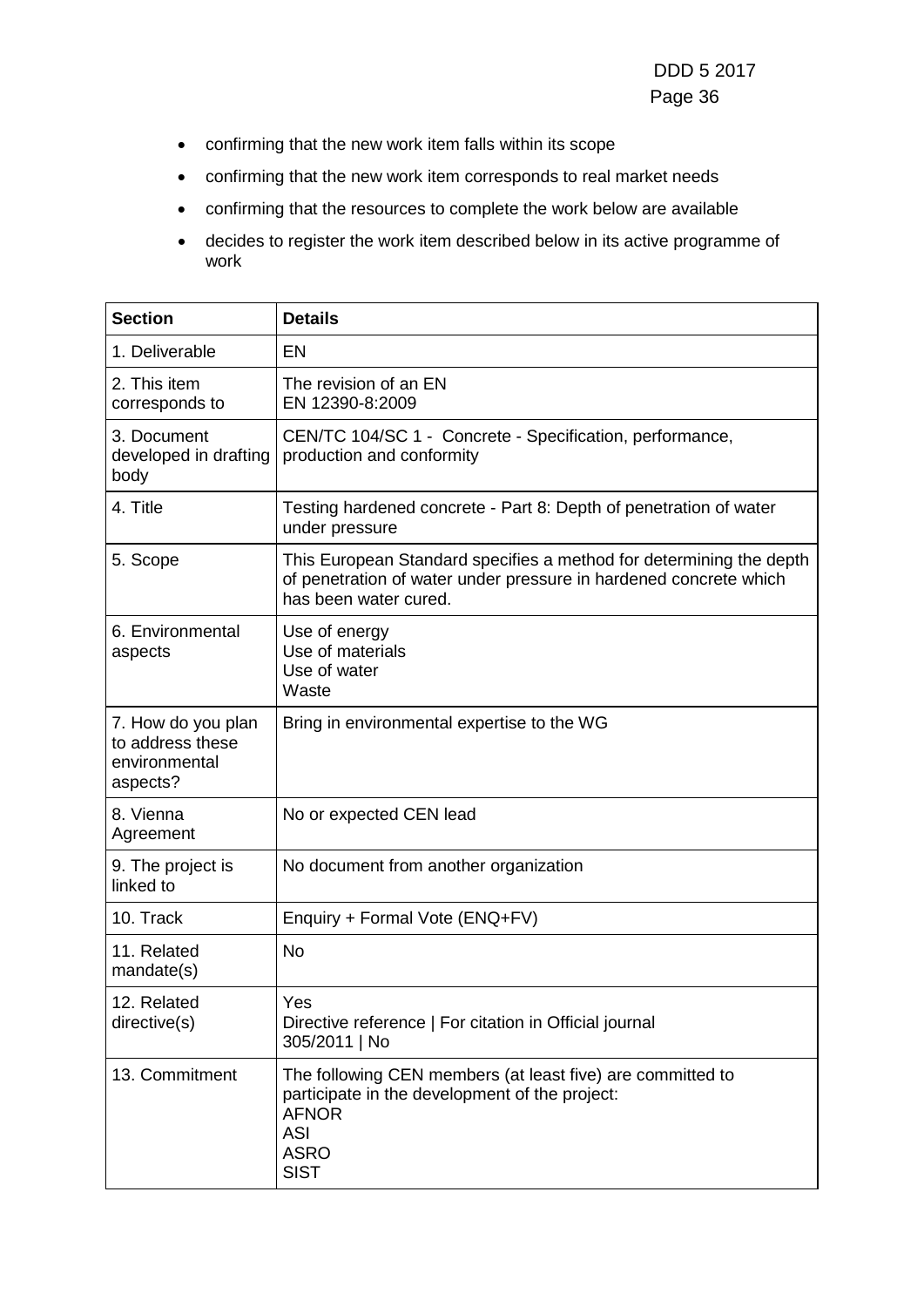- confirming that the new work item falls within its scope
- confirming that the new work item corresponds to real market needs
- confirming that the resources to complete the work below are available
- decides to register the work item described below in its active programme of work

| Section | Details |
| --- | --- |
| 1. Deliverable | EN |
| 2. This item corresponds to | The revision of an EN<br>EN 12390-8:2009 |
| 3. Document developed in drafting body | CEN/TC 104/SC 1 - Concrete - Specification, performance, production and conformity |
| 4. Title | Testing hardened concrete - Part 8: Depth of penetration of water under pressure |
| 5. Scope | This European Standard specifies a method for determining the depth of penetration of water under pressure in hardened concrete which has been water cured. |
| 6. Environmental aspects | Use of energy<br>Use of materials<br>Use of water<br>Waste |
| 7. How do you plan to address these environmental aspects? | Bring in environmental expertise to the WG |
| 8. Vienna Agreement | No or expected CEN lead |
| 9. The project is linked to | No document from another organization |
| 10. Track | Enquiry + Formal Vote (ENQ+FV) |
| 11. Related mandate(s) | No |
| 12. Related directive(s) | Yes<br>Directive reference \| For citation in Official journal<br>305/2011 \| No |
| 13. Commitment | The following CEN members (at least five) are committed to participate in the development of the project:<br>AFNOR<br>ASI<br>ASRO<br>SIST |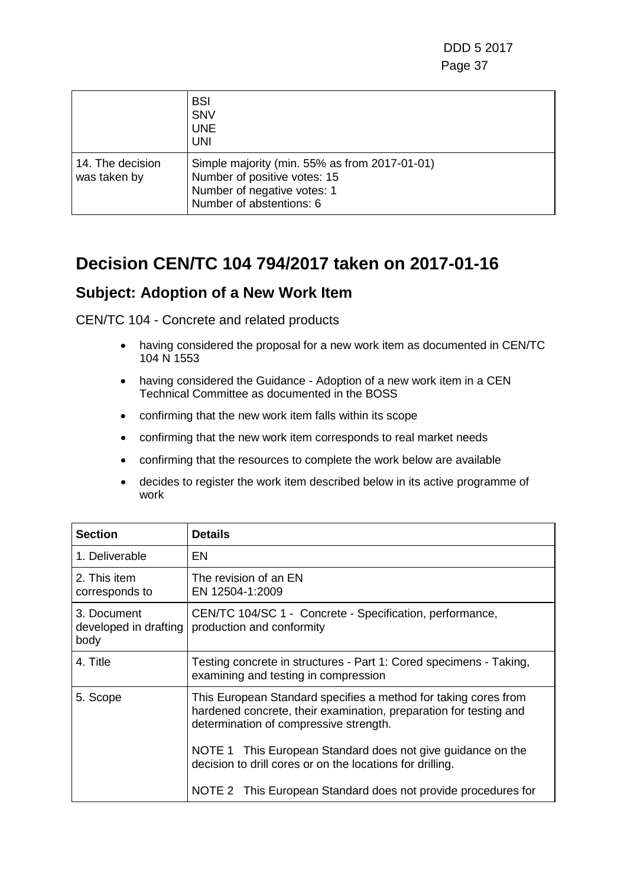|  | BSI<br>SNV<br>UNE<br>UNI |
| --- | --- |
| 14. The decision was taken by | Simple majority (min. 55% as from 2017-01-01)<br>Number of positive votes: 15<br>Number of negative votes: 1<br>Number of abstentions: 6 |

## Decision CEN/TC 104 794/2017 taken on 2017-01-16

### Subject: Adoption of a New Work Item

CEN/TC 104 - Concrete and related products

- having considered the proposal for a new work item as documented in CEN/TC 104 N 1553
- having considered the Guidance - Adoption of a new work item in a CEN Technical Committee as documented in the BOSS
- confirming that the new work item falls within its scope
- confirming that the new work item corresponds to real market needs
- confirming that the resources to complete the work below are available
- decides to register the work item described below in its active programme of work

| Section | Details |
| --- | --- |
| 1. Deliverable | EN |
| 2. This item corresponds to | The revision of an EN<br>EN 12504-1:2009 |
| 3. Document developed in drafting body | CEN/TC 104/SC 1 - Concrete - Specification, performance, production and conformity |
| 4. Title | Testing concrete in structures - Part 1: Cored specimens - Taking, examining and testing in compression |
| 5. Scope | This European Standard specifies a method for taking cores from hardened concrete, their examination, preparation for testing and determination of compressive strength.<br><br>NOTE 1 This European Standard does not give guidance on the decision to drill cores or on the locations for drilling.<br><br>NOTE 2 This European Standard does not provide procedures for |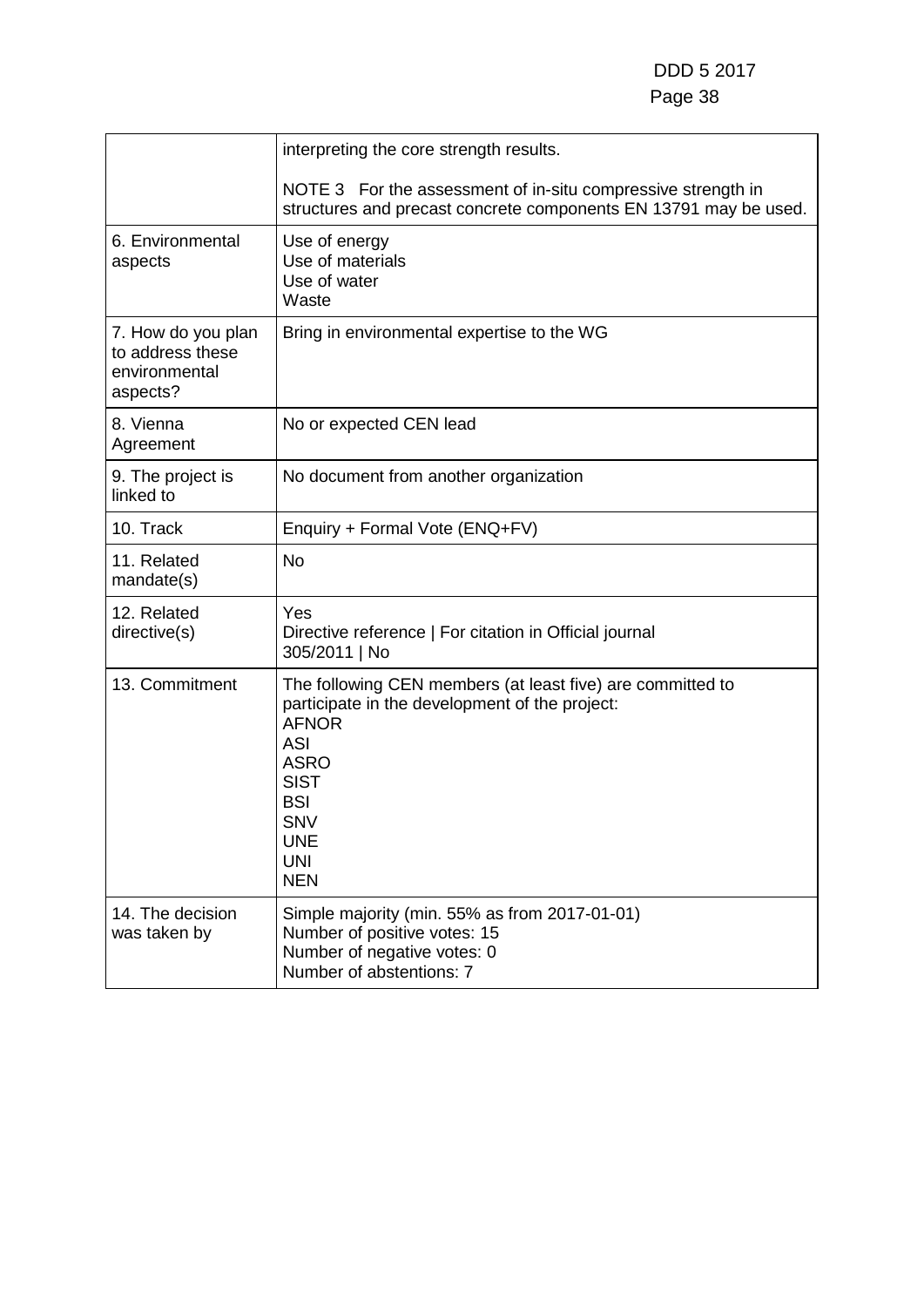| | |
|---|---|
| | interpreting the core strength results.<br><br>NOTE 3 For the assessment of in-situ compressive strength in structures and precast concrete components EN 13791 may be used. |
| 6. Environmental aspects | Use of energy<br>Use of materials<br>Use of water<br>Waste |
| 7. How do you plan to address these environmental aspects? | Bring in environmental expertise to the WG |
| 8. Vienna Agreement | No or expected CEN lead |
| 9. The project is linked to | No document from another organization |
| 10. Track | Enquiry + Formal Vote (ENQ+FV) |
| 11. Related mandate(s) | No |
| 12. Related directive(s) | Yes<br>Directive reference \| For citation in Official journal<br>305/2011 \| No |
| 13. Commitment | The following CEN members (at least five) are committed to participate in the development of the project:<br>AFNOR<br>ASI<br>ASRO<br>SIST<br>BSI<br>SNV<br>UNE<br>UNI<br>NEN |
| 14. The decision was taken by | Simple majority (min. 55% as from 2017-01-01)<br>Number of positive votes: 15<br>Number of negative votes: 0<br>Number of abstentions: 7 |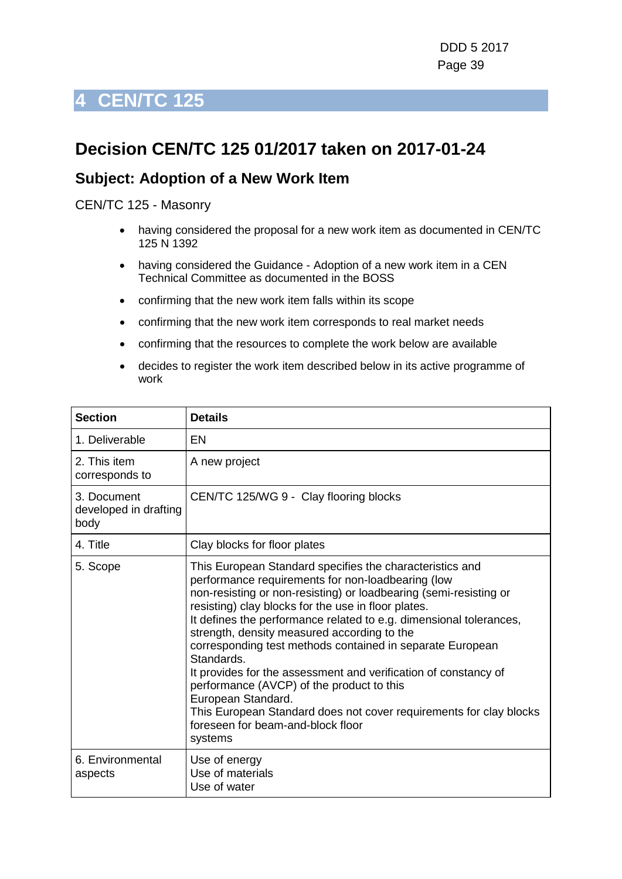# 4 CEN/TC 125

## Decision CEN/TC 125 01/2017 taken on 2017-01-24

### Subject: Adoption of a New Work Item

CEN/TC 125 - Masonry

- having considered the proposal for a new work item as documented in CEN/TC 125 N 1392
- having considered the Guidance - Adoption of a new work item in a CEN Technical Committee as documented in the BOSS
- confirming that the new work item falls within its scope
- confirming that the new work item corresponds to real market needs
- confirming that the resources to complete the work below are available
- decides to register the work item described below in its active programme of work

| Section | Details |
|---|---|
| 1. Deliverable | EN |
| 2. This item corresponds to | A new project |
| 3. Document developed in drafting body | CEN/TC 125/WG 9 - Clay flooring blocks |
| 4. Title | Clay blocks for floor plates |
| 5. Scope | This European Standard specifies the characteristics and performance requirements for non-loadbearing (low non-resisting or non-resisting) or loadbearing (semi-resisting or resisting) clay blocks for the use in floor plates.<br>It defines the performance related to e.g. dimensional tolerances, strength, density measured according to the corresponding test methods contained in separate European Standards.<br>It provides for the assessment and verification of constancy of performance (AVCP) of the product to this European Standard.<br>This European Standard does not cover requirements for clay blocks foreseen for beam-and-block floor systems |
| 6. Environmental aspects | Use of energy<br>Use of materials<br>Use of water |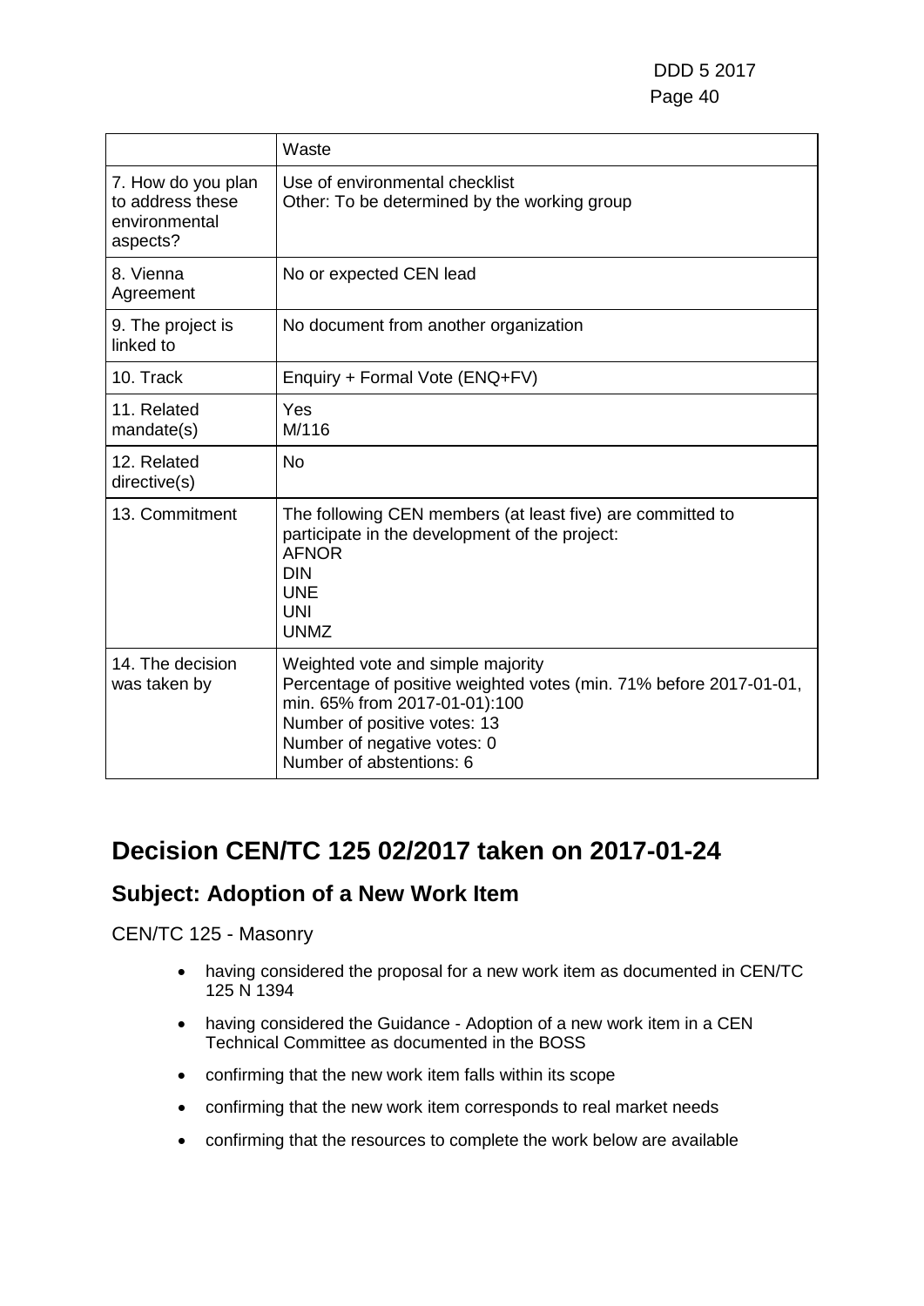| | Waste |
|---|---|
| 7. How do you plan to address these environmental aspects? | Use of environmental checklist<br>Other: To be determined by the working group |
| 8. Vienna Agreement | No or expected CEN lead |
| 9. The project is linked to | No document from another organization |
| 10. Track | Enquiry + Formal Vote (ENQ+FV) |
| 11. Related mandate(s) | Yes<br>M/116 |
| 12. Related directive(s) | No |
| 13. Commitment | The following CEN members (at least five) are committed to participate in the development of the project:<br>AFNOR<br>DIN<br>UNE<br>UNI<br>UNMZ |
| 14. The decision was taken by | Weighted vote and simple majority<br>Percentage of positive weighted votes (min. 71% before 2017-01-01, min. 65% from 2017-01-01):100<br>Number of positive votes: 13<br>Number of negative votes: 0<br>Number of abstentions: 6 |

# Decision CEN/TC 125 02/2017 taken on 2017-01-24

## Subject: Adoption of a New Work Item

CEN/TC 125 - Masonry

- having considered the proposal for a new work item as documented in CEN/TC 125 N 1394
- having considered the Guidance - Adoption of a new work item in a CEN Technical Committee as documented in the BOSS
- confirming that the new work item falls within its scope
- confirming that the new work item corresponds to real market needs
- confirming that the resources to complete the work below are available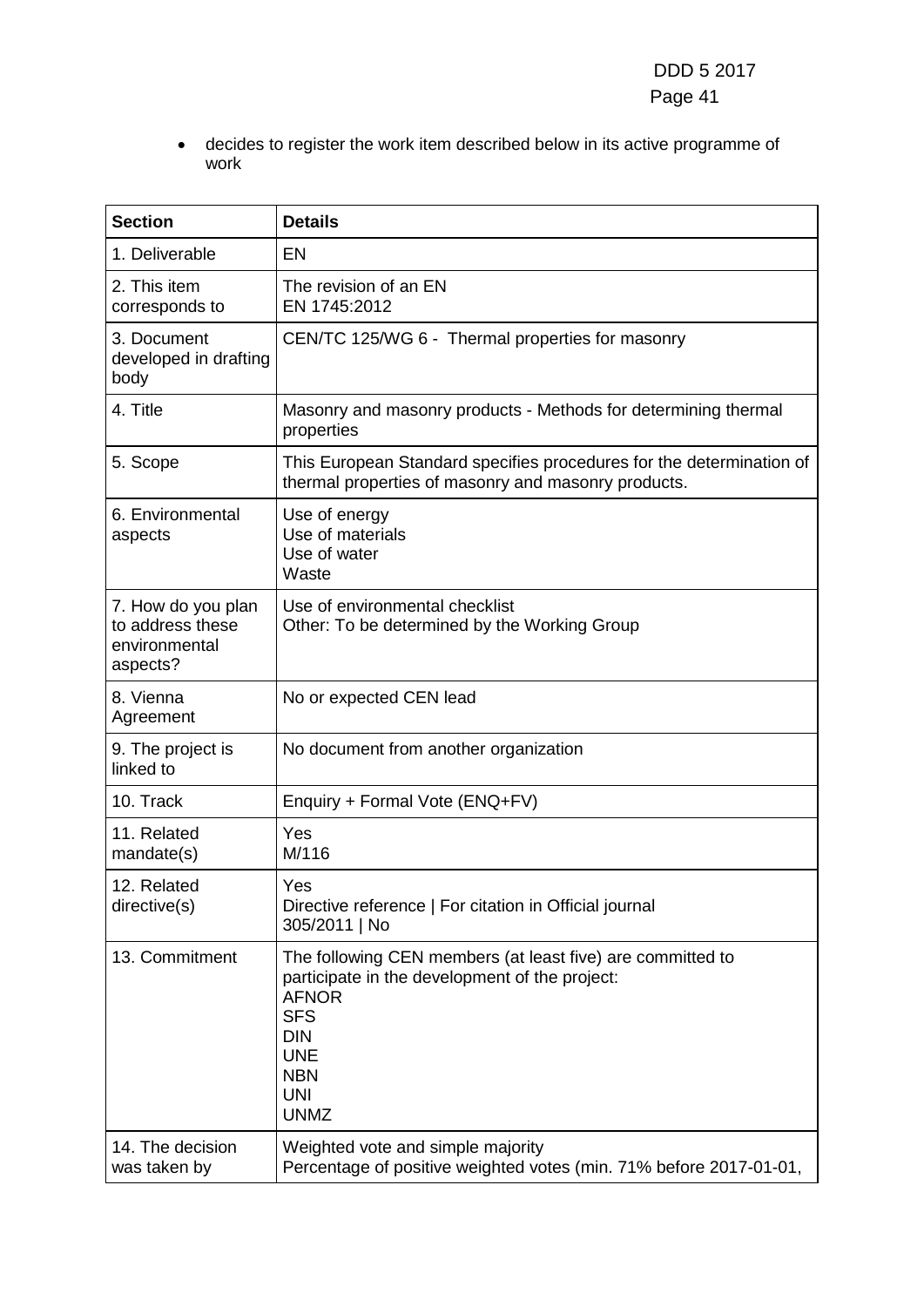- decides to register the work item described below in its active programme of work

| Section | Details |
|---|---|
| 1. Deliverable | EN |
| 2. This item corresponds to | The revision of an EN<br>EN 1745:2012 |
| 3. Document developed in drafting body | CEN/TC 125/WG 6 - Thermal properties for masonry |
| 4. Title | Masonry and masonry products - Methods for determining thermal properties |
| 5. Scope | This European Standard specifies procedures for the determination of thermal properties of masonry and masonry products. |
| 6. Environmental aspects | Use of energy<br>Use of materials<br>Use of water<br>Waste |
| 7. How do you plan to address these environmental aspects? | Use of environmental checklist<br>Other: To be determined by the Working Group |
| 8. Vienna Agreement | No or expected CEN lead |
| 9. The project is linked to | No document from another organization |
| 10. Track | Enquiry + Formal Vote (ENQ+FV) |
| 11. Related mandate(s) | Yes<br>M/116 |
| 12. Related directive(s) | Yes<br>Directive reference \| For citation in Official journal<br>305/2011 \| No |
| 13. Commitment | The following CEN members (at least five) are committed to participate in the development of the project:<br>AFNOR<br>SFS<br>DIN<br>UNE<br>NBN<br>UNI<br>UNMZ |
| 14. The decision was taken by | Weighted vote and simple majority<br>Percentage of positive weighted votes (min. 71% before 2017-01-01, |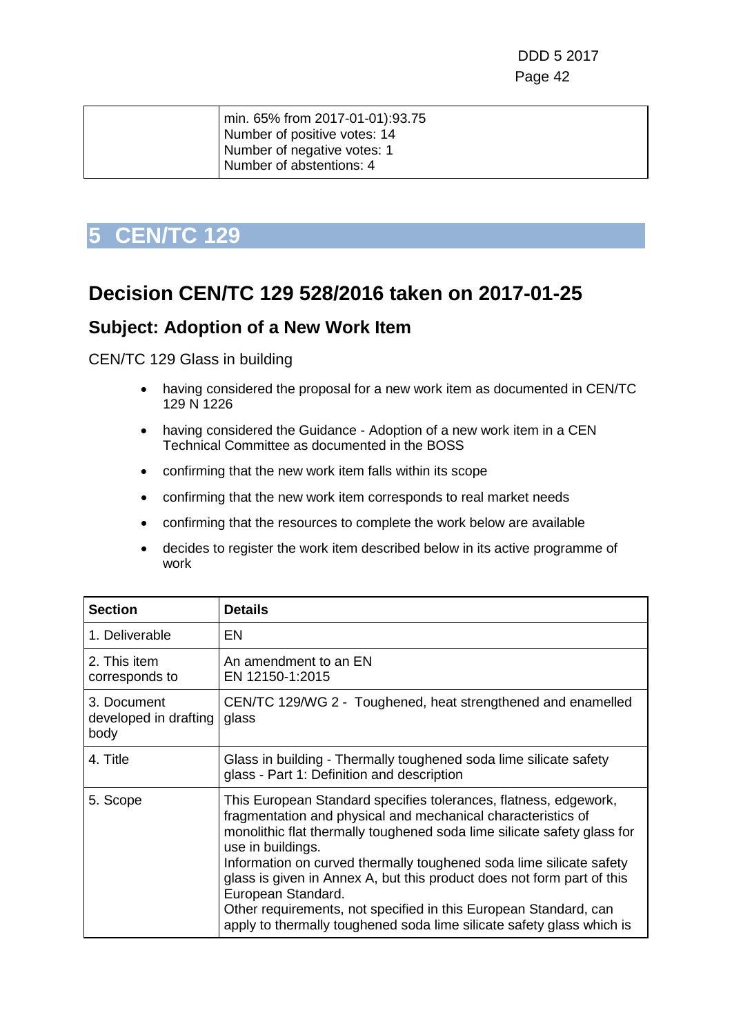|  | min. 65% from 2017-01-01):93.75<br>Number of positive votes: 14<br>Number of negative votes: 1<br>Number of abstentions: 4 |
|---|---|

# 5 CEN/TC 129

## Decision CEN/TC 129 528/2016 taken on 2017-01-25

### Subject: Adoption of a New Work Item

CEN/TC 129 Glass in building

- having considered the proposal for a new work item as documented in CEN/TC 129 N 1226
- having considered the Guidance - Adoption of a new work item in a CEN Technical Committee as documented in the BOSS
- confirming that the new work item falls within its scope
- confirming that the new work item corresponds to real market needs
- confirming that the resources to complete the work below are available
- decides to register the work item described below in its active programme of work

| Section | Details |
|---|---|
| 1. Deliverable | EN |
| 2. This item corresponds to | An amendment to an EN<br>EN 12150-1:2015 |
| 3. Document developed in drafting body | CEN/TC 129/WG 2 - Toughened, heat strengthened and enamelled glass |
| 4. Title | Glass in building - Thermally toughened soda lime silicate safety glass - Part 1: Definition and description |
| 5. Scope | This European Standard specifies tolerances, flatness, edgework, fragmentation and physical and mechanical characteristics of monolithic flat thermally toughened soda lime silicate safety glass for use in buildings.<br>Information on curved thermally toughened soda lime silicate safety glass is given in Annex A, but this product does not form part of this European Standard.<br>Other requirements, not specified in this European Standard, can apply to thermally toughened soda lime silicate safety glass which is |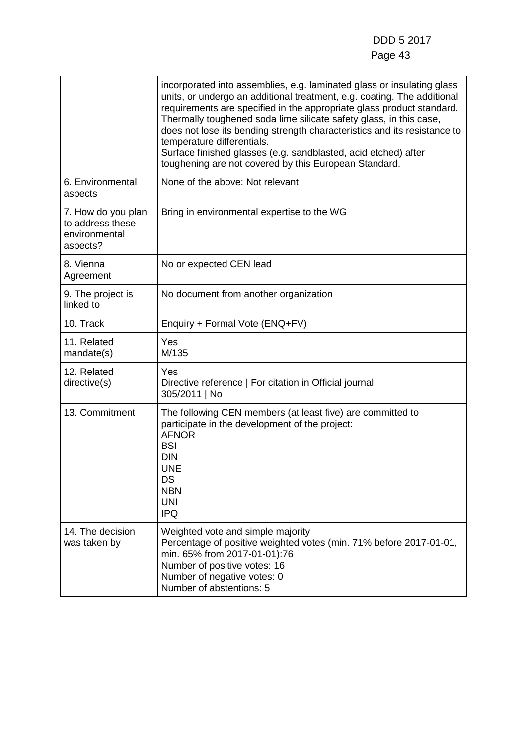| | |
|---|---|
| | incorporated into assemblies, e.g. laminated glass or insulating glass units, or undergo an additional treatment, e.g. coating. The additional requirements are specified in the appropriate glass product standard. Thermally toughened soda lime silicate safety glass, in this case, does not lose its bending strength characteristics and its resistance to temperature differentials.<br>Surface finished glasses (e.g. sandblasted, acid etched) after toughening are not covered by this European Standard. |
| 6. Environmental aspects | None of the above: Not relevant |
| 7. How do you plan to address these environmental aspects? | Bring in environmental expertise to the WG |
| 8. Vienna Agreement | No or expected CEN lead |
| 9. The project is linked to | No document from another organization |
| 10. Track | Enquiry + Formal Vote (ENQ+FV) |
| 11. Related mandate(s) | Yes<br>M/135 |
| 12. Related directive(s) | Yes<br>Directive reference \| For citation in Official journal<br>305/2011 \| No |
| 13. Commitment | The following CEN members (at least five) are committed to participate in the development of the project:<br>AFNOR<br>BSI<br>DIN<br>UNE<br>DS<br>NBN<br>UNI<br>IPQ |
| 14. The decision was taken by | Weighted vote and simple majority<br>Percentage of positive weighted votes (min. 71% before 2017-01-01, min. 65% from 2017-01-01):76<br>Number of positive votes: 16<br>Number of negative votes: 0<br>Number of abstentions: 5 |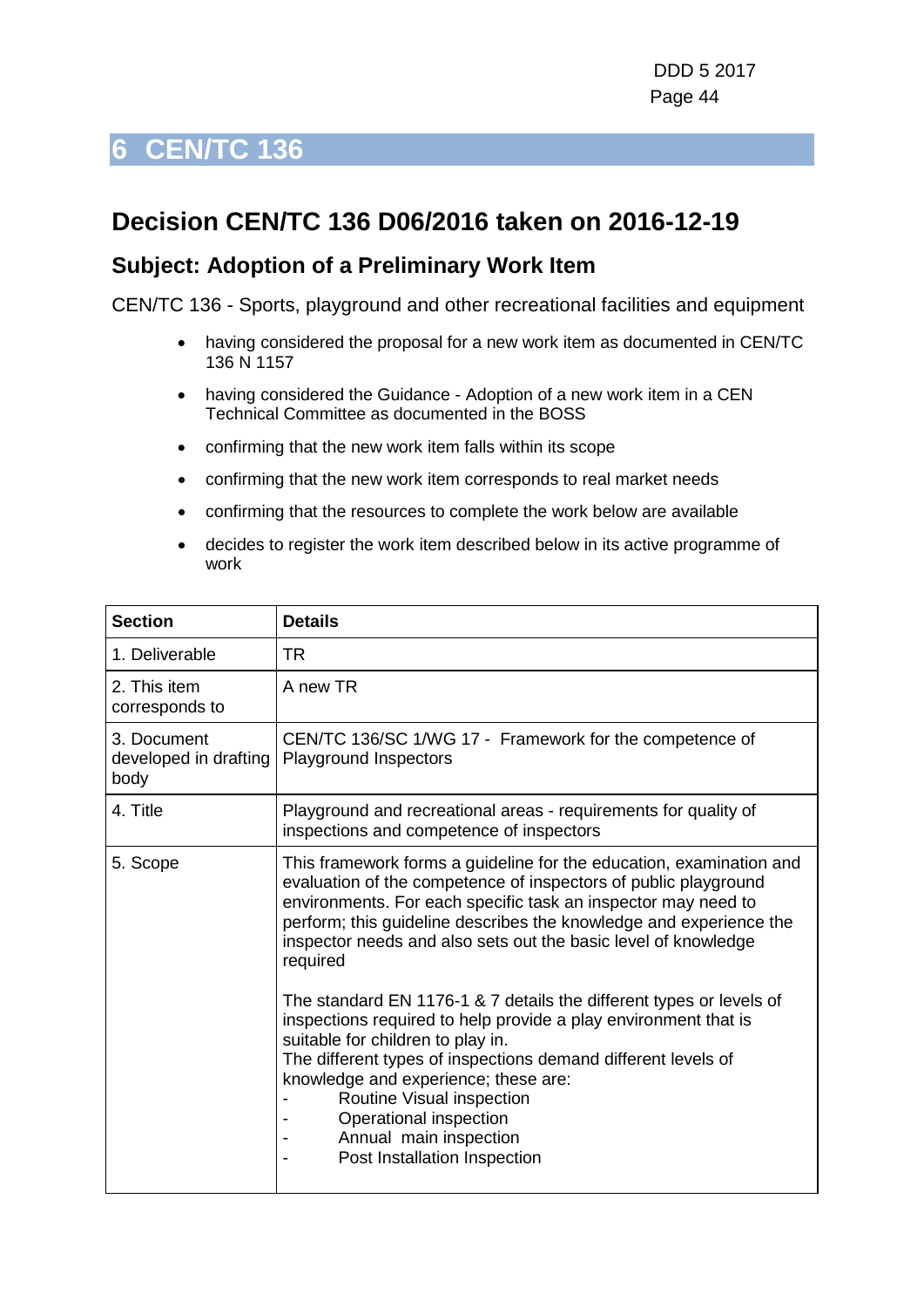# 6 CEN/TC 136

## Decision CEN/TC 136 D06/2016 taken on 2016-12-19

### Subject: Adoption of a Preliminary Work Item

CEN/TC 136 - Sports, playground and other recreational facilities and equipment

- having considered the proposal for a new work item as documented in CEN/TC 136 N 1157
- having considered the Guidance - Adoption of a new work item in a CEN Technical Committee as documented in the BOSS
- confirming that the new work item falls within its scope
- confirming that the new work item corresponds to real market needs
- confirming that the resources to complete the work below are available
- decides to register the work item described below in its active programme of work

| Section | Details |
|---|---|
| 1. Deliverable | TR |
| 2. This item corresponds to | A new TR |
| 3. Document developed in drafting body | CEN/TC 136/SC 1/WG 17 - Framework for the competence of Playground Inspectors |
| 4. Title | Playground and recreational areas - requirements for quality of inspections and competence of inspectors |
| 5. Scope | This framework forms a guideline for the education, examination and evaluation of the competence of inspectors of public playground environments. For each specific task an inspector may need to perform; this guideline describes the knowledge and experience the inspector needs and also sets out the basic level of knowledge required<br><br>The standard EN 1176-1 & 7 details the different types or levels of inspections required to help provide a play environment that is suitable for children to play in.<br>The different types of inspections demand different levels of knowledge and experience; these are:<br>- Routine Visual inspection<br>- Operational inspection<br>- Annual main inspection<br>- Post Installation Inspection |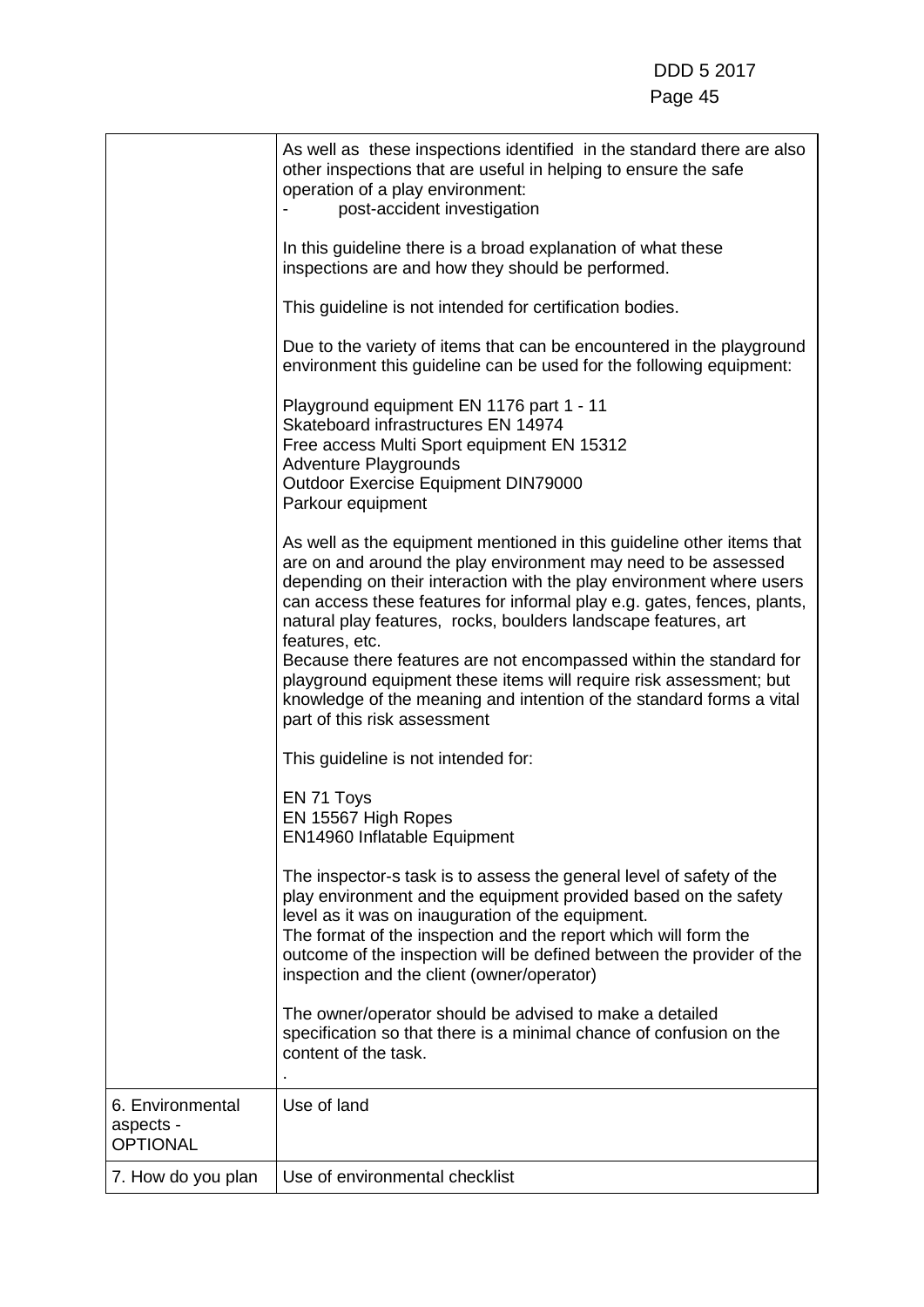| | |
|---|---|
| | As well as these inspections identified in the standard there are also other inspections that are useful in helping to ensure the safe operation of a play environment:<br>- post-accident investigation<br><br>In this guideline there is a broad explanation of what these inspections are and how they should be performed.<br><br>This guideline is not intended for certification bodies.<br><br>Due to the variety of items that can be encountered in the playground environment this guideline can be used for the following equipment:<br><br>Playground equipment EN 1176 part 1 - 11<br>Skateboard infrastructures EN 14974<br>Free access Multi Sport equipment EN 15312<br>Adventure Playgrounds<br>Outdoor Exercise Equipment DIN79000<br>Parkour equipment<br><br>As well as the equipment mentioned in this guideline other items that are on and around the play environment may need to be assessed depending on their interaction with the play environment where users can access these features for informal play e.g. gates, fences, plants, natural play features, rocks, boulders landscape features, art features, etc.<br>Because there features are not encompassed within the standard for playground equipment these items will require risk assessment; but knowledge of the meaning and intention of the standard forms a vital part of this risk assessment<br><br>This guideline is not intended for:<br><br>EN 71 Toys<br>EN 15567 High Ropes<br>EN14960 Inflatable Equipment<br><br>The inspector-s task is to assess the general level of safety of the play environment and the equipment provided based on the safety level as it was on inauguration of the equipment.<br>The format of the inspection and the report which will form the outcome of the inspection will be defined between the provider of the inspection and the client (owner/operator)<br><br>The owner/operator should be advised to make a detailed specification so that there is a minimal chance of confusion on the content of the task.<br>. |
| 6. Environmental aspects - OPTIONAL | Use of land |
| 7. How do you plan | Use of environmental checklist |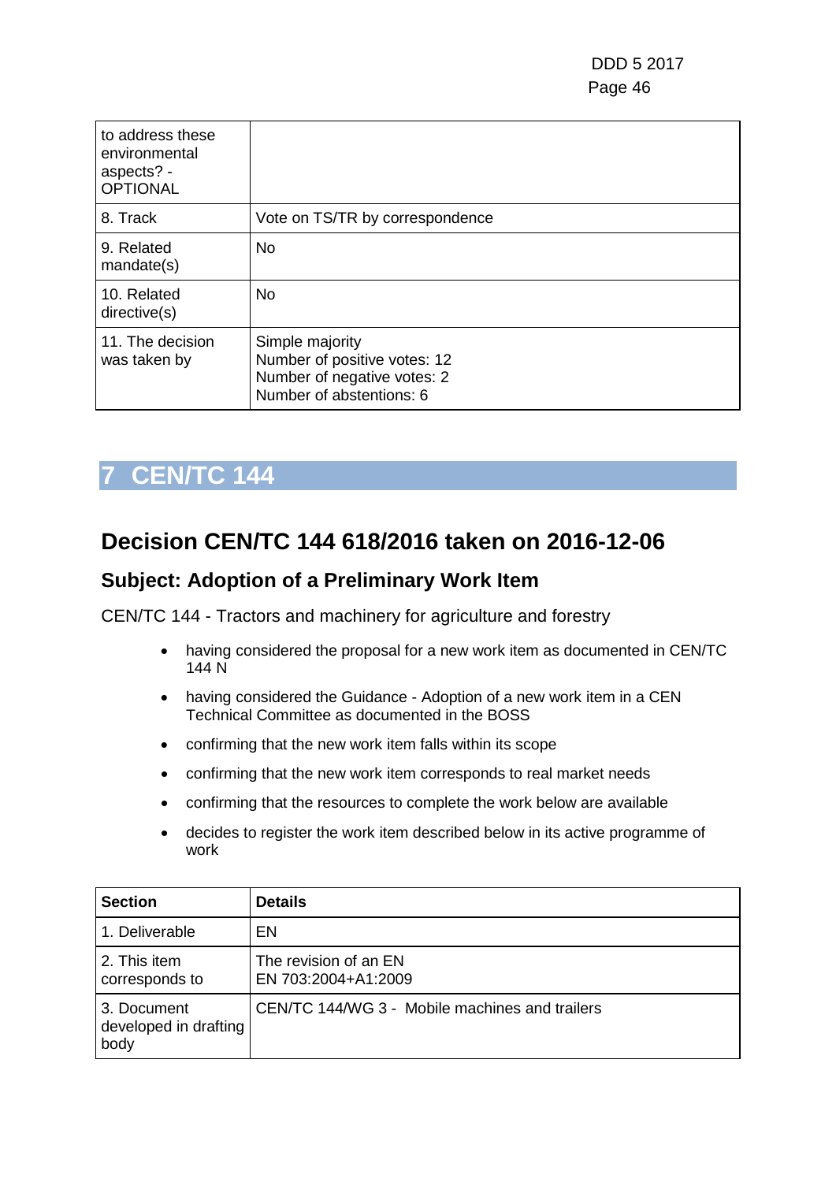| to address these environmental aspects? - OPTIONAL | |
|---|---|
| 8. Track | Vote on TS/TR by correspondence |
| 9. Related mandate(s) | No |
| 10. Related directive(s) | No |
| 11. The decision was taken by | Simple majority<br>Number of positive votes: 12<br>Number of negative votes: 2<br>Number of abstentions: 6 |

# 7 CEN/TC 144

## Decision CEN/TC 144 618/2016 taken on 2016-12-06

### Subject: Adoption of a Preliminary Work Item

CEN/TC 144 - Tractors and machinery for agriculture and forestry

- having considered the proposal for a new work item as documented in CEN/TC 144 N
- having considered the Guidance - Adoption of a new work item in a CEN Technical Committee as documented in the BOSS
- confirming that the new work item falls within its scope
- confirming that the new work item corresponds to real market needs
- confirming that the resources to complete the work below are available
- decides to register the work item described below in its active programme of work

| Section | Details |
|---|---|
| 1. Deliverable | EN |
| 2. This item corresponds to | The revision of an EN<br>EN 703:2004+A1:2009 |
| 3. Document developed in drafting body | CEN/TC 144/WG 3 - Mobile machines and trailers |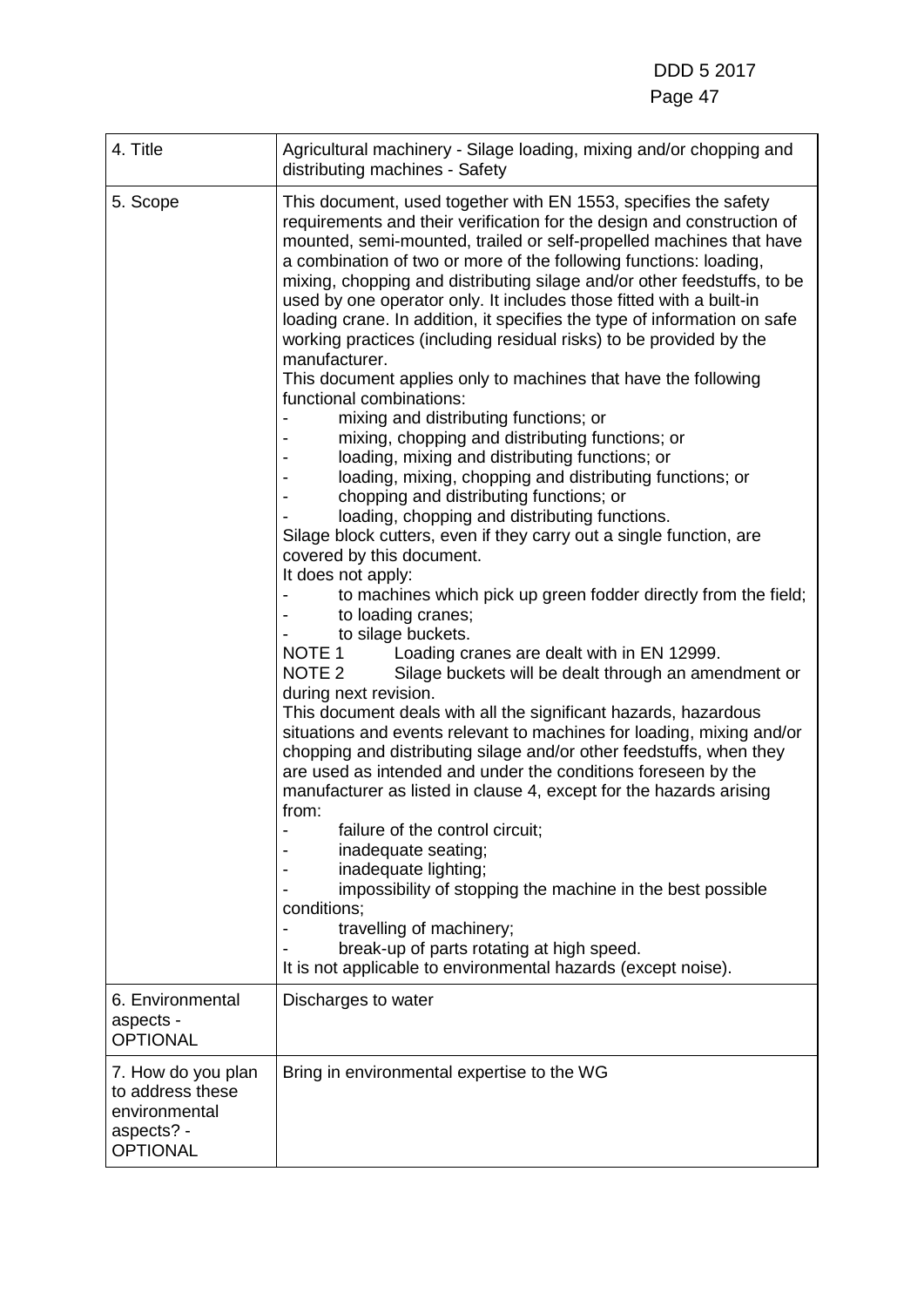| 4. Title | Agricultural machinery - Silage loading, mixing and/or chopping and distributing machines - Safety |
|---|---|
| 5. Scope | This document, used together with EN 1553, specifies the safety requirements and their verification for the design and construction of mounted, semi-mounted, trailed or self-propelled machines that have a combination of two or more of the following functions: loading, mixing, chopping and distributing silage and/or other feedstuffs, to be used by one operator only. It includes those fitted with a built-in loading crane. In addition, it specifies the type of information on safe working practices (including residual risks) to be provided by the manufacturer.<br>This document applies only to machines that have the following functional combinations:<br>- mixing and distributing functions; or<br>- mixing, chopping and distributing functions; or<br>- loading, mixing and distributing functions; or<br>- loading, mixing, chopping and distributing functions; or<br>- chopping and distributing functions; or<br>- loading, chopping and distributing functions.<br>Silage block cutters, even if they carry out a single function, are covered by this document.<br>It does not apply:<br>- to machines which pick up green fodder directly from the field;<br>- to loading cranes;<br>- to silage buckets.<br>NOTE 1 Loading cranes are dealt with in EN 12999.<br>NOTE 2 Silage buckets will be dealt through an amendment or during next revision.<br>This document deals with all the significant hazards, hazardous situations and events relevant to machines for loading, mixing and/or chopping and distributing silage and/or other feedstuffs, when they are used as intended and under the conditions foreseen by the manufacturer as listed in clause 4, except for the hazards arising from:<br>- failure of the control circuit;<br>- inadequate seating;<br>- inadequate lighting;<br>- impossibility of stopping the machine in the best possible conditions;<br>- travelling of machinery;<br>- break-up of parts rotating at high speed.<br>It is not applicable to environmental hazards (except noise). |
| 6. Environmental aspects - OPTIONAL | Discharges to water |
| 7. How do you plan to address these environmental aspects? - OPTIONAL | Bring in environmental expertise to the WG |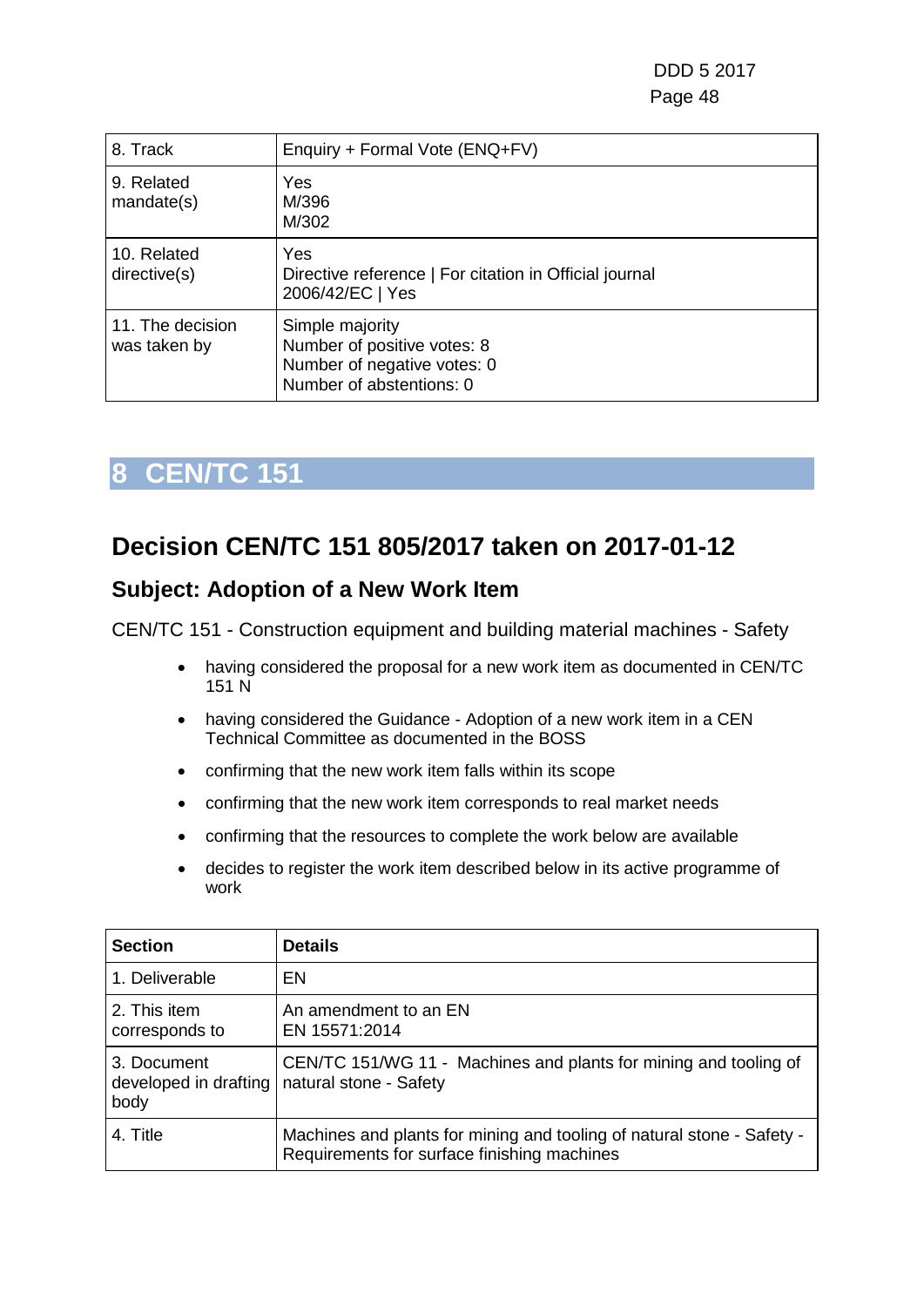| | |
|---|---|
| 8. Track | Enquiry + Formal Vote (ENQ+FV) |
| 9. Related mandate(s) | Yes<br>M/396<br>M/302 |
| 10. Related directive(s) | Yes<br>Directive reference \| For citation in Official journal<br>2006/42/EC \| Yes |
| 11. The decision was taken by | Simple majority<br>Number of positive votes: 8<br>Number of negative votes: 0<br>Number of abstentions: 0 |

# 8 CEN/TC 151

## Decision CEN/TC 151 805/2017 taken on 2017-01-12

### Subject: Adoption of a New Work Item

CEN/TC 151 - Construction equipment and building material machines - Safety

- having considered the proposal for a new work item as documented in CEN/TC 151 N
- having considered the Guidance - Adoption of a new work item in a CEN Technical Committee as documented in the BOSS
- confirming that the new work item falls within its scope
- confirming that the new work item corresponds to real market needs
- confirming that the resources to complete the work below are available
- decides to register the work item described below in its active programme of work

| Section | Details |
|---|---|
| 1. Deliverable | EN |
| 2. This item corresponds to | An amendment to an EN<br>EN 15571:2014 |
| 3. Document developed in drafting body | CEN/TC 151/WG 11 - Machines and plants for mining and tooling of natural stone - Safety |
| 4. Title | Machines and plants for mining and tooling of natural stone - Safety - Requirements for surface finishing machines |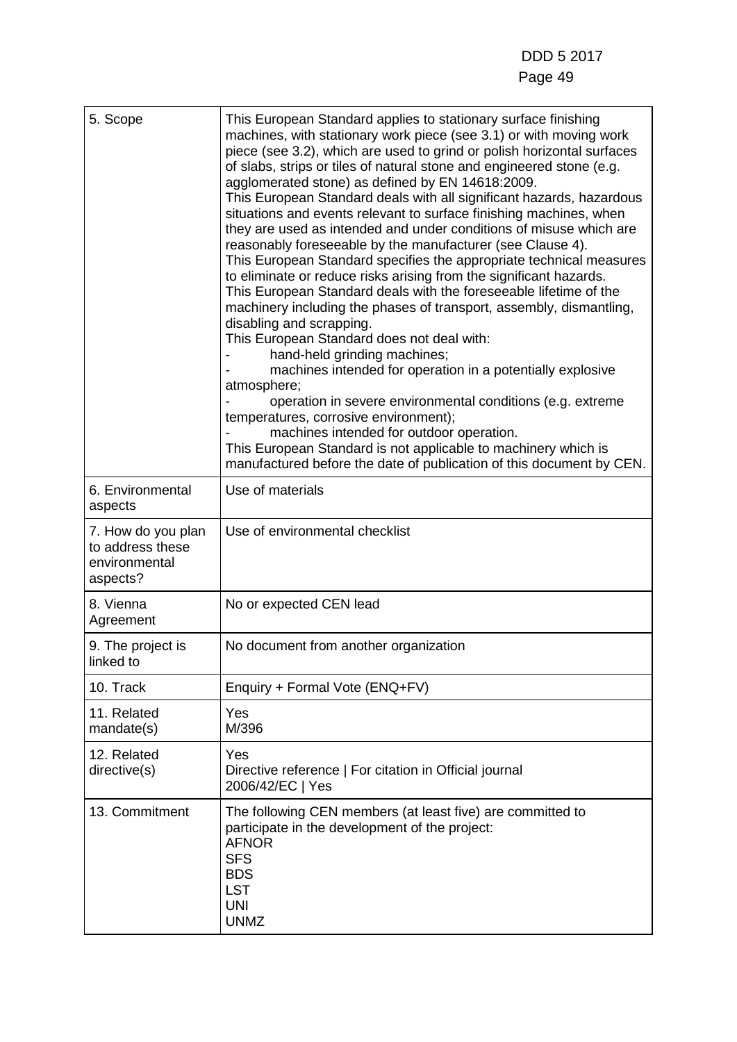| 5. Scope | This European Standard applies to stationary surface finishing machines, with stationary work piece (see 3.1) or with moving work piece (see 3.2), which are used to grind or polish horizontal surfaces of slabs, strips or tiles of natural stone and engineered stone (e.g. agglomerated stone) as defined by EN 14618:2009.<br>This European Standard deals with all significant hazards, hazardous situations and events relevant to surface finishing machines, when they are used as intended and under conditions of misuse which are reasonably foreseeable by the manufacturer (see Clause 4).<br>This European Standard specifies the appropriate technical measures to eliminate or reduce risks arising from the significant hazards.<br>This European Standard deals with the foreseeable lifetime of the machinery including the phases of transport, assembly, dismantling, disabling and scrapping.<br>This European Standard does not deal with:<br>- hand-held grinding machines;<br>- machines intended for operation in a potentially explosive atmosphere;<br>- operation in severe environmental conditions (e.g. extreme temperatures, corrosive environment);<br>- machines intended for outdoor operation.<br>This European Standard is not applicable to machinery which is manufactured before the date of publication of this document by CEN. |
|---|---|
| 6. Environmental aspects | Use of materials |
| 7. How do you plan to address these environmental aspects? | Use of environmental checklist |
| 8. Vienna Agreement | No or expected CEN lead |
| 9. The project is linked to | No document from another organization |
| 10. Track | Enquiry + Formal Vote (ENQ+FV) |
| 11. Related mandate(s) | Yes<br>M/396 |
| 12. Related directive(s) | Yes<br>Directive reference \| For citation in Official journal<br>2006/42/EC \| Yes |
| 13. Commitment | The following CEN members (at least five) are committed to participate in the development of the project:<br>AFNOR<br>SFS<br>BDS<br>LST<br>UNI<br>UNMZ |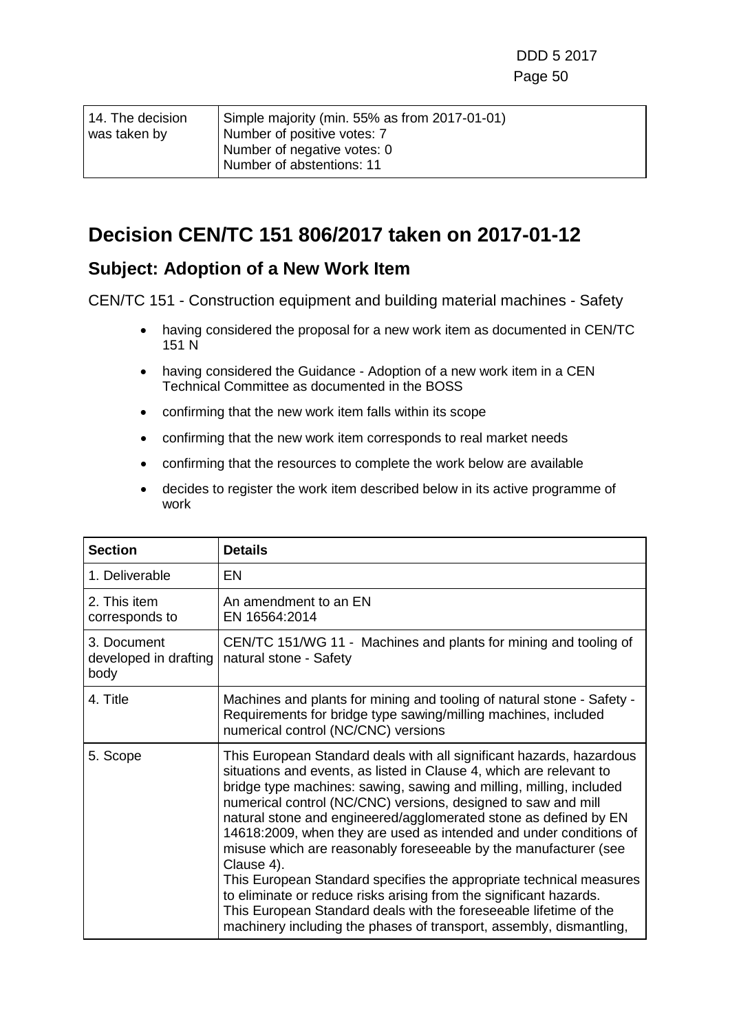| 14. The decision was taken by | Simple majority (min. 55% as from 2017-01-01)<br>Number of positive votes: 7<br>Number of negative votes: 0<br>Number of abstentions: 11 |
|---|---|

# Decision CEN/TC 151 806/2017 taken on 2017-01-12

## Subject: Adoption of a New Work Item

CEN/TC 151 - Construction equipment and building material machines - Safety

- having considered the proposal for a new work item as documented in CEN/TC 151 N
- having considered the Guidance - Adoption of a new work item in a CEN Technical Committee as documented in the BOSS
- confirming that the new work item falls within its scope
- confirming that the new work item corresponds to real market needs
- confirming that the resources to complete the work below are available
- decides to register the work item described below in its active programme of work

| Section | Details |
|---|---|
| 1. Deliverable | EN |
| 2. This item corresponds to | An amendment to an EN<br>EN 16564:2014 |
| 3. Document developed in drafting body | CEN/TC 151/WG 11 - Machines and plants for mining and tooling of natural stone - Safety |
| 4. Title | Machines and plants for mining and tooling of natural stone - Safety - Requirements for bridge type sawing/milling machines, included numerical control (NC/CNC) versions |
| 5. Scope | This European Standard deals with all significant hazards, hazardous situations and events, as listed in Clause 4, which are relevant to bridge type machines: sawing, sawing and milling, milling, included numerical control (NC/CNC) versions, designed to saw and mill natural stone and engineered/agglomerated stone as defined by EN 14618:2009, when they are used as intended and under conditions of misuse which are reasonably foreseeable by the manufacturer (see Clause 4).<br>This European Standard specifies the appropriate technical measures to eliminate or reduce risks arising from the significant hazards.<br>This European Standard deals with the foreseeable lifetime of the machinery including the phases of transport, assembly, dismantling, |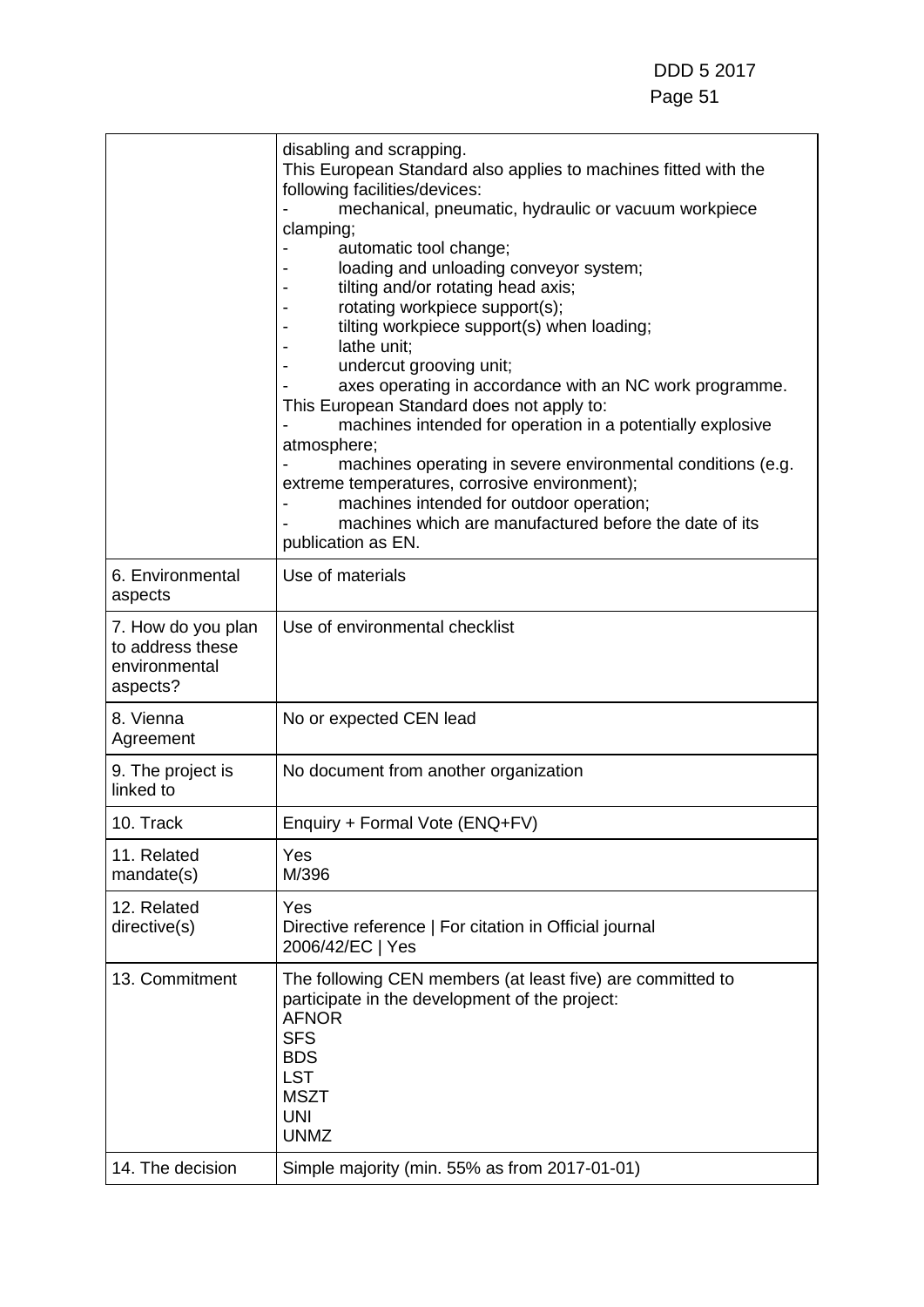| | |
|---|---|
| | disabling and scrapping.<br>This European Standard also applies to machines fitted with the following facilities/devices:<br>- mechanical, pneumatic, hydraulic or vacuum workpiece clamping;<br>- automatic tool change;<br>- loading and unloading conveyor system;<br>- tilting and/or rotating head axis;<br>- rotating workpiece support(s);<br>- tilting workpiece support(s) when loading;<br>- lathe unit;<br>- undercut grooving unit;<br>- axes operating in accordance with an NC work programme.<br>This European Standard does not apply to:<br>- machines intended for operation in a potentially explosive atmosphere;<br>- machines operating in severe environmental conditions (e.g. extreme temperatures, corrosive environment);<br>- machines intended for outdoor operation;<br>- machines which are manufactured before the date of its publication as EN. |
| 6. Environmental aspects | Use of materials |
| 7. How do you plan to address these environmental aspects? | Use of environmental checklist |
| 8. Vienna Agreement | No or expected CEN lead |
| 9. The project is linked to | No document from another organization |
| 10. Track | Enquiry + Formal Vote (ENQ+FV) |
| 11. Related mandate(s) | Yes<br>M/396 |
| 12. Related directive(s) | Yes<br>Directive reference \| For citation in Official journal<br>2006/42/EC \| Yes |
| 13. Commitment | The following CEN members (at least five) are committed to participate in the development of the project:<br>AFNOR<br>SFS<br>BDS<br>LST<br>MSZT<br>UNI<br>UNMZ |
| 14. The decision | Simple majority (min. 55% as from 2017-01-01) |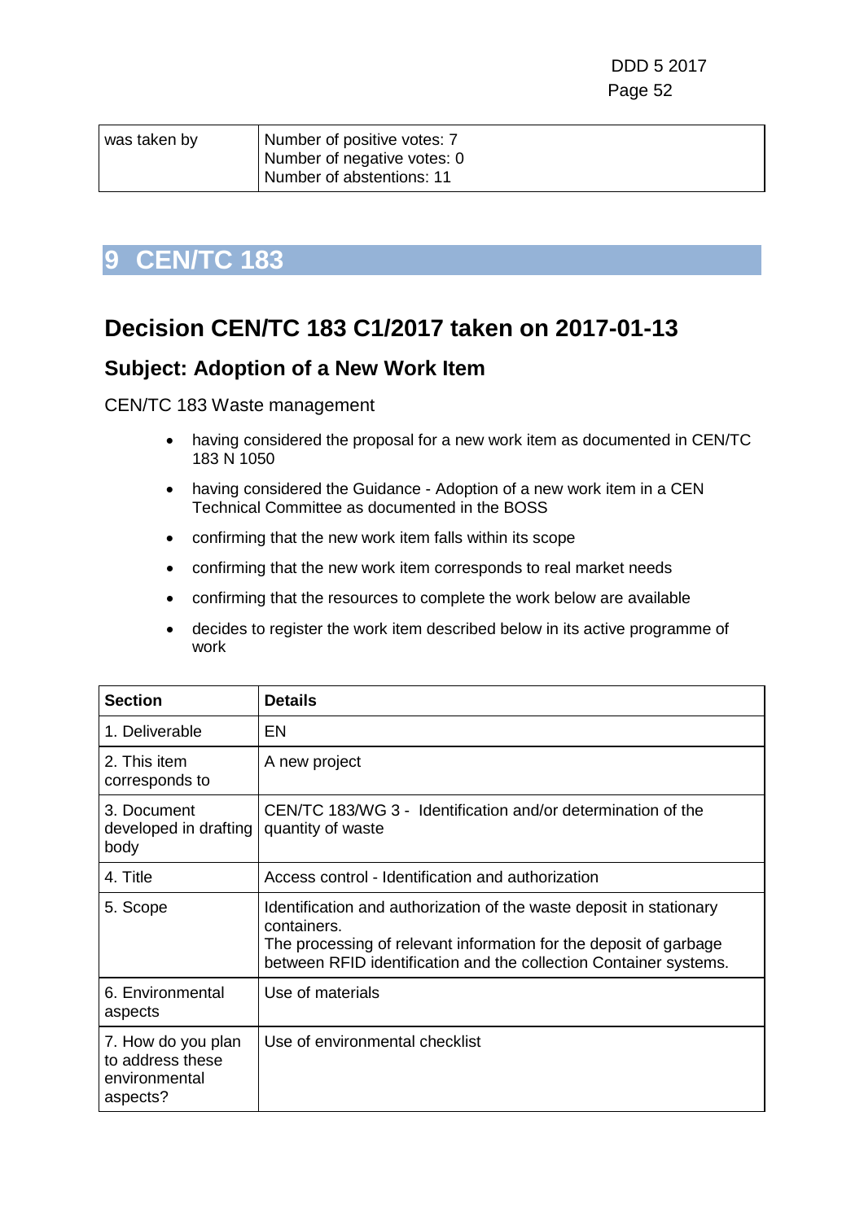| was taken by | Number of positive votes: 7<br>Number of negative votes: 0<br>Number of abstentions: 11 |
|---|---|

# 9 CEN/TC 183

## Decision CEN/TC 183 C1/2017 taken on 2017-01-13

### Subject: Adoption of a New Work Item

CEN/TC 183 Waste management

- having considered the proposal for a new work item as documented in CEN/TC 183 N 1050
- having considered the Guidance - Adoption of a new work item in a CEN Technical Committee as documented in the BOSS
- confirming that the new work item falls within its scope
- confirming that the new work item corresponds to real market needs
- confirming that the resources to complete the work below are available
- decides to register the work item described below in its active programme of work

| Section | Details |
|---|---|
| 1. Deliverable | EN |
| 2. This item corresponds to | A new project |
| 3. Document developed in drafting body | CEN/TC 183/WG 3 - Identification and/or determination of the quantity of waste |
| 4. Title | Access control - Identification and authorization |
| 5. Scope | Identification and authorization of the waste deposit in stationary containers.<br>The processing of relevant information for the deposit of garbage between RFID identification and the collection Container systems. |
| 6. Environmental aspects | Use of materials |
| 7. How do you plan to address these environmental aspects? | Use of environmental checklist |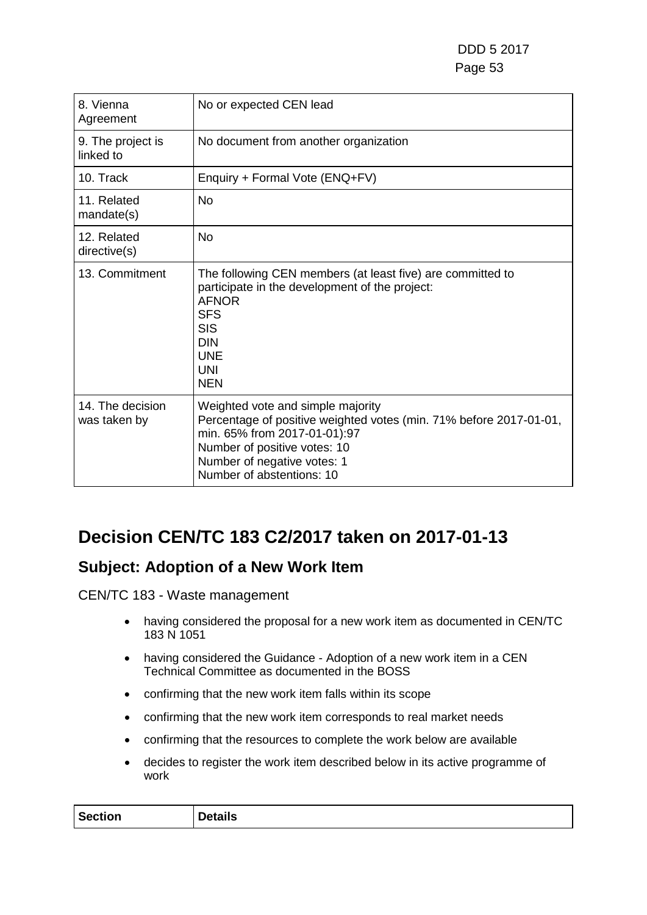| | |
|---|---|
| 8. Vienna Agreement | No or expected CEN lead |
| 9. The project is linked to | No document from another organization |
| 10. Track | Enquiry + Formal Vote (ENQ+FV) |
| 11. Related mandate(s) | No |
| 12. Related directive(s) | No |
| 13. Commitment | The following CEN members (at least five) are committed to participate in the development of the project:<br>AFNOR<br>SFS<br>SIS<br>DIN<br>UNE<br>UNI<br>NEN |
| 14. The decision was taken by | Weighted vote and simple majority<br>Percentage of positive weighted votes (min. 71% before 2017-01-01, min. 65% from 2017-01-01):97<br>Number of positive votes: 10<br>Number of negative votes: 1<br>Number of abstentions: 10 |

# Decision CEN/TC 183 C2/2017 taken on 2017-01-13

## Subject: Adoption of a New Work Item

CEN/TC 183 - Waste management

- having considered the proposal for a new work item as documented in CEN/TC 183 N 1051
- having considered the Guidance - Adoption of a new work item in a CEN Technical Committee as documented in the BOSS
- confirming that the new work item falls within its scope
- confirming that the new work item corresponds to real market needs
- confirming that the resources to complete the work below are available
- decides to register the work item described below in its active programme of work

| Section | Details |
|---|---|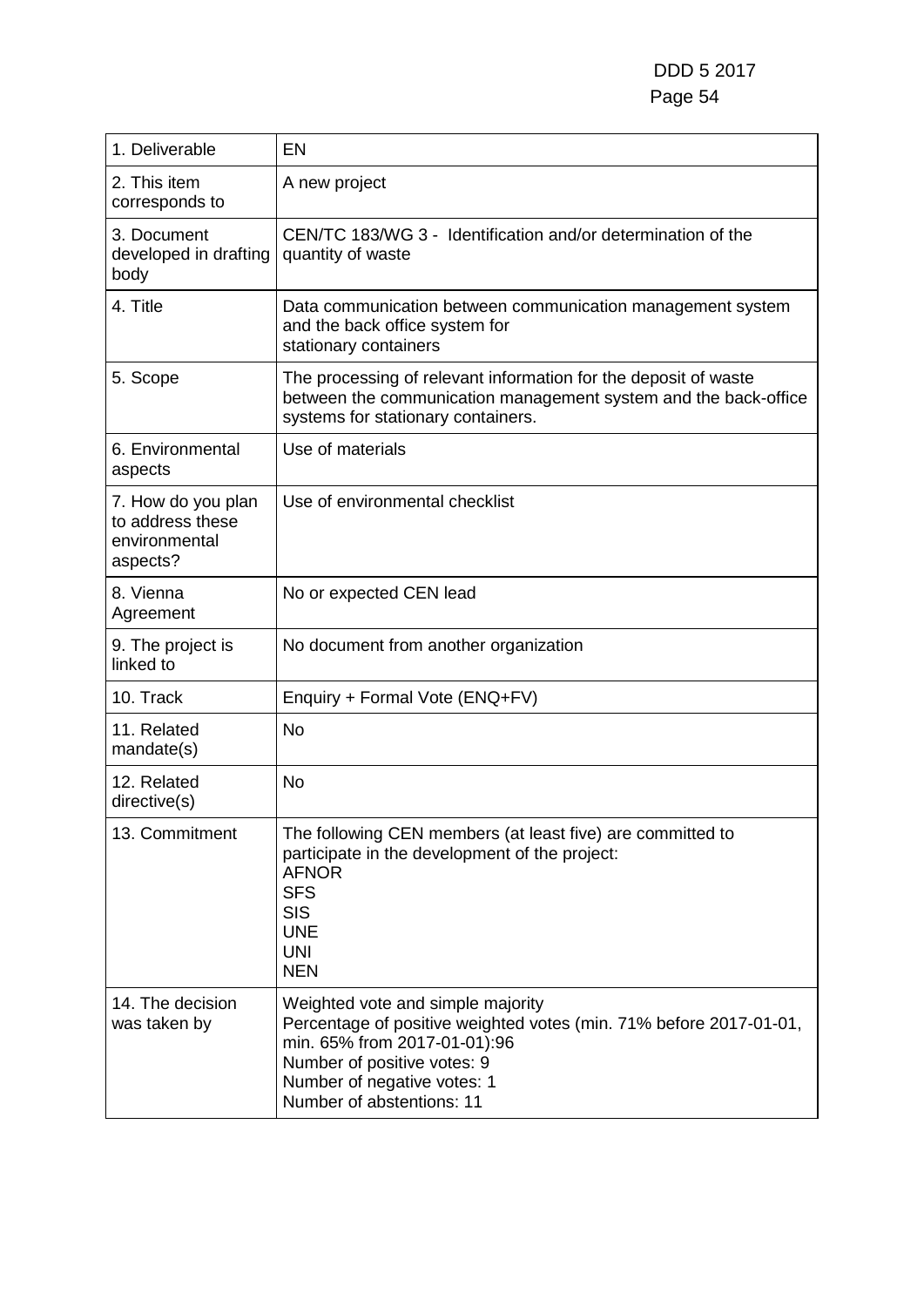| 1. Deliverable | EN |
|---|---|
| 2. This item corresponds to | A new project |
| 3. Document developed in drafting body | CEN/TC 183/WG 3 - Identification and/or determination of the quantity of waste |
| 4. Title | Data communication between communication management system and the back office system for stationary containers |
| 5. Scope | The processing of relevant information for the deposit of waste between the communication management system and the back-office systems for stationary containers. |
| 6. Environmental aspects | Use of materials |
| 7. How do you plan to address these environmental aspects? | Use of environmental checklist |
| 8. Vienna Agreement | No or expected CEN lead |
| 9. The project is linked to | No document from another organization |
| 10. Track | Enquiry + Formal Vote (ENQ+FV) |
| 11. Related mandate(s) | No |
| 12. Related directive(s) | No |
| 13. Commitment | The following CEN members (at least five) are committed to participate in the development of the project:<br>**AFNOR**<br>**SFS**<br>**SIS**<br>**UNE**<br>**UNI**<br>**NEN** |
| 14. The decision was taken by | Weighted vote and simple majority<br>Percentage of positive weighted votes (min. 71% before 2017-01-01, min. 65% from 2017-01-01):96<br>Number of positive votes: 9<br>Number of negative votes: 1<br>Number of abstentions: 11 |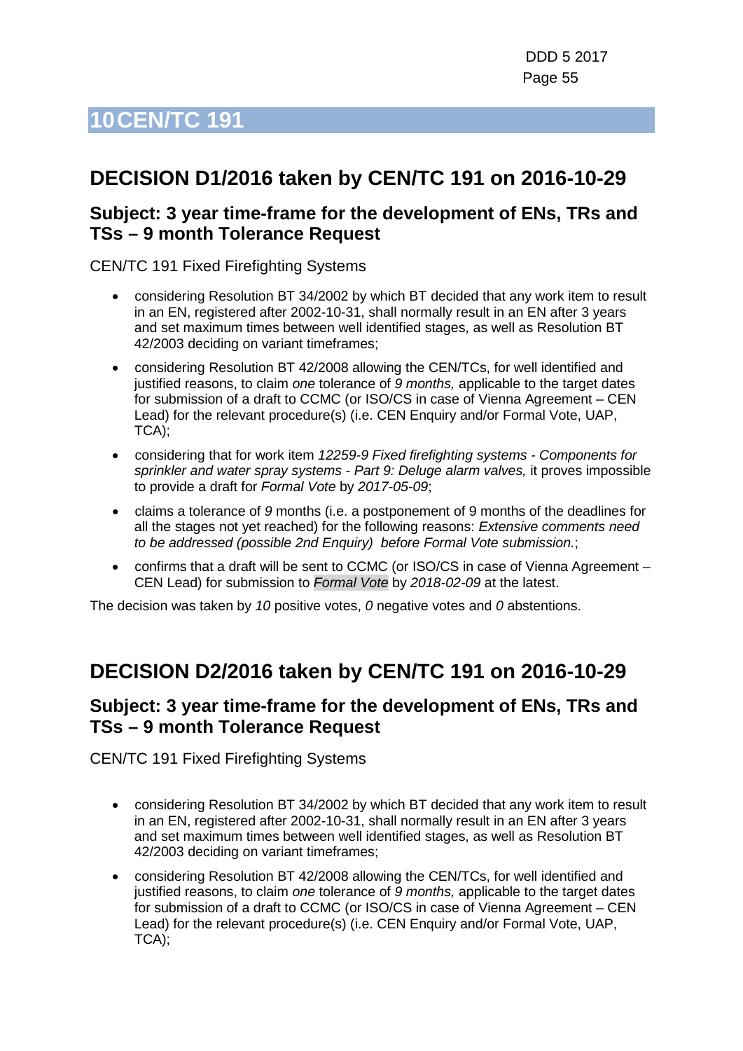# 10 CEN/TC 191

## DECISION D1/2016 taken by CEN/TC 191 on 2016-10-29

### Subject: 3 year time-frame for the development of ENs, TRs and TSs – 9 month Tolerance Request

CEN/TC 191 Fixed Firefighting Systems

- considering Resolution BT 34/2002 by which BT decided that any work item to result in an EN, registered after 2002-10-31, shall normally result in an EN after 3 years and set maximum times between well identified stages, as well as Resolution BT 42/2003 deciding on variant timeframes;
- considering Resolution BT 42/2008 allowing the CEN/TCs, for well identified and justified reasons, to claim *one* tolerance of *9 months,* applicable to the target dates for submission of a draft to CCMC (or ISO/CS in case of Vienna Agreement – CEN Lead) for the relevant procedure(s) (i.e. CEN Enquiry and/or Formal Vote, UAP, TCA);
- considering that for work item *12259-9 Fixed firefighting systems - Components for sprinkler and water spray systems - Part 9: Deluge alarm valves,* it proves impossible to provide a draft for *Formal Vote* by *2017-05-09*;
- claims a tolerance of *9* months (i.e. a postponement of 9 months of the deadlines for all the stages not yet reached) for the following reasons: *Extensive comments need to be addressed (possible 2nd Enquiry) before Formal Vote submission.*;
- confirms that a draft will be sent to CCMC (or ISO/CS in case of Vienna Agreement – CEN Lead) for submission to *Formal Vote* by *2018-02-09* at the latest.

The decision was taken by *10* positive votes, *0* negative votes and *0* abstentions.

## DECISION D2/2016 taken by CEN/TC 191 on 2016-10-29

### Subject: 3 year time-frame for the development of ENs, TRs and TSs – 9 month Tolerance Request

CEN/TC 191 Fixed Firefighting Systems

- considering Resolution BT 34/2002 by which BT decided that any work item to result in an EN, registered after 2002-10-31, shall normally result in an EN after 3 years and set maximum times between well identified stages, as well as Resolution BT 42/2003 deciding on variant timeframes;
- considering Resolution BT 42/2008 allowing the CEN/TCs, for well identified and justified reasons, to claim *one* tolerance of *9 months,* applicable to the target dates for submission of a draft to CCMC (or ISO/CS in case of Vienna Agreement – CEN Lead) for the relevant procedure(s) (i.e. CEN Enquiry and/or Formal Vote, UAP, TCA);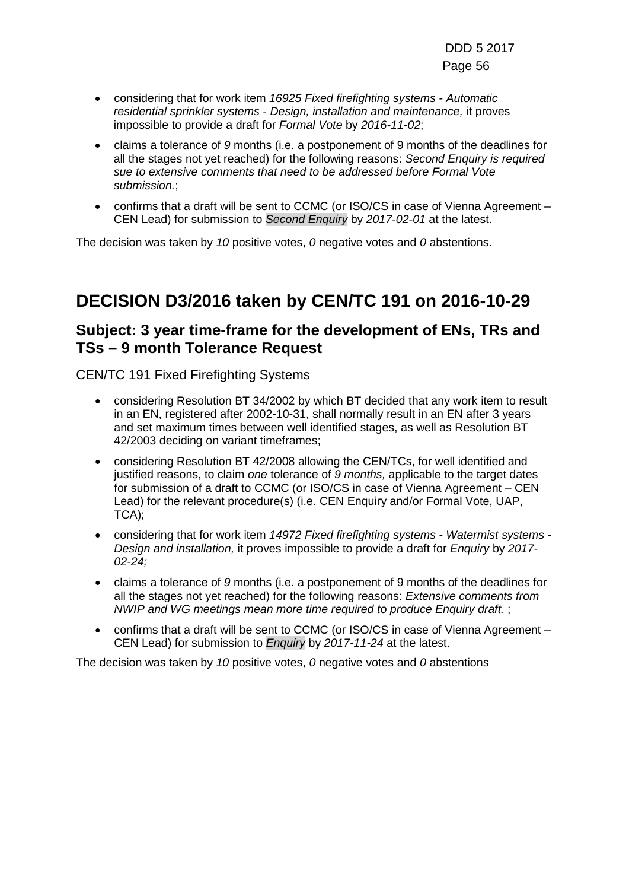- considering that for work item *16925 Fixed firefighting systems - Automatic residential sprinkler systems - Design, installation and maintenance,* it proves impossible to provide a draft for *Formal Vote* by *2016-11-02*;
- claims a tolerance of *9* months (i.e. a postponement of 9 months of the deadlines for all the stages not yet reached) for the following reasons: *Second Enquiry is required sue to extensive comments that need to be addressed before Formal Vote submission.*;
- confirms that a draft will be sent to CCMC (or ISO/CS in case of Vienna Agreement – CEN Lead) for submission to *Second Enquiry* by *2017-02-01* at the latest.

The decision was taken by *10* positive votes, *0* negative votes and *0* abstentions.

# DECISION D3/2016 taken by CEN/TC 191 on 2016-10-29

## Subject: 3 year time-frame for the development of ENs, TRs and TSs – 9 month Tolerance Request

CEN/TC 191 Fixed Firefighting Systems

- considering Resolution BT 34/2002 by which BT decided that any work item to result in an EN, registered after 2002-10-31, shall normally result in an EN after 3 years and set maximum times between well identified stages, as well as Resolution BT 42/2003 deciding on variant timeframes;
- considering Resolution BT 42/2008 allowing the CEN/TCs, for well identified and justified reasons, to claim *one* tolerance of *9 months,* applicable to the target dates for submission of a draft to CCMC (or ISO/CS in case of Vienna Agreement – CEN Lead) for the relevant procedure(s) (i.e. CEN Enquiry and/or Formal Vote, UAP, TCA);
- considering that for work item *14972 Fixed firefighting systems - Watermist systems - Design and installation,* it proves impossible to provide a draft for *Enquiry* by *2017-02-24;*
- claims a tolerance of *9* months (i.e. a postponement of 9 months of the deadlines for all the stages not yet reached) for the following reasons: *Extensive comments from NWIP and WG meetings mean more time required to produce Enquiry draft.* ;
- confirms that a draft will be sent to CCMC (or ISO/CS in case of Vienna Agreement – CEN Lead) for submission to *Enquiry* by *2017-11-24* at the latest.

The decision was taken by *10* positive votes, *0* negative votes and *0* abstentions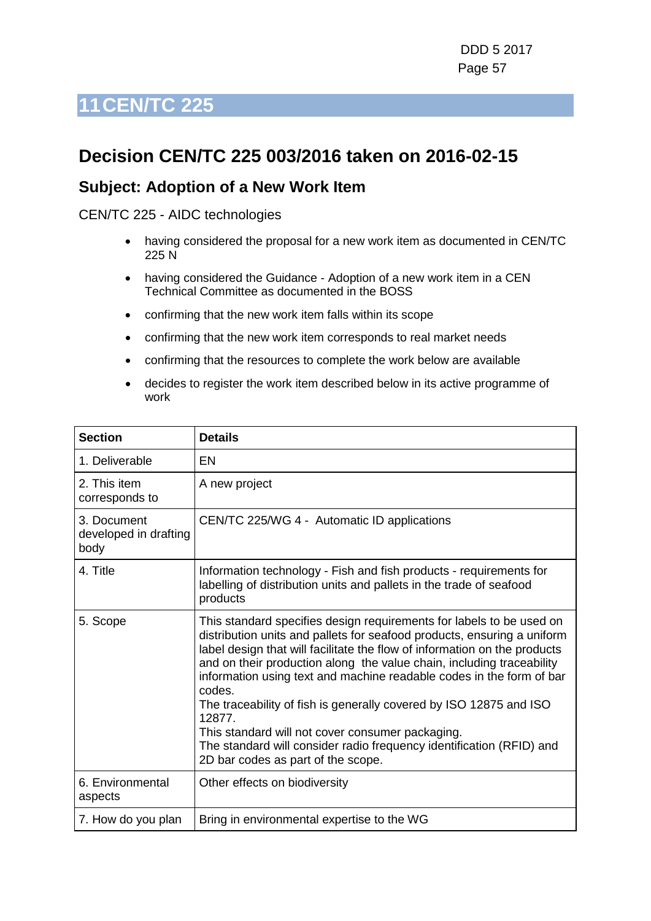# 11 CEN/TC 225

## Decision CEN/TC 225 003/2016 taken on 2016-02-15

### Subject: Adoption of a New Work Item

CEN/TC 225 - AIDC technologies

- having considered the proposal for a new work item as documented in CEN/TC 225 N
- having considered the Guidance - Adoption of a new work item in a CEN Technical Committee as documented in the BOSS
- confirming that the new work item falls within its scope
- confirming that the new work item corresponds to real market needs
- confirming that the resources to complete the work below are available
- decides to register the work item described below in its active programme of work

| Section | Details |
|---|---|
| 1. Deliverable | EN |
| 2. This item corresponds to | A new project |
| 3. Document developed in drafting body | CEN/TC 225/WG 4 - Automatic ID applications |
| 4. Title | Information technology - Fish and fish products - requirements for labelling of distribution units and pallets in the trade of seafood products |
| 5. Scope | This standard specifies design requirements for labels to be used on distribution units and pallets for seafood products, ensuring a uniform label design that will facilitate the flow of information on the products and on their production along the value chain, including traceability information using text and machine readable codes in the form of bar codes.<br>The traceability of fish is generally covered by ISO 12875 and ISO 12877.<br>This standard will not cover consumer packaging.<br>The standard will consider radio frequency identification (RFID) and 2D bar codes as part of the scope. |
| 6. Environmental aspects | Other effects on biodiversity |
| 7. How do you plan | Bring in environmental expertise to the WG |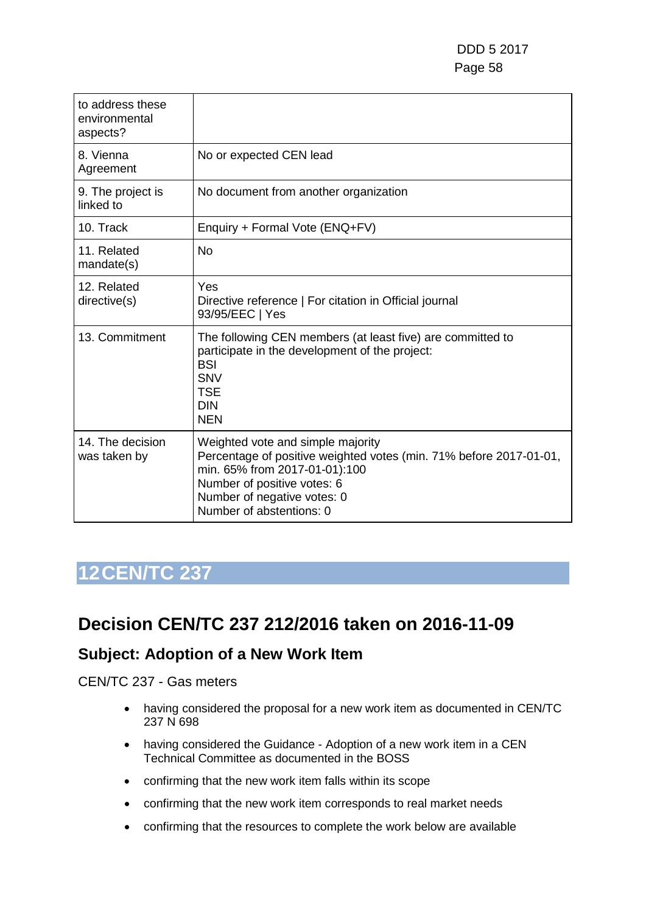| | |
|---|---|
| to address these environmental aspects? | |
| 8. Vienna Agreement | No or expected CEN lead |
| 9. The project is linked to | No document from another organization |
| 10. Track | Enquiry + Formal Vote (ENQ+FV) |
| 11. Related mandate(s) | No |
| 12. Related directive(s) | Yes<br>Directive reference \| For citation in Official journal<br>93/95/EEC \| Yes |
| 13. Commitment | The following CEN members (at least five) are committed to participate in the development of the project:<br>BSI<br>SNV<br>TSE<br>DIN<br>NEN |
| 14. The decision was taken by | Weighted vote and simple majority<br>Percentage of positive weighted votes (min. 71% before 2017-01-01, min. 65% from 2017-01-01):100<br>Number of positive votes: 6<br>Number of negative votes: 0<br>Number of abstentions: 0 |

# 12 CEN/TC 237

## Decision CEN/TC 237 212/2016 taken on 2016-11-09

### Subject: Adoption of a New Work Item

CEN/TC 237 - Gas meters

- having considered the proposal for a new work item as documented in CEN/TC 237 N 698
- having considered the Guidance - Adoption of a new work item in a CEN Technical Committee as documented in the BOSS
- confirming that the new work item falls within its scope
- confirming that the new work item corresponds to real market needs
- confirming that the resources to complete the work below are available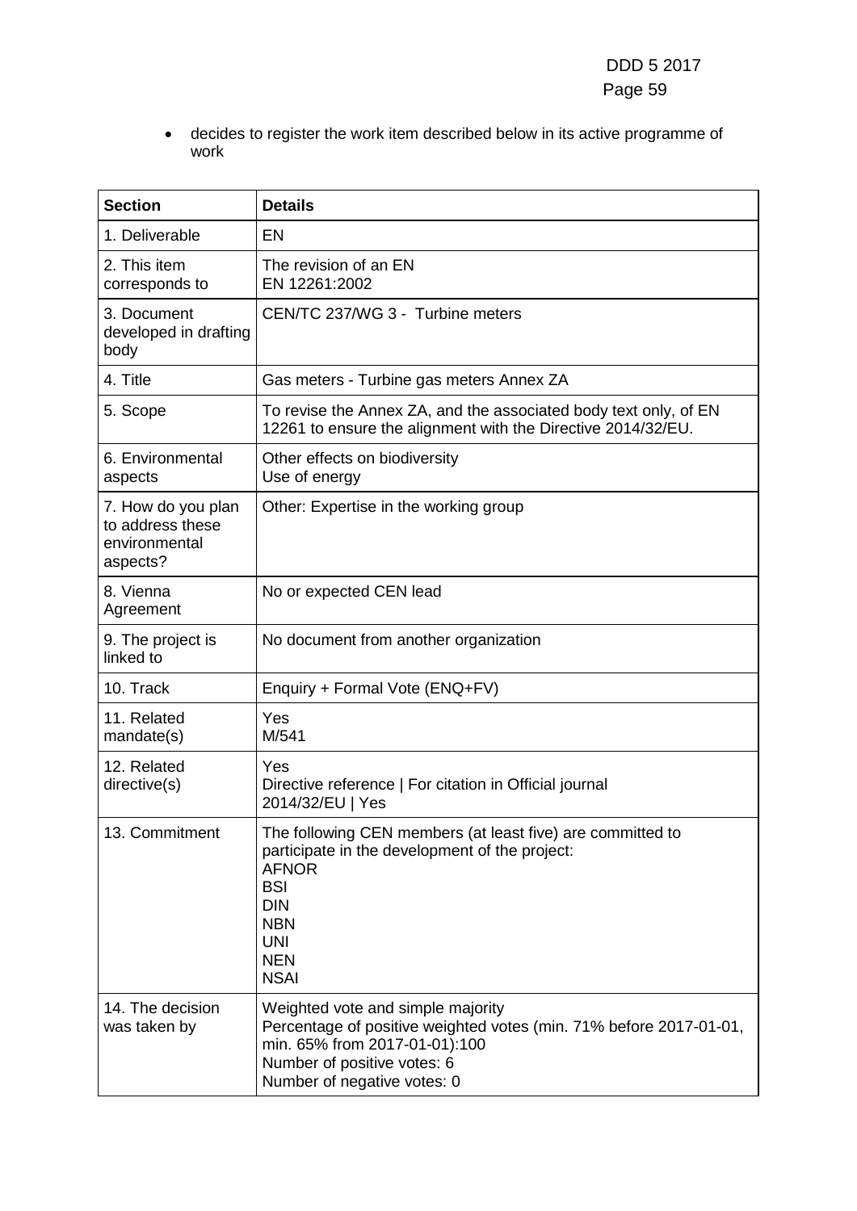- decides to register the work item described below in its active programme of work

| Section | Details |
| --- | --- |
| 1. Deliverable | EN |
| 2. This item corresponds to | The revision of an EN<br>EN 12261:2002 |
| 3. Document developed in drafting body | CEN/TC 237/WG 3 - Turbine meters |
| 4. Title | Gas meters - Turbine gas meters Annex ZA |
| 5. Scope | To revise the Annex ZA, and the associated body text only, of EN 12261 to ensure the alignment with the Directive 2014/32/EU. |
| 6. Environmental aspects | Other effects on biodiversity<br>Use of energy |
| 7. How do you plan to address these environmental aspects? | Other: Expertise in the working group |
| 8. Vienna Agreement | No or expected CEN lead |
| 9. The project is linked to | No document from another organization |
| 10. Track | Enquiry + Formal Vote (ENQ+FV) |
| 11. Related mandate(s) | Yes<br>M/541 |
| 12. Related directive(s) | Yes<br>Directive reference \| For citation in Official journal<br>2014/32/EU \| Yes |
| 13. Commitment | The following CEN members (at least five) are committed to participate in the development of the project:<br>AFNOR<br>BSI<br>DIN<br>NBN<br>UNI<br>NEN<br>NSAI |
| 14. The decision was taken by | Weighted vote and simple majority<br>Percentage of positive weighted votes (min. 71% before 2017-01-01, min. 65% from 2017-01-01):100<br>Number of positive votes: 6<br>Number of negative votes: 0 |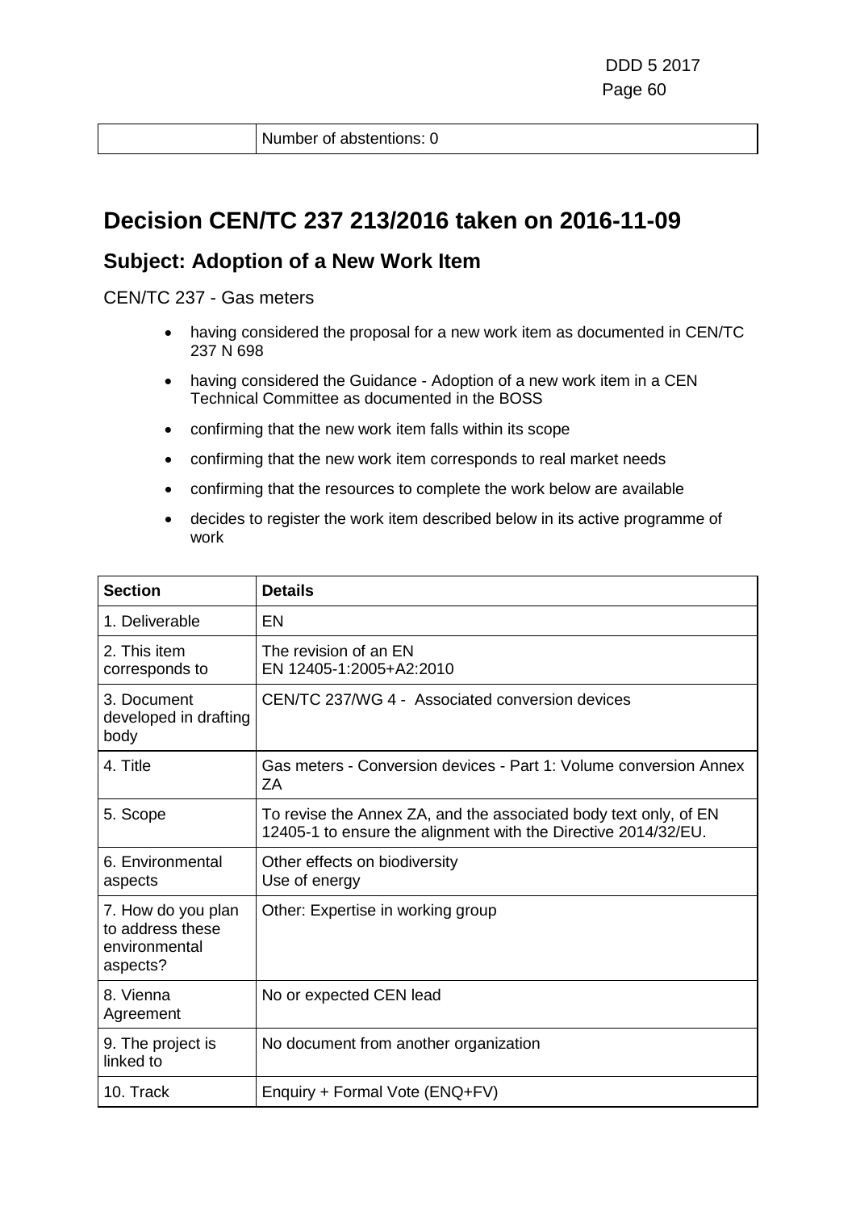|  | Number of abstentions: 0 |
| --- | --- |

## Decision CEN/TC 237 213/2016 taken on 2016-11-09

### Subject: Adoption of a New Work Item

CEN/TC 237 - Gas meters

- having considered the proposal for a new work item as documented in CEN/TC 237 N 698
- having considered the Guidance - Adoption of a new work item in a CEN Technical Committee as documented in the BOSS
- confirming that the new work item falls within its scope
- confirming that the new work item corresponds to real market needs
- confirming that the resources to complete the work below are available
- decides to register the work item described below in its active programme of work

| Section | Details |
| --- | --- |
| 1. Deliverable | EN |
| 2. This item corresponds to | The revision of an EN<br>EN 12405-1:2005+A2:2010 |
| 3. Document developed in drafting body | CEN/TC 237/WG 4 - Associated conversion devices |
| 4. Title | Gas meters - Conversion devices - Part 1: Volume conversion Annex ZA |
| 5. Scope | To revise the Annex ZA, and the associated body text only, of EN 12405-1 to ensure the alignment with the Directive 2014/32/EU. |
| 6. Environmental aspects | Other effects on biodiversity<br>Use of energy |
| 7. How do you plan to address these environmental aspects? | Other: Expertise in working group |
| 8. Vienna Agreement | No or expected CEN lead |
| 9. The project is linked to | No document from another organization |
| 10. Track | Enquiry + Formal Vote (ENQ+FV) |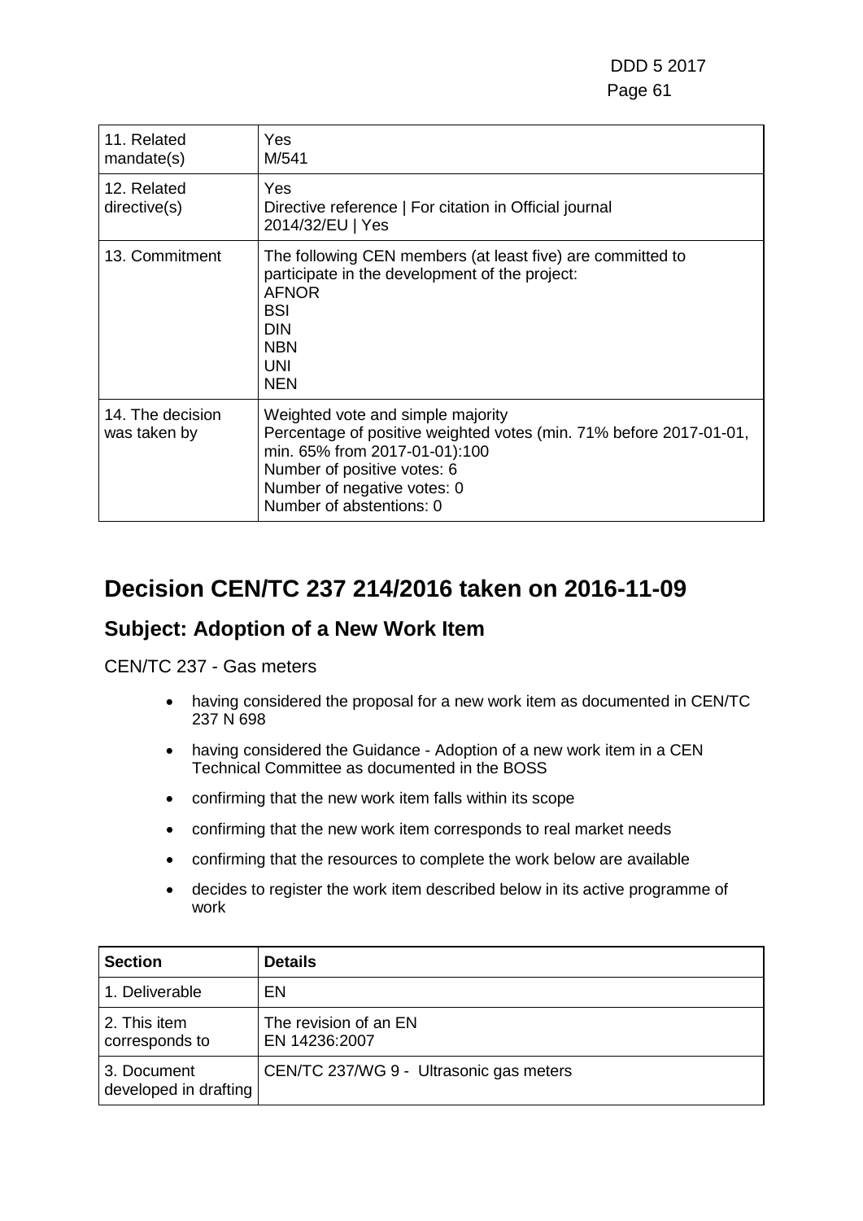| | |
|---|---|
| 11. Related mandate(s) | Yes<br>M/541 |
| 12. Related directive(s) | Yes<br>Directive reference \| For citation in Official journal<br>2014/32/EU \| Yes |
| 13. Commitment | The following CEN members (at least five) are committed to participate in the development of the project:<br>AFNOR<br>BSI<br>DIN<br>NBN<br>UNI<br>NEN |
| 14. The decision was taken by | Weighted vote and simple majority<br>Percentage of positive weighted votes (min. 71% before 2017-01-01, min. 65% from 2017-01-01):100<br>Number of positive votes: 6<br>Number of negative votes: 0<br>Number of abstentions: 0 |

# Decision CEN/TC 237 214/2016 taken on 2016-11-09

## Subject: Adoption of a New Work Item

CEN/TC 237 - Gas meters

- having considered the proposal for a new work item as documented in CEN/TC 237 N 698
- having considered the Guidance - Adoption of a new work item in a CEN Technical Committee as documented in the BOSS
- confirming that the new work item falls within its scope
- confirming that the new work item corresponds to real market needs
- confirming that the resources to complete the work below are available
- decides to register the work item described below in its active programme of work

| Section | Details |
|---|---|
| 1. Deliverable | EN |
| 2. This item corresponds to | The revision of an EN<br>EN 14236:2007 |
| 3. Document developed in drafting | CEN/TC 237/WG 9 - Ultrasonic gas meters |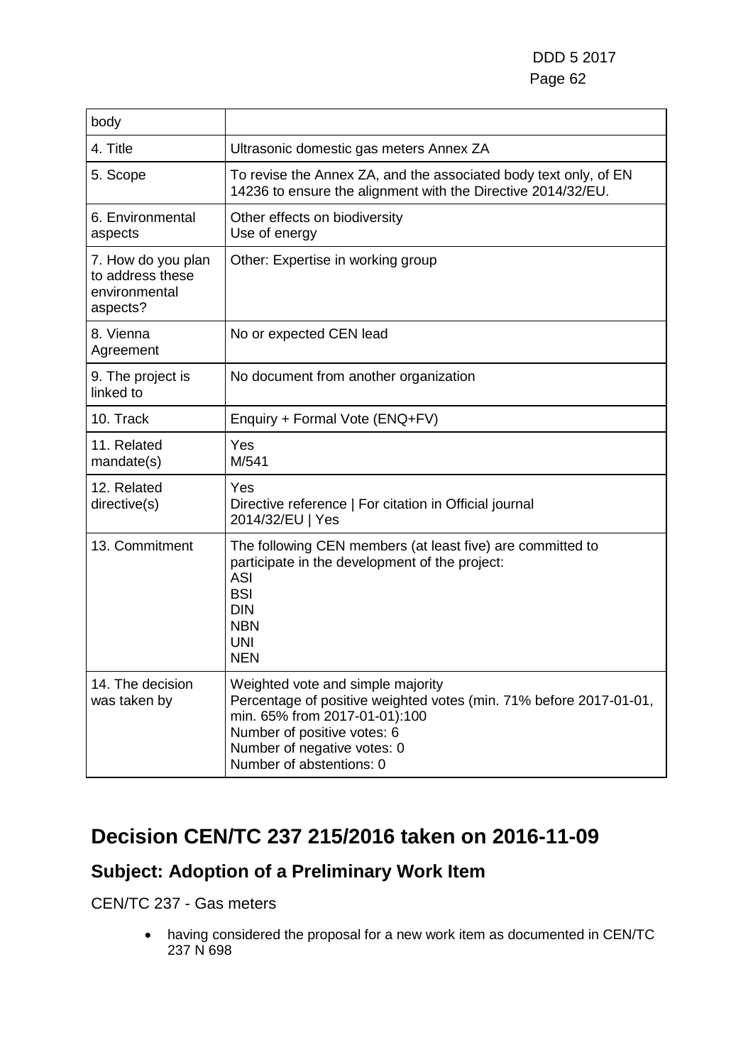| body | |
|---|---|
| 4. Title | Ultrasonic domestic gas meters Annex ZA |
| 5. Scope | To revise the Annex ZA, and the associated body text only, of EN 14236 to ensure the alignment with the Directive 2014/32/EU. |
| 6. Environmental aspects | Other effects on biodiversity<br>Use of energy |
| 7. How do you plan to address these environmental aspects? | Other: Expertise in working group |
| 8. Vienna Agreement | No or expected CEN lead |
| 9. The project is linked to | No document from another organization |
| 10. Track | Enquiry + Formal Vote (ENQ+FV) |
| 11. Related mandate(s) | Yes<br>M/541 |
| 12. Related directive(s) | Yes<br>Directive reference \| For citation in Official journal<br>2014/32/EU \| Yes |
| 13. Commitment | The following CEN members (at least five) are committed to participate in the development of the project:<br>ASI<br>BSI<br>DIN<br>NBN<br>UNI<br>NEN |
| 14. The decision was taken by | Weighted vote and simple majority<br>Percentage of positive weighted votes (min. 71% before 2017-01-01, min. 65% from 2017-01-01):100<br>Number of positive votes: 6<br>Number of negative votes: 0<br>Number of abstentions: 0 |

# Decision CEN/TC 237 215/2016 taken on 2016-11-09

## Subject: Adoption of a Preliminary Work Item

CEN/TC 237 - Gas meters

- having considered the proposal for a new work item as documented in CEN/TC 237 N 698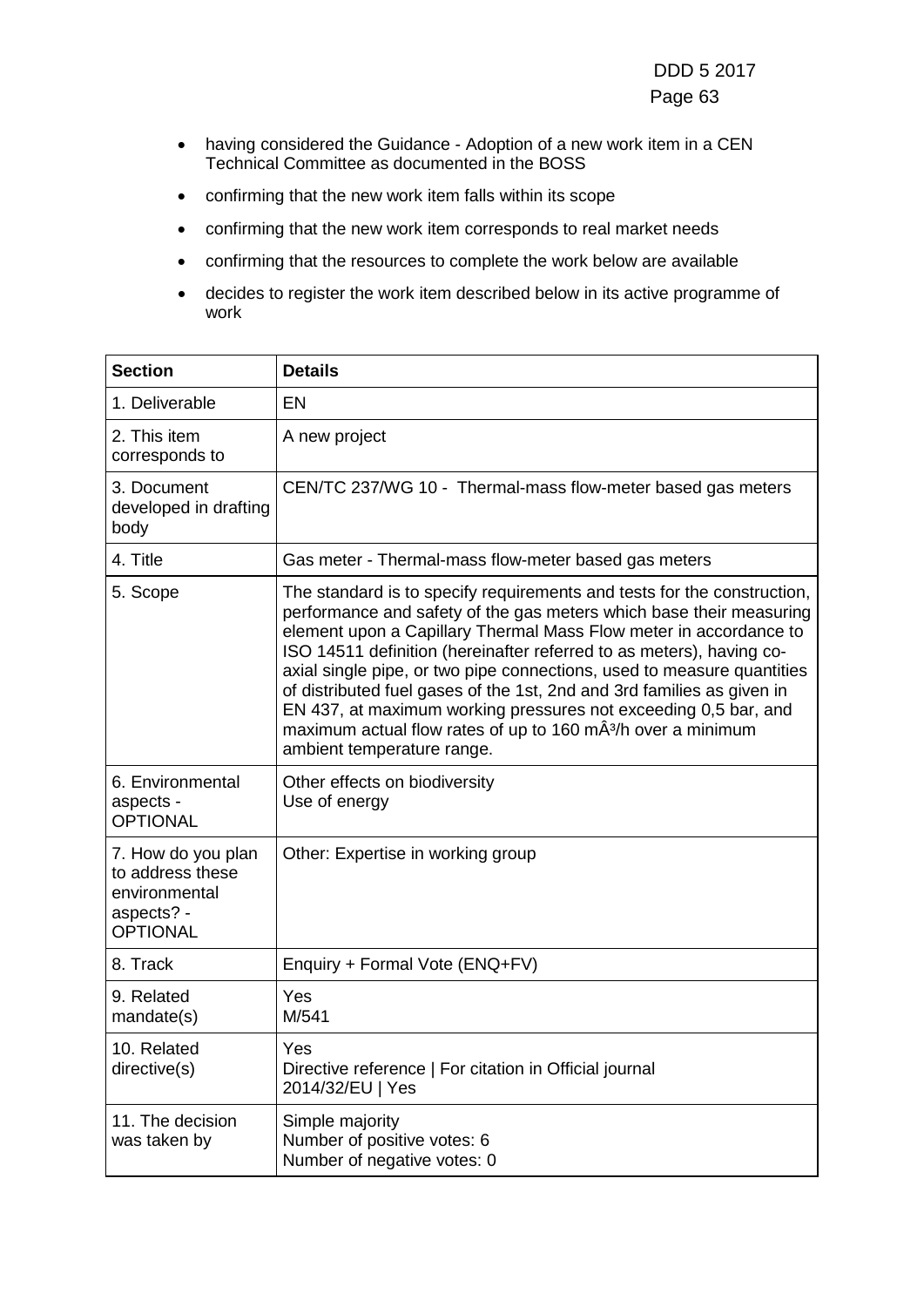- having considered the Guidance - Adoption of a new work item in a CEN Technical Committee as documented in the BOSS
- confirming that the new work item falls within its scope
- confirming that the new work item corresponds to real market needs
- confirming that the resources to complete the work below are available
- decides to register the work item described below in its active programme of work

| Section | Details |
|---|---|
| 1. Deliverable | EN |
| 2. This item corresponds to | A new project |
| 3. Document developed in drafting body | CEN/TC 237/WG 10 - Thermal-mass flow-meter based gas meters |
| 4. Title | Gas meter - Thermal-mass flow-meter based gas meters |
| 5. Scope | The standard is to specify requirements and tests for the construction, performance and safety of the gas meters which base their measuring element upon a Capillary Thermal Mass Flow meter in accordance to ISO 14511 definition (hereinafter referred to as meters), having co-axial single pipe, or two pipe connections, used to measure quantities of distributed fuel gases of the 1st, 2nd and 3rd families as given in EN 437, at maximum working pressures not exceeding 0,5 bar, and maximum actual flow rates of up to 160 mÂ³/h over a minimum ambient temperature range. |
| 6. Environmental aspects - OPTIONAL | Other effects on biodiversity<br>Use of energy |
| 7. How do you plan to address these environmental aspects? - OPTIONAL | Other: Expertise in working group |
| 8. Track | Enquiry + Formal Vote (ENQ+FV) |
| 9. Related mandate(s) | Yes<br>M/541 |
| 10. Related directive(s) | Yes<br>Directive reference \| For citation in Official journal<br>2014/32/EU \| Yes |
| 11. The decision was taken by | Simple majority<br>Number of positive votes: 6<br>Number of negative votes: 0 |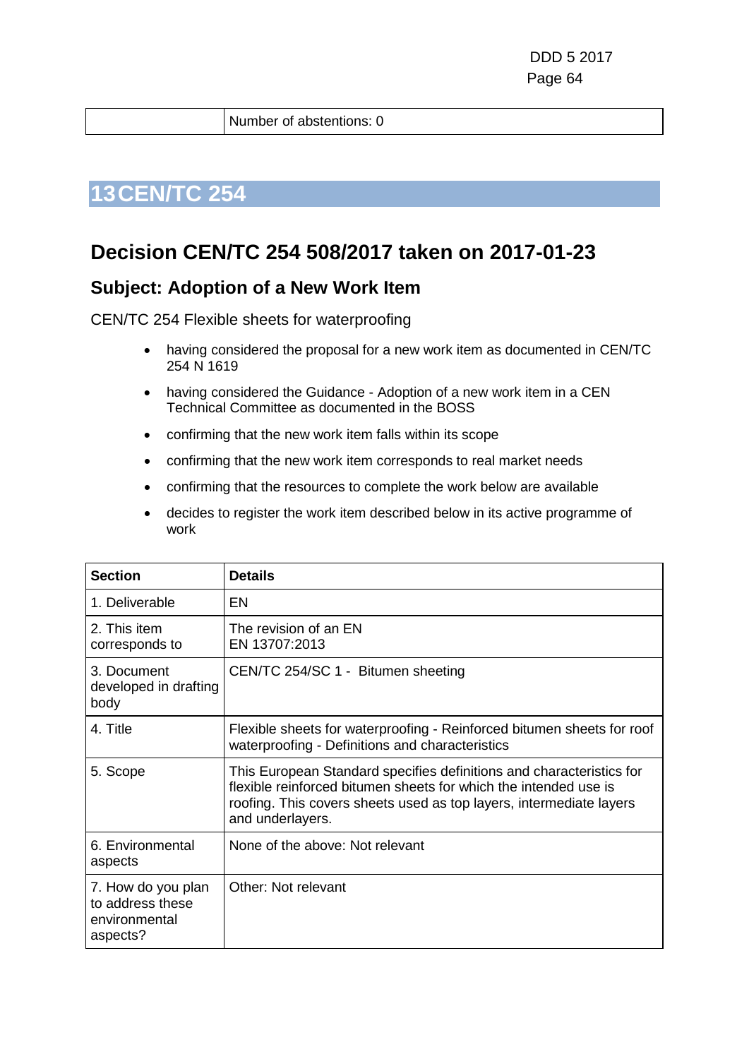|  | Number of abstentions: 0 |
| --- | --- |

# 13 CEN/TC 254

## Decision CEN/TC 254 508/2017 taken on 2017-01-23

### Subject: Adoption of a New Work Item

CEN/TC 254 Flexible sheets for waterproofing

- having considered the proposal for a new work item as documented in CEN/TC 254 N 1619
- having considered the Guidance - Adoption of a new work item in a CEN Technical Committee as documented in the BOSS
- confirming that the new work item falls within its scope
- confirming that the new work item corresponds to real market needs
- confirming that the resources to complete the work below are available
- decides to register the work item described below in its active programme of work

| Section | Details |
| --- | --- |
| 1. Deliverable | EN |
| 2. This item corresponds to | The revision of an EN<br>EN 13707:2013 |
| 3. Document developed in drafting body | CEN/TC 254/SC 1 - Bitumen sheeting |
| 4. Title | Flexible sheets for waterproofing - Reinforced bitumen sheets for roof waterproofing - Definitions and characteristics |
| 5. Scope | This European Standard specifies definitions and characteristics for flexible reinforced bitumen sheets for which the intended use is roofing. This covers sheets used as top layers, intermediate layers and underlayers. |
| 6. Environmental aspects | None of the above: Not relevant |
| 7. How do you plan to address these environmental aspects? | Other: Not relevant |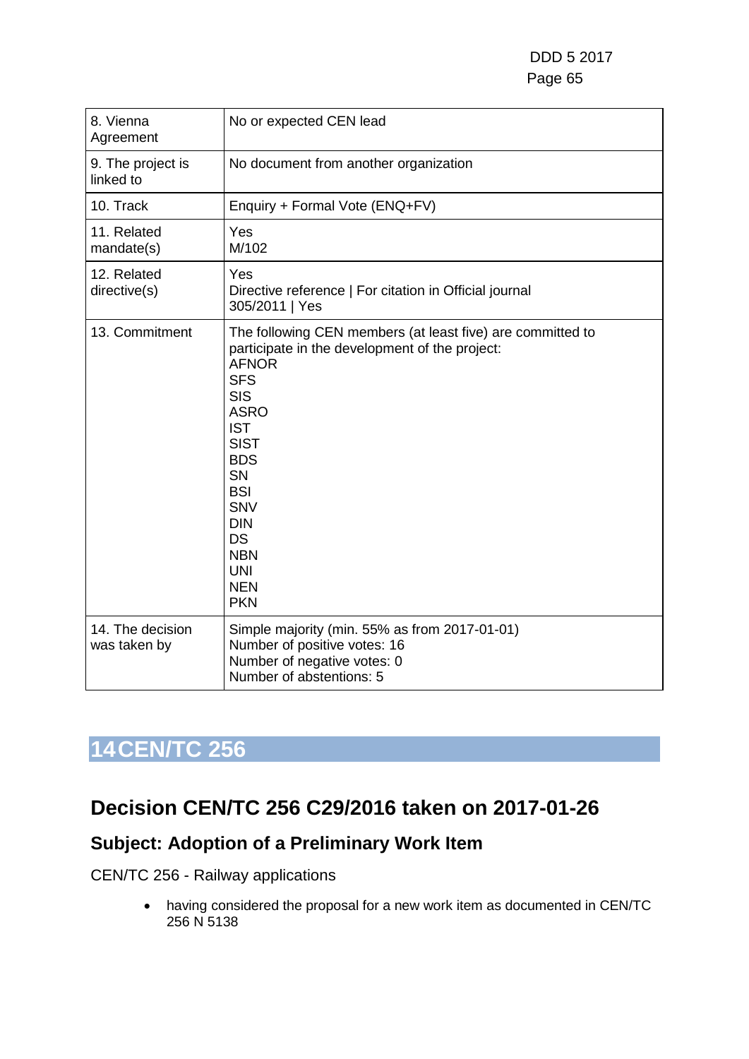| | |
|---|---|
| 8. Vienna Agreement | No or expected CEN lead |
| 9. The project is linked to | No document from another organization |
| 10. Track | Enquiry + Formal Vote (ENQ+FV) |
| 11. Related mandate(s) | Yes<br>M/102 |
| 12. Related directive(s) | Yes<br>Directive reference \| For citation in Official journal<br>305/2011 \| Yes |
| 13. Commitment | The following CEN members (at least five) are committed to participate in the development of the project:<br>AFNOR<br>SFS<br>SIS<br>ASRO<br>IST<br>SIST<br>BDS<br>SN<br>BSI<br>SNV<br>DIN<br>DS<br>NBN<br>UNI<br>NEN<br>PKN |
| 14. The decision was taken by | Simple majority (min. 55% as from 2017-01-01)<br>Number of positive votes: 16<br>Number of negative votes: 0<br>Number of abstentions: 5 |

# 14 CEN/TC 256

## Decision CEN/TC 256 C29/2016 taken on 2017-01-26

### Subject: Adoption of a Preliminary Work Item

CEN/TC 256 - Railway applications

- having considered the proposal for a new work item as documented in CEN/TC 256 N 5138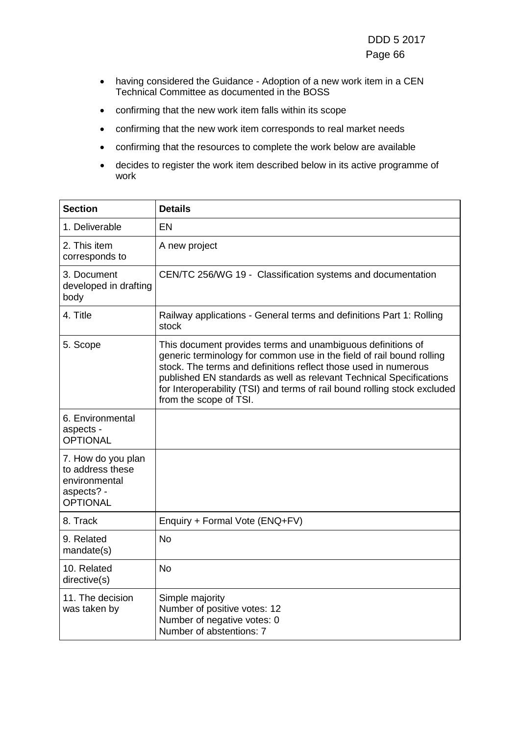- having considered the Guidance - Adoption of a new work item in a CEN Technical Committee as documented in the BOSS
- confirming that the new work item falls within its scope
- confirming that the new work item corresponds to real market needs
- confirming that the resources to complete the work below are available
- decides to register the work item described below in its active programme of work

| **Section** | **Details** |
|---|---|
| 1. Deliverable | EN |
| 2. This item corresponds to | A new project |
| 3. Document developed in drafting body | CEN/TC 256/WG 19 - Classification systems and documentation |
| 4. Title | Railway applications - General terms and definitions Part 1: Rolling stock |
| 5. Scope | This document provides terms and unambiguous definitions of generic terminology for common use in the field of rail bound rolling stock. The terms and definitions reflect those used in numerous published EN standards as well as relevant Technical Specifications for Interoperability (TSI) and terms of rail bound rolling stock excluded from the scope of TSI. |
| 6. Environmental aspects - OPTIONAL | |
| 7. How do you plan to address these environmental aspects? - OPTIONAL | |
| 8. Track | Enquiry + Formal Vote (ENQ+FV) |
| 9. Related mandate(s) | No |
| 10. Related directive(s) | No |
| 11. The decision was taken by | Simple majority<br>Number of positive votes: 12<br>Number of negative votes: 0<br>Number of abstentions: 7 |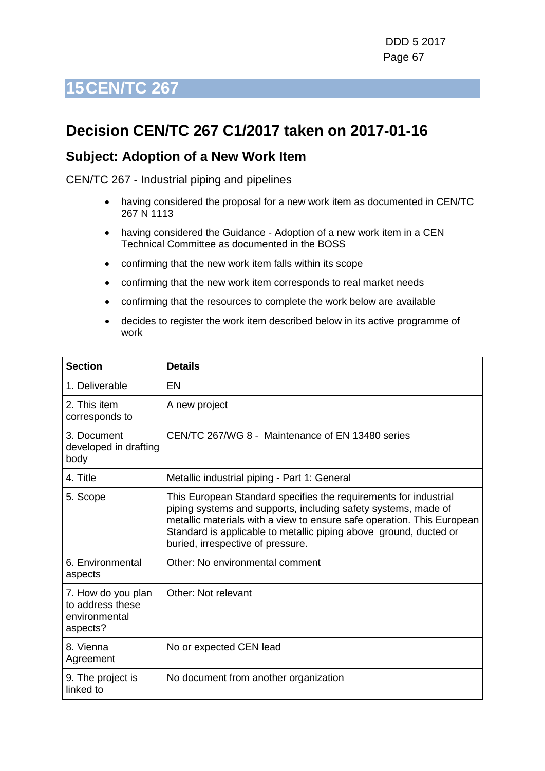# 15 CEN/TC 267

## Decision CEN/TC 267 C1/2017 taken on 2017-01-16

### Subject: Adoption of a New Work Item

CEN/TC 267 - Industrial piping and pipelines

- having considered the proposal for a new work item as documented in CEN/TC 267 N 1113
- having considered the Guidance - Adoption of a new work item in a CEN Technical Committee as documented in the BOSS
- confirming that the new work item falls within its scope
- confirming that the new work item corresponds to real market needs
- confirming that the resources to complete the work below are available
- decides to register the work item described below in its active programme of work

| Section | Details |
|---|---|
| 1. Deliverable | EN |
| 2. This item corresponds to | A new project |
| 3. Document developed in drafting body | CEN/TC 267/WG 8 - Maintenance of EN 13480 series |
| 4. Title | Metallic industrial piping - Part 1: General |
| 5. Scope | This European Standard specifies the requirements for industrial piping systems and supports, including safety systems, made of metallic materials with a view to ensure safe operation. This European Standard is applicable to metallic piping above ground, ducted or buried, irrespective of pressure. |
| 6. Environmental aspects | Other: No environmental comment |
| 7. How do you plan to address these environmental aspects? | Other: Not relevant |
| 8. Vienna Agreement | No or expected CEN lead |
| 9. The project is linked to | No document from another organization |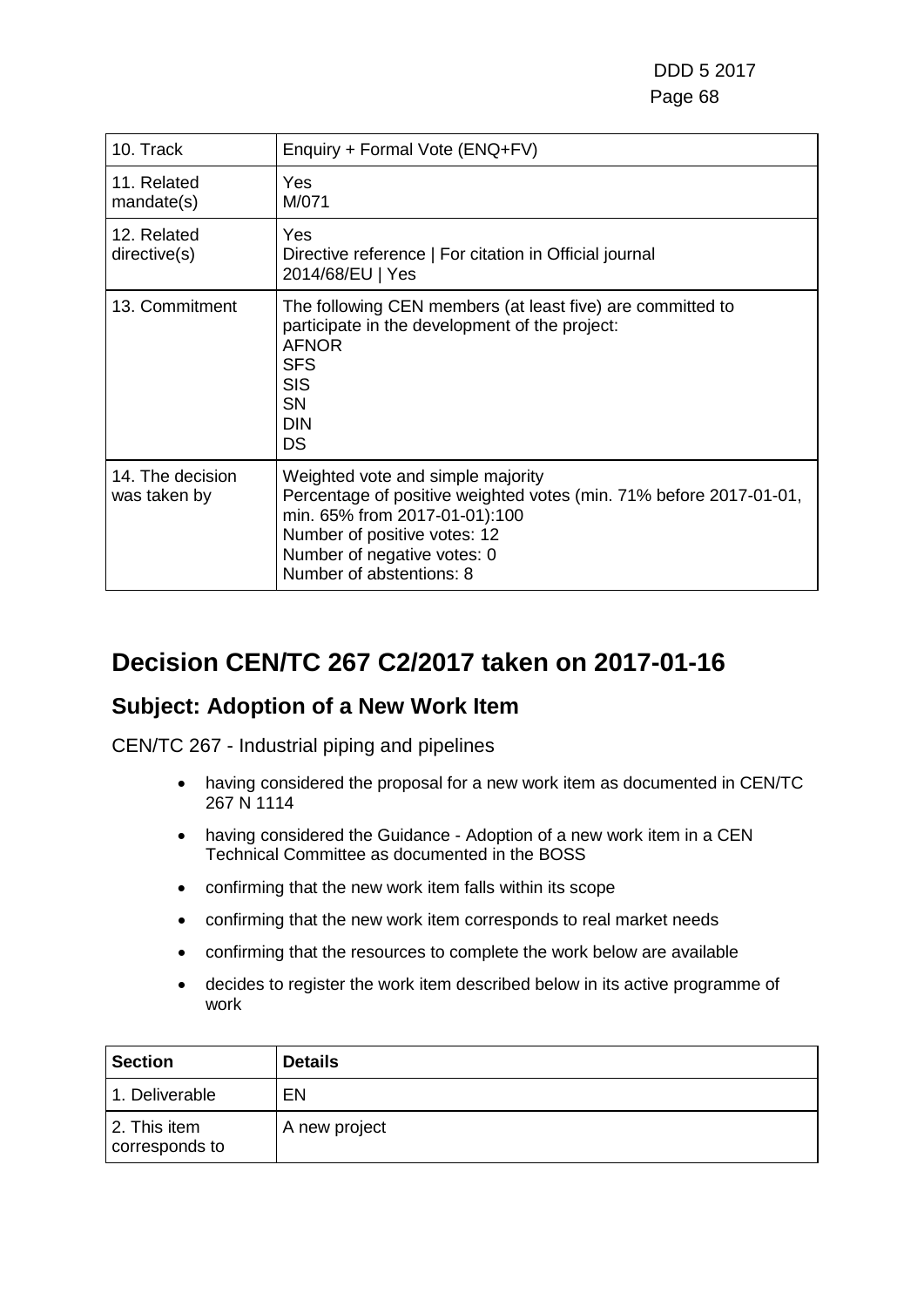| | |
|---|---|
| 10. Track | Enquiry + Formal Vote (ENQ+FV) |
| 11. Related mandate(s) | Yes<br>M/071 |
| 12. Related directive(s) | Yes<br>Directive reference \| For citation in Official journal<br>2014/68/EU \| Yes |
| 13. Commitment | The following CEN members (at least five) are committed to participate in the development of the project:<br>AFNOR<br>SFS<br>SIS<br>SN<br>DIN<br>DS |
| 14. The decision was taken by | Weighted vote and simple majority<br>Percentage of positive weighted votes (min. 71% before 2017-01-01, min. 65% from 2017-01-01):100<br>Number of positive votes: 12<br>Number of negative votes: 0<br>Number of abstentions: 8 |

# Decision CEN/TC 267 C2/2017 taken on 2017-01-16

## Subject: Adoption of a New Work Item

CEN/TC 267 - Industrial piping and pipelines

- having considered the proposal for a new work item as documented in CEN/TC 267 N 1114
- having considered the Guidance - Adoption of a new work item in a CEN Technical Committee as documented in the BOSS
- confirming that the new work item falls within its scope
- confirming that the new work item corresponds to real market needs
- confirming that the resources to complete the work below are available
- decides to register the work item described below in its active programme of work

| Section | Details |
|---|---|
| 1. Deliverable | EN |
| 2. This item corresponds to | A new project |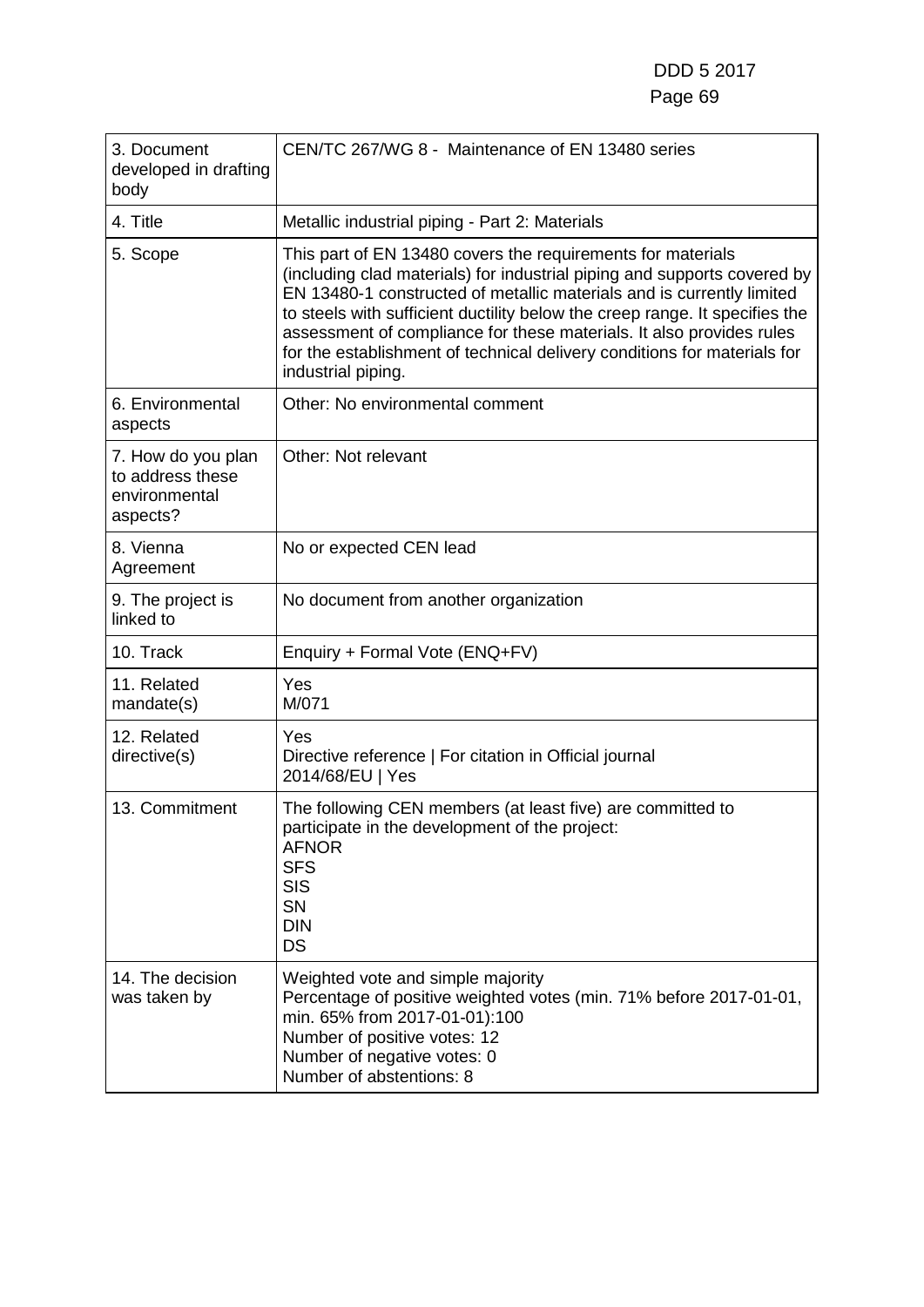| 3. Document developed in drafting body | CEN/TC 267/WG 8 - Maintenance of EN 13480 series |
|---|---|
| 4. Title | Metallic industrial piping - Part 2: Materials |
| 5. Scope | This part of EN 13480 covers the requirements for materials (including clad materials) for industrial piping and supports covered by EN 13480-1 constructed of metallic materials and is currently limited to steels with sufficient ductility below the creep range. It specifies the assessment of compliance for these materials. It also provides rules for the establishment of technical delivery conditions for materials for industrial piping. |
| 6. Environmental aspects | Other: No environmental comment |
| 7. How do you plan to address these environmental aspects? | Other: Not relevant |
| 8. Vienna Agreement | No or expected CEN lead |
| 9. The project is linked to | No document from another organization |
| 10. Track | Enquiry + Formal Vote (ENQ+FV) |
| 11. Related mandate(s) | Yes<br>M/071 |
| 12. Related directive(s) | Yes<br>Directive reference \| For citation in Official journal<br>2014/68/EU \| Yes |
| 13. Commitment | The following CEN members (at least five) are committed to participate in the development of the project:<br>AFNOR<br>SFS<br>SIS<br>SN<br>DIN<br>DS |
| 14. The decision was taken by | Weighted vote and simple majority<br>Percentage of positive weighted votes (min. 71% before 2017-01-01, min. 65% from 2017-01-01):100<br>Number of positive votes: 12<br>Number of negative votes: 0<br>Number of abstentions: 8 |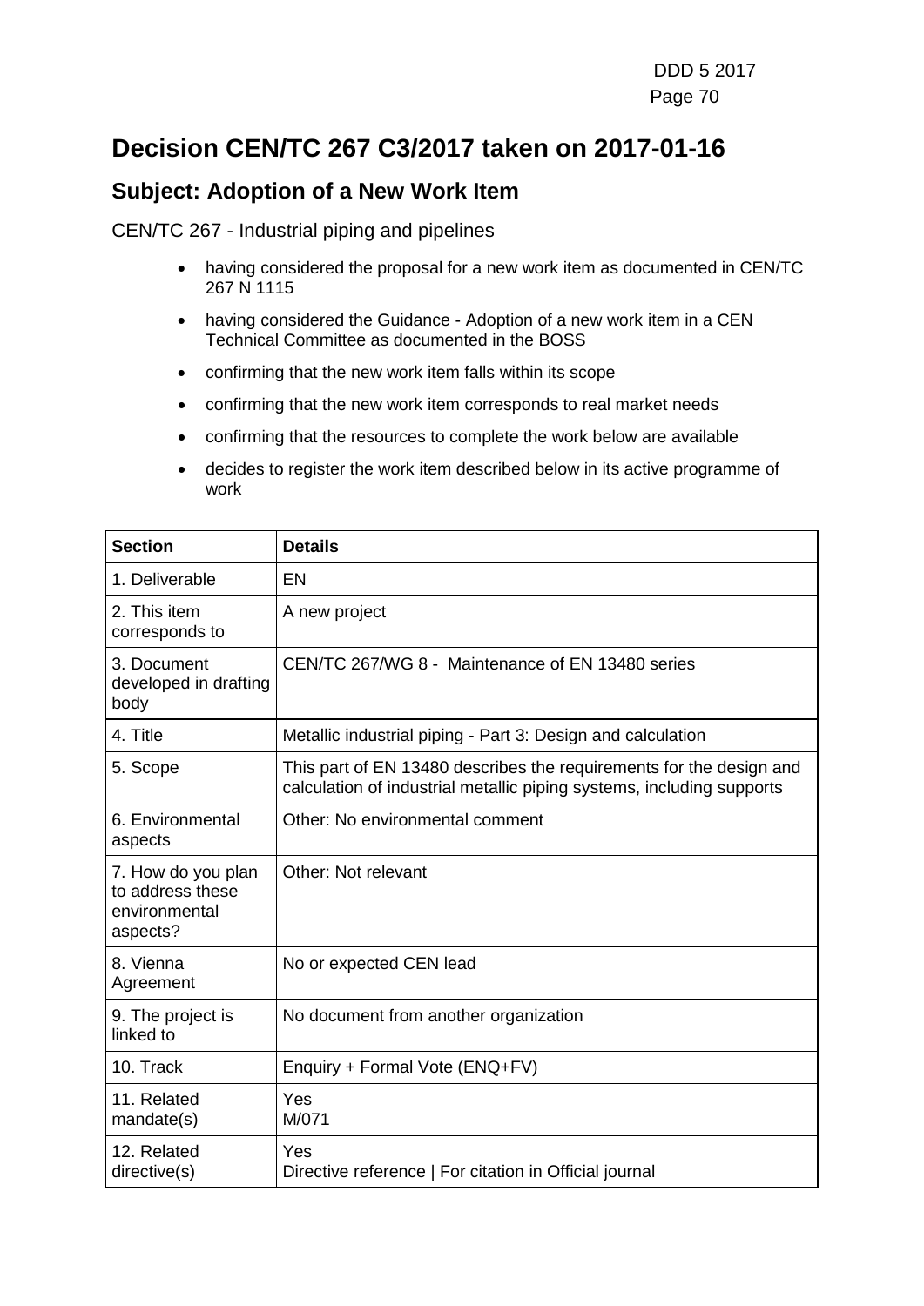# Decision CEN/TC 267 C3/2017 taken on 2017-01-16

## Subject: Adoption of a New Work Item

CEN/TC 267 - Industrial piping and pipelines

- having considered the proposal for a new work item as documented in CEN/TC 267 N 1115
- having considered the Guidance - Adoption of a new work item in a CEN Technical Committee as documented in the BOSS
- confirming that the new work item falls within its scope
- confirming that the new work item corresponds to real market needs
- confirming that the resources to complete the work below are available
- decides to register the work item described below in its active programme of work

| Section | Details |
| --- | --- |
| 1. Deliverable | EN |
| 2. This item corresponds to | A new project |
| 3. Document developed in drafting body | CEN/TC 267/WG 8 - Maintenance of EN 13480 series |
| 4. Title | Metallic industrial piping - Part 3: Design and calculation |
| 5. Scope | This part of EN 13480 describes the requirements for the design and calculation of industrial metallic piping systems, including supports |
| 6. Environmental aspects | Other: No environmental comment |
| 7. How do you plan to address these environmental aspects? | Other: Not relevant |
| 8. Vienna Agreement | No or expected CEN lead |
| 9. The project is linked to | No document from another organization |
| 10. Track | Enquiry + Formal Vote (ENQ+FV) |
| 11. Related mandate(s) | Yes<br>M/071 |
| 12. Related directive(s) | Yes<br>Directive reference \| For citation in Official journal |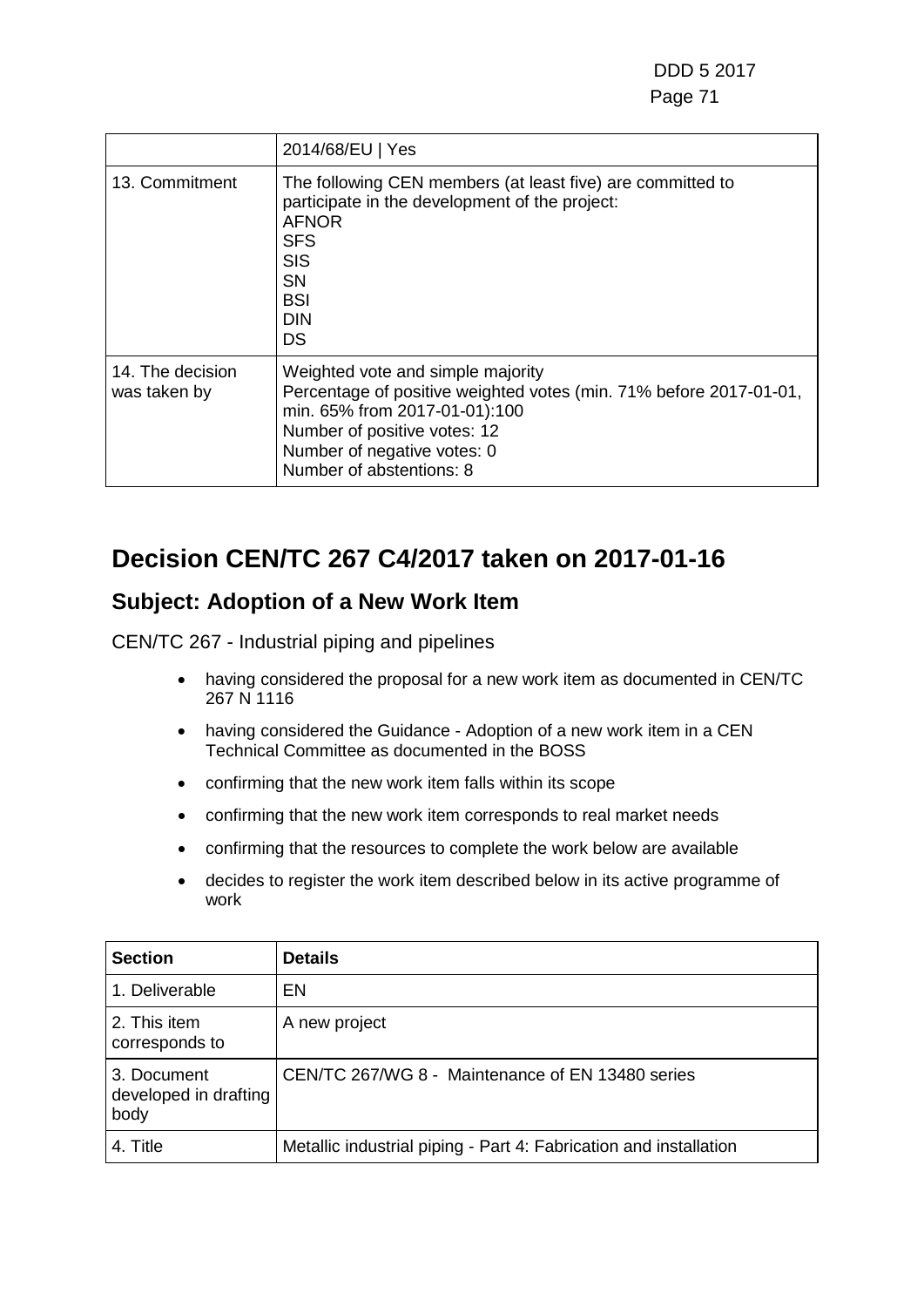| | 2014/68/EU \| Yes |
|---|---|
| 13. Commitment | The following CEN members (at least five) are committed to participate in the development of the project:<br>AFNOR<br>SFS<br>SIS<br>SN<br>BSI<br>DIN<br>DS |
| 14. The decision was taken by | Weighted vote and simple majority<br>Percentage of positive weighted votes (min. 71% before 2017-01-01, min. 65% from 2017-01-01):100<br>Number of positive votes: 12<br>Number of negative votes: 0<br>Number of abstentions: 8 |

# Decision CEN/TC 267 C4/2017 taken on 2017-01-16

## Subject: Adoption of a New Work Item

CEN/TC 267 - Industrial piping and pipelines

- having considered the proposal for a new work item as documented in CEN/TC 267 N 1116
- having considered the Guidance - Adoption of a new work item in a CEN Technical Committee as documented in the BOSS
- confirming that the new work item falls within its scope
- confirming that the new work item corresponds to real market needs
- confirming that the resources to complete the work below are available
- decides to register the work item described below in its active programme of work

| **Section** | **Details** |
|---|---|
| 1. Deliverable | EN |
| 2. This item corresponds to | A new project |
| 3. Document developed in drafting body | CEN/TC 267/WG 8 - Maintenance of EN 13480 series |
| 4. Title | Metallic industrial piping - Part 4: Fabrication and installation |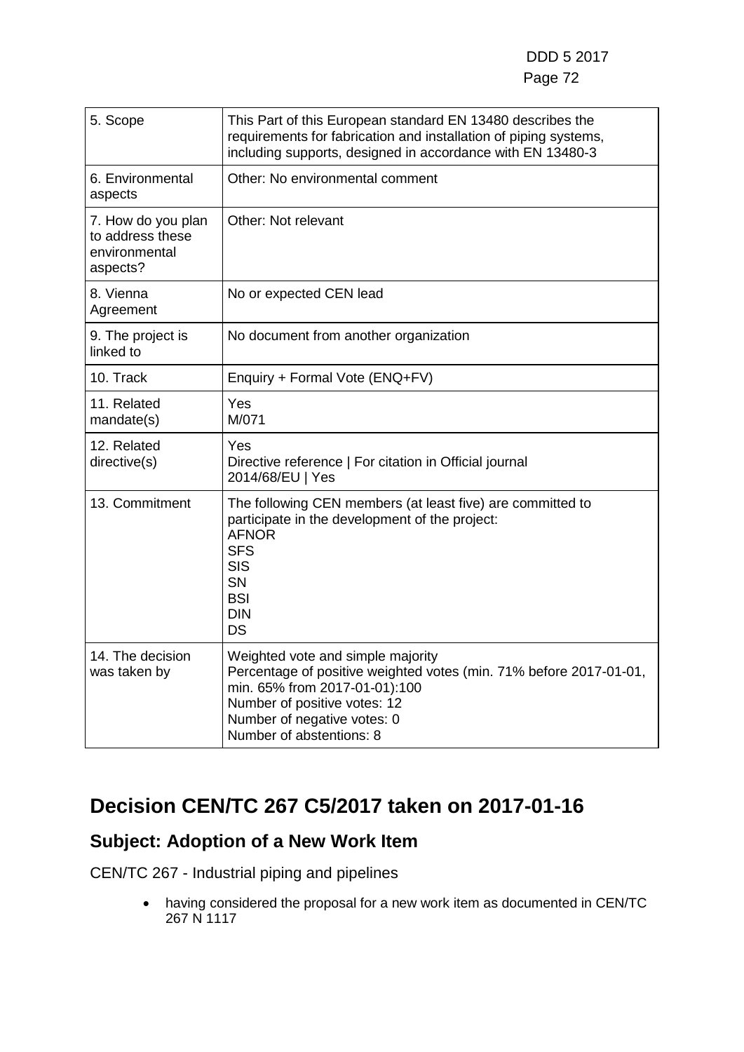| 5. Scope | This Part of this European standard EN 13480 describes the requirements for fabrication and installation of piping systems, including supports, designed in accordance with EN 13480-3 |
|---|---|
| 6. Environmental aspects | Other: No environmental comment |
| 7. How do you plan to address these environmental aspects? | Other: Not relevant |
| 8. Vienna Agreement | No or expected CEN lead |
| 9. The project is linked to | No document from another organization |
| 10. Track | Enquiry + Formal Vote (ENQ+FV) |
| 11. Related mandate(s) | Yes<br>M/071 |
| 12. Related directive(s) | Yes<br>Directive reference \| For citation in Official journal<br>2014/68/EU \| Yes |
| 13. Commitment | The following CEN members (at least five) are committed to participate in the development of the project:<br>AFNOR<br>SFS<br>SIS<br>SN<br>BSI<br>DIN<br>DS |
| 14. The decision was taken by | Weighted vote and simple majority<br>Percentage of positive weighted votes (min. 71% before 2017-01-01, min. 65% from 2017-01-01):100<br>Number of positive votes: 12<br>Number of negative votes: 0<br>Number of abstentions: 8 |

# Decision CEN/TC 267 C5/2017 taken on 2017-01-16

## Subject: Adoption of a New Work Item

CEN/TC 267 - Industrial piping and pipelines

- having considered the proposal for a new work item as documented in CEN/TC 267 N 1117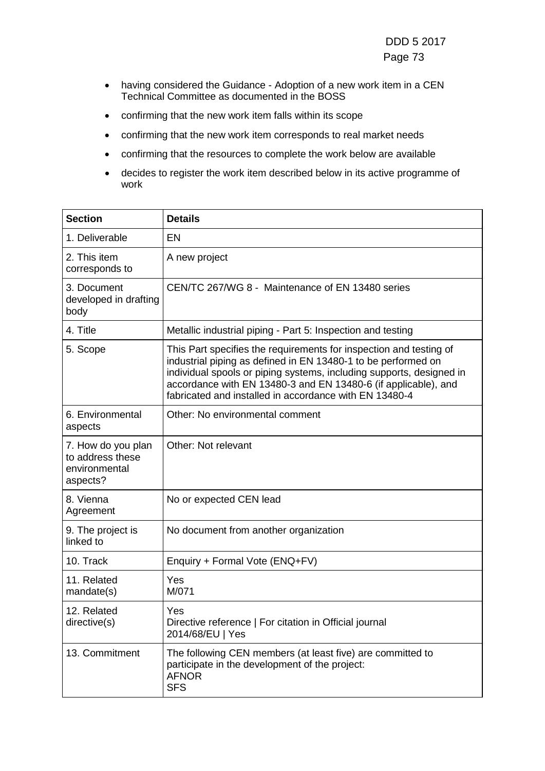- having considered the Guidance - Adoption of a new work item in a CEN Technical Committee as documented in the BOSS
- confirming that the new work item falls within its scope
- confirming that the new work item corresponds to real market needs
- confirming that the resources to complete the work below are available
- decides to register the work item described below in its active programme of work

| **Section** | **Details** |
|---|---|
| 1. Deliverable | EN |
| 2. This item corresponds to | A new project |
| 3. Document developed in drafting body | CEN/TC 267/WG 8 - Maintenance of EN 13480 series |
| 4. Title | Metallic industrial piping - Part 5: Inspection and testing |
| 5. Scope | This Part specifies the requirements for inspection and testing of industrial piping as defined in EN 13480-1 to be performed on individual spools or piping systems, including supports, designed in accordance with EN 13480-3 and EN 13480-6 (if applicable), and fabricated and installed in accordance with EN 13480-4 |
| 6. Environmental aspects | Other: No environmental comment |
| 7. How do you plan to address these environmental aspects? | Other: Not relevant |
| 8. Vienna Agreement | No or expected CEN lead |
| 9. The project is linked to | No document from another organization |
| 10. Track | Enquiry + Formal Vote (ENQ+FV) |
| 11. Related mandate(s) | Yes<br>M/071 |
| 12. Related directive(s) | Yes<br>Directive reference \| For citation in Official journal<br>2014/68/EU \| Yes |
| 13. Commitment | The following CEN members (at least five) are committed to participate in the development of the project:<br>AFNOR<br>SFS |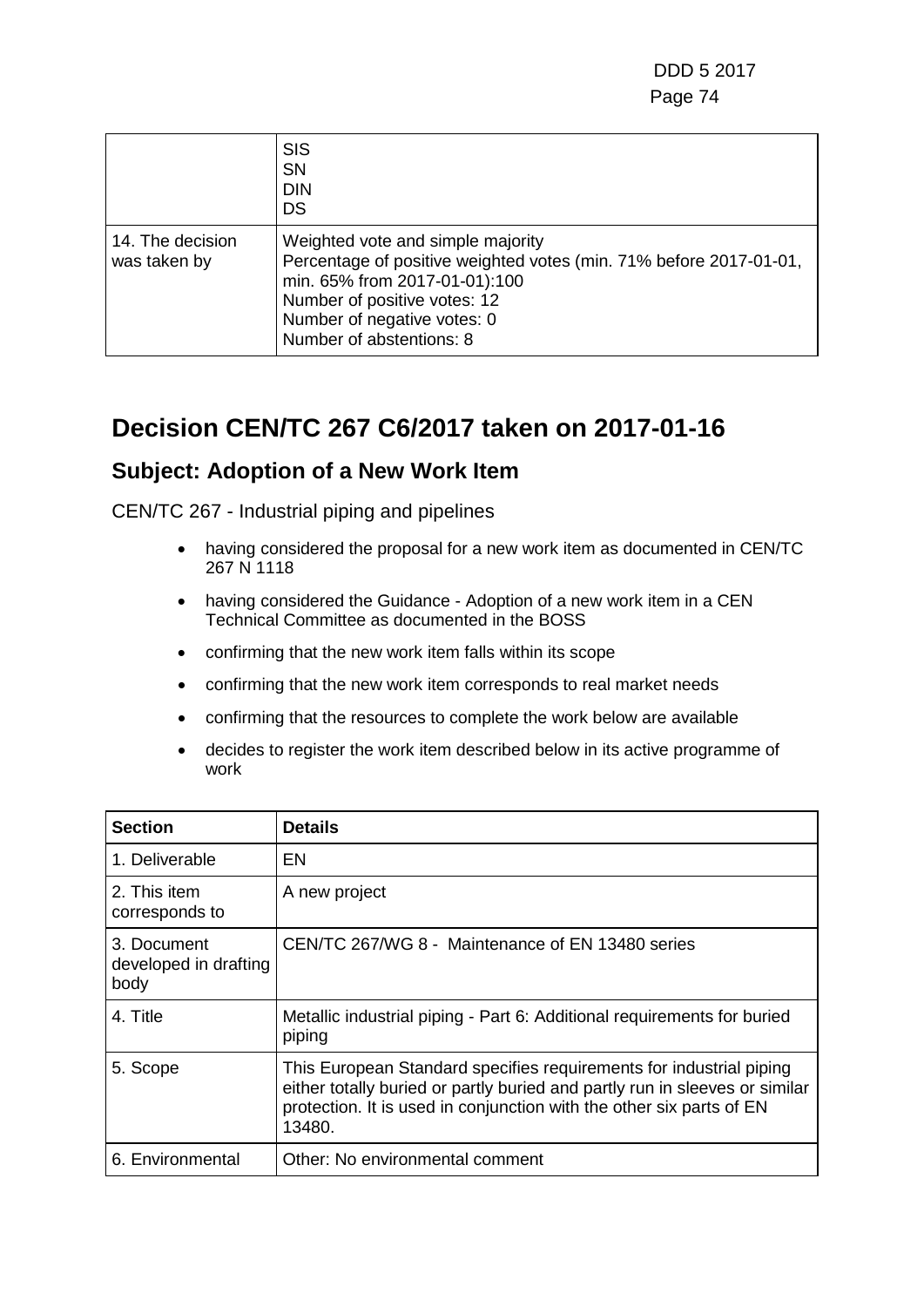|  | SIS<br>SN<br>DIN<br>DS |
|---|---|
| 14. The decision was taken by | Weighted vote and simple majority<br>Percentage of positive weighted votes (min. 71% before 2017-01-01, min. 65% from 2017-01-01):100<br>Number of positive votes: 12<br>Number of negative votes: 0<br>Number of abstentions: 8 |

# Decision CEN/TC 267 C6/2017 taken on 2017-01-16

## Subject: Adoption of a New Work Item

CEN/TC 267 - Industrial piping and pipelines

- having considered the proposal for a new work item as documented in CEN/TC 267 N 1118
- having considered the Guidance - Adoption of a new work item in a CEN Technical Committee as documented in the BOSS
- confirming that the new work item falls within its scope
- confirming that the new work item corresponds to real market needs
- confirming that the resources to complete the work below are available
- decides to register the work item described below in its active programme of work

| Section | Details |
|---|---|
| 1. Deliverable | EN |
| 2. This item corresponds to | A new project |
| 3. Document developed in drafting body | CEN/TC 267/WG 8 - Maintenance of EN 13480 series |
| 4. Title | Metallic industrial piping - Part 6: Additional requirements for buried piping |
| 5. Scope | This European Standard specifies requirements for industrial piping either totally buried or partly buried and partly run in sleeves or similar protection. It is used in conjunction with the other six parts of EN 13480. |
| 6. Environmental | Other: No environmental comment |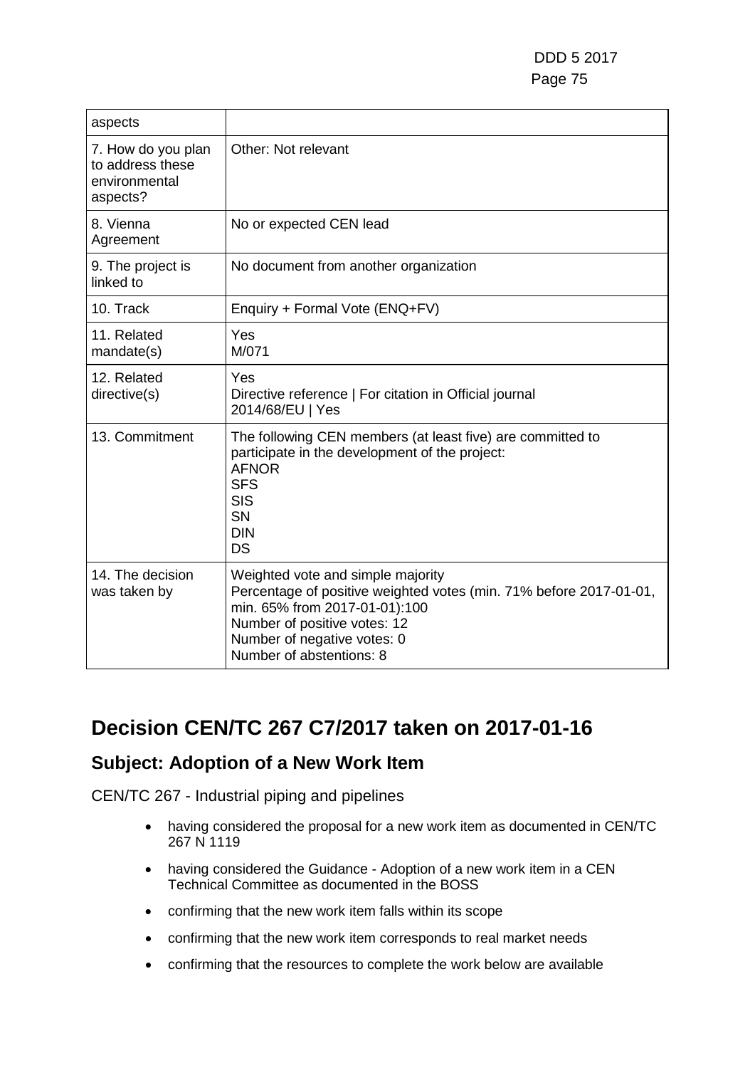| aspects | |
|---|---|
| 7. How do you plan to address these environmental aspects? | Other: Not relevant |
| 8. Vienna Agreement | No or expected CEN lead |
| 9. The project is linked to | No document from another organization |
| 10. Track | Enquiry + Formal Vote (ENQ+FV) |
| 11. Related mandate(s) | Yes<br>M/071 |
| 12. Related directive(s) | Yes<br>Directive reference \| For citation in Official journal<br>2014/68/EU \| Yes |
| 13. Commitment | The following CEN members (at least five) are committed to participate in the development of the project:<br>AFNOR<br>SFS<br>SIS<br>SN<br>DIN<br>DS |
| 14. The decision was taken by | Weighted vote and simple majority<br>Percentage of positive weighted votes (min. 71% before 2017-01-01, min. 65% from 2017-01-01):100<br>Number of positive votes: 12<br>Number of negative votes: 0<br>Number of abstentions: 8 |

# Decision CEN/TC 267 C7/2017 taken on 2017-01-16

## Subject: Adoption of a New Work Item

CEN/TC 267 - Industrial piping and pipelines

- having considered the proposal for a new work item as documented in CEN/TC 267 N 1119
- having considered the Guidance - Adoption of a new work item in a CEN Technical Committee as documented in the BOSS
- confirming that the new work item falls within its scope
- confirming that the new work item corresponds to real market needs
- confirming that the resources to complete the work below are available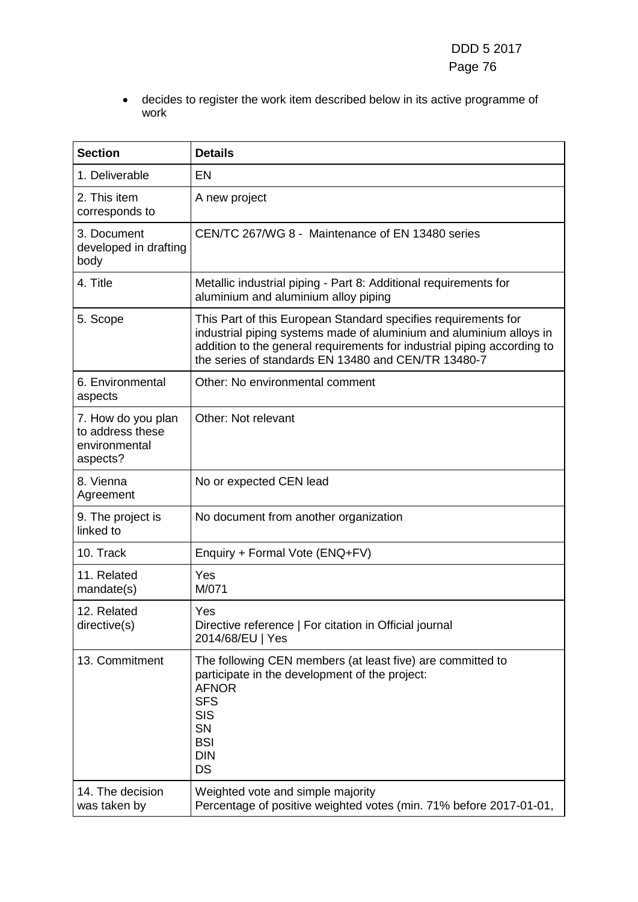- decides to register the work item described below in its active programme of work

| Section | Details |
|---|---|
| 1. Deliverable | EN |
| 2. This item corresponds to | A new project |
| 3. Document developed in drafting body | CEN/TC 267/WG 8 - Maintenance of EN 13480 series |
| 4. Title | Metallic industrial piping - Part 8: Additional requirements for aluminium and aluminium alloy piping |
| 5. Scope | This Part of this European Standard specifies requirements for industrial piping systems made of aluminium and aluminium alloys in addition to the general requirements for industrial piping according to the series of standards EN 13480 and CEN/TR 13480-7 |
| 6. Environmental aspects | Other: No environmental comment |
| 7. How do you plan to address these environmental aspects? | Other: Not relevant |
| 8. Vienna Agreement | No or expected CEN lead |
| 9. The project is linked to | No document from another organization |
| 10. Track | Enquiry + Formal Vote (ENQ+FV) |
| 11. Related mandate(s) | Yes<br>M/071 |
| 12. Related directive(s) | Yes<br>Directive reference \| For citation in Official journal<br>2014/68/EU \| Yes |
| 13. Commitment | The following CEN members (at least five) are committed to participate in the development of the project:<br>AFNOR<br>SFS<br>SIS<br>SN<br>BSI<br>DIN<br>DS |
| 14. The decision was taken by | Weighted vote and simple majority<br>Percentage of positive weighted votes (min. 71% before 2017-01-01, |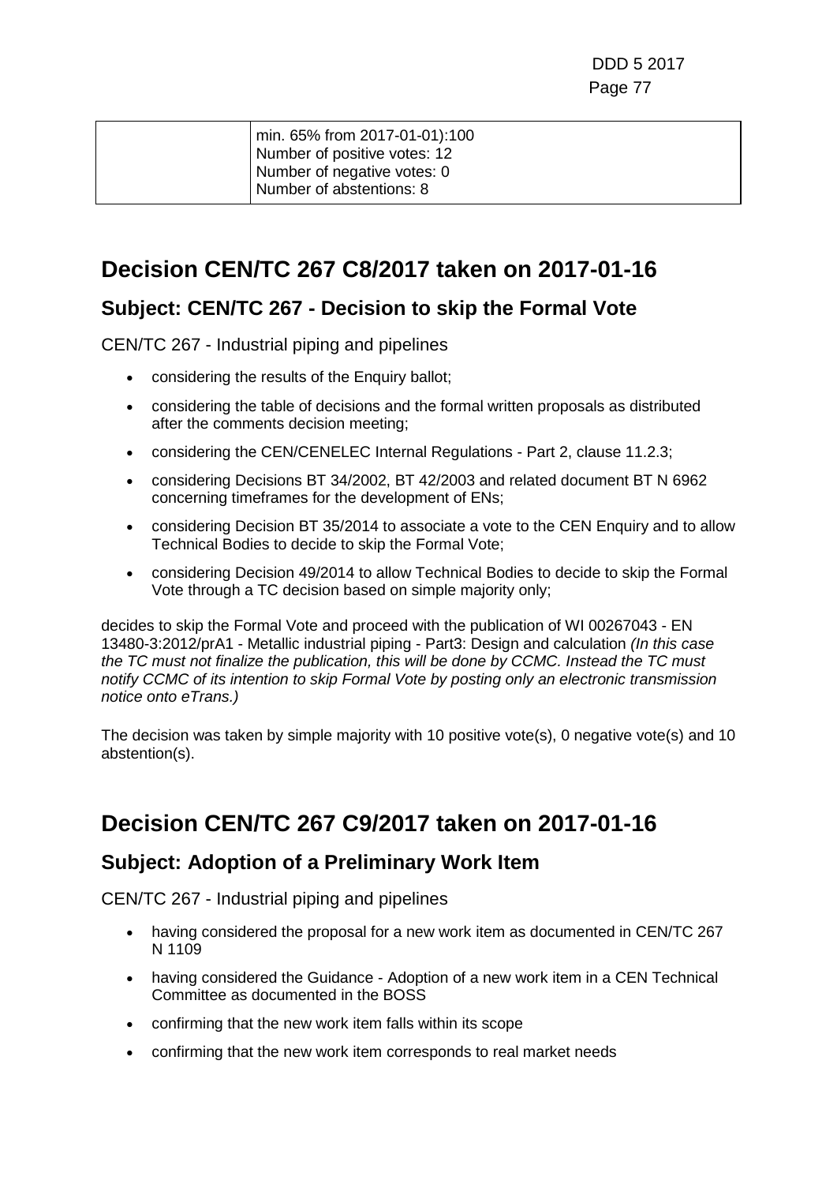|  | min. 65% from 2017-01-01):100<br>Number of positive votes: 12<br>Number of negative votes: 0<br>Number of abstentions: 8 |
|---|---|

# Decision CEN/TC 267 C8/2017 taken on 2017-01-16

## Subject: CEN/TC 267 - Decision to skip the Formal Vote

CEN/TC 267 - Industrial piping and pipelines

- considering the results of the Enquiry ballot;
- considering the table of decisions and the formal written proposals as distributed after the comments decision meeting;
- considering the CEN/CENELEC Internal Regulations - Part 2, clause 11.2.3;
- considering Decisions BT 34/2002, BT 42/2003 and related document BT N 6962 concerning timeframes for the development of ENs;
- considering Decision BT 35/2014 to associate a vote to the CEN Enquiry and to allow Technical Bodies to decide to skip the Formal Vote;
- considering Decision 49/2014 to allow Technical Bodies to decide to skip the Formal Vote through a TC decision based on simple majority only;

decides to skip the Formal Vote and proceed with the publication of WI 00267043 - EN 13480-3:2012/prA1 - Metallic industrial piping - Part3: Design and calculation *(In this case the TC must not finalize the publication, this will be done by CCMC. Instead the TC must notify CCMC of its intention to skip Formal Vote by posting only an electronic transmission notice onto eTrans.)*

The decision was taken by simple majority with 10 positive vote(s), 0 negative vote(s) and 10 abstention(s).

# Decision CEN/TC 267 C9/2017 taken on 2017-01-16

## Subject: Adoption of a Preliminary Work Item

CEN/TC 267 - Industrial piping and pipelines

- having considered the proposal for a new work item as documented in CEN/TC 267 N 1109
- having considered the Guidance - Adoption of a new work item in a CEN Technical Committee as documented in the BOSS
- confirming that the new work item falls within its scope
- confirming that the new work item corresponds to real market needs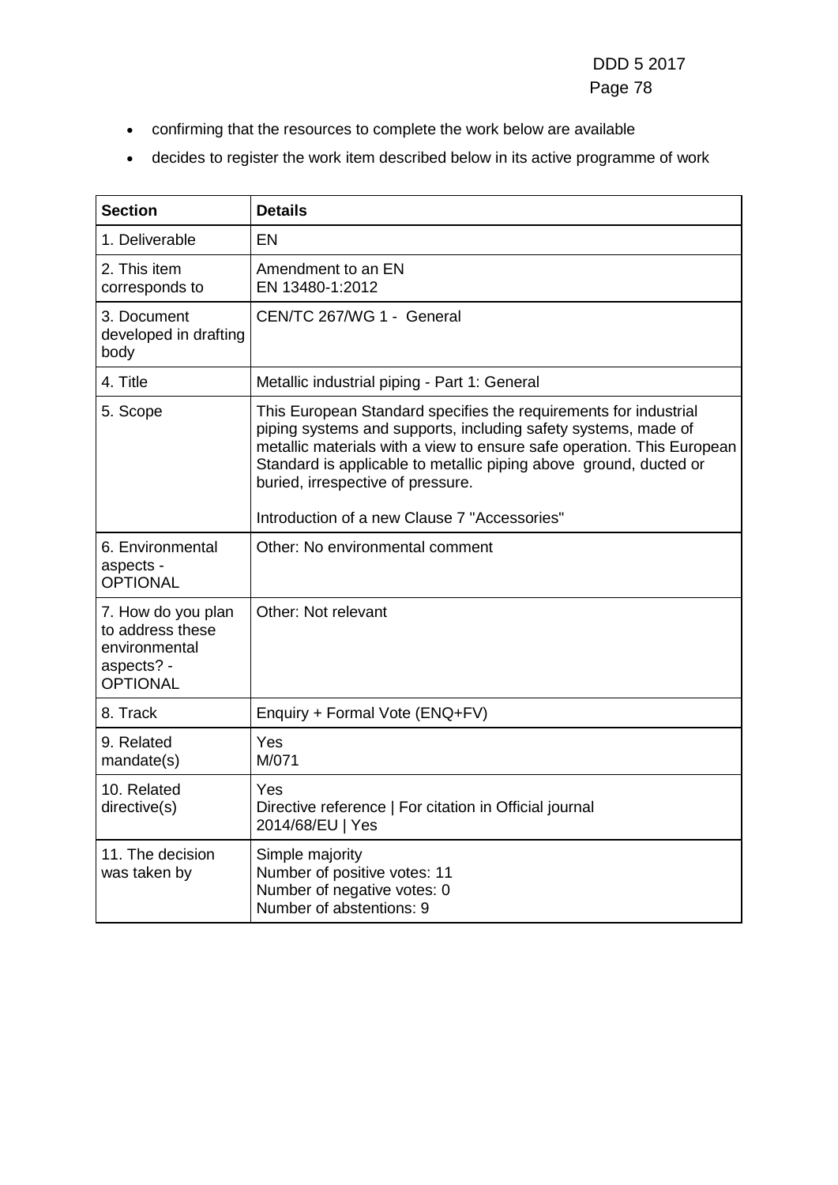- confirming that the resources to complete the work below are available
- decides to register the work item described below in its active programme of work

| Section | Details |
| --- | --- |
| 1. Deliverable | EN |
| 2. This item corresponds to | Amendment to an EN<br>EN 13480-1:2012 |
| 3. Document developed in drafting body | CEN/TC 267/WG 1 - General |
| 4. Title | Metallic industrial piping - Part 1: General |
| 5. Scope | This European Standard specifies the requirements for industrial piping systems and supports, including safety systems, made of metallic materials with a view to ensure safe operation. This European Standard is applicable to metallic piping above ground, ducted or buried, irrespective of pressure.<br><br>Introduction of a new Clause 7 "Accessories" |
| 6. Environmental aspects - OPTIONAL | Other: No environmental comment |
| 7. How do you plan to address these environmental aspects? - OPTIONAL | Other: Not relevant |
| 8. Track | Enquiry + Formal Vote (ENQ+FV) |
| 9. Related mandate(s) | Yes<br>M/071 |
| 10. Related directive(s) | Yes<br>Directive reference \| For citation in Official journal<br>2014/68/EU \| Yes |
| 11. The decision was taken by | Simple majority<br>Number of positive votes: 11<br>Number of negative votes: 0<br>Number of abstentions: 9 |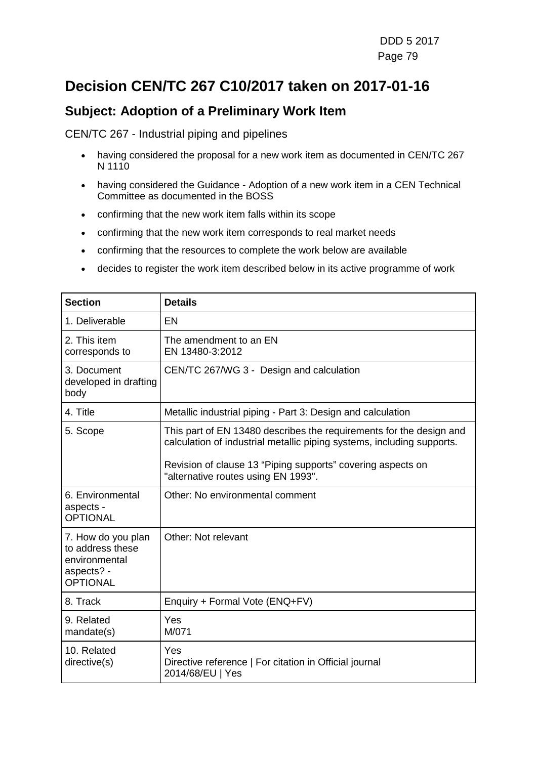# Decision CEN/TC 267 C10/2017 taken on 2017-01-16

## Subject: Adoption of a Preliminary Work Item

CEN/TC 267 - Industrial piping and pipelines

- having considered the proposal for a new work item as documented in CEN/TC 267 N 1110
- having considered the Guidance - Adoption of a new work item in a CEN Technical Committee as documented in the BOSS
- confirming that the new work item falls within its scope
- confirming that the new work item corresponds to real market needs
- confirming that the resources to complete the work below are available
- decides to register the work item described below in its active programme of work

| Section | Details |
| --- | --- |
| 1. Deliverable | EN |
| 2. This item corresponds to | The amendment to an EN<br>EN 13480-3:2012 |
| 3. Document developed in drafting body | CEN/TC 267/WG 3 - Design and calculation |
| 4. Title | Metallic industrial piping - Part 3: Design and calculation |
| 5. Scope | This part of EN 13480 describes the requirements for the design and calculation of industrial metallic piping systems, including supports.<br><br>Revision of clause 13 “Piping supports” covering aspects on "alternative routes using EN 1993". |
| 6. Environmental aspects - OPTIONAL | Other: No environmental comment |
| 7. How do you plan to address these environmental aspects? - OPTIONAL | Other: Not relevant |
| 8. Track | Enquiry + Formal Vote (ENQ+FV) |
| 9. Related mandate(s) | Yes<br>M/071 |
| 10. Related directive(s) | Yes<br>Directive reference \| For citation in Official journal<br>2014/68/EU \| Yes |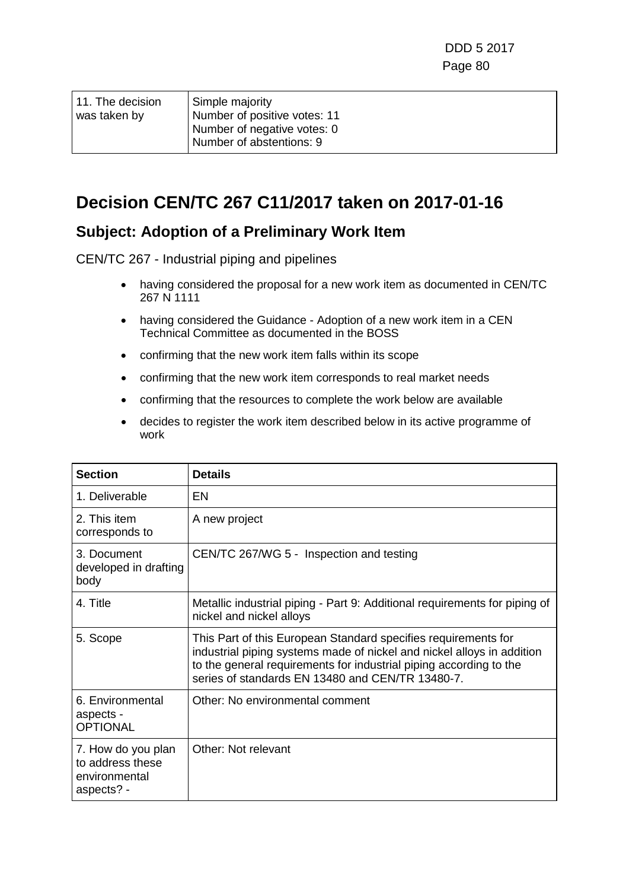| 11. The decision was taken by | Simple majority<br>Number of positive votes: 11<br>Number of negative votes: 0<br>Number of abstentions: 9 |
|---|---|

## Decision CEN/TC 267 C11/2017 taken on 2017-01-16

### Subject: Adoption of a Preliminary Work Item

CEN/TC 267 - Industrial piping and pipelines

- having considered the proposal for a new work item as documented in CEN/TC 267 N 1111
- having considered the Guidance - Adoption of a new work item in a CEN Technical Committee as documented in the BOSS
- confirming that the new work item falls within its scope
- confirming that the new work item corresponds to real market needs
- confirming that the resources to complete the work below are available
- decides to register the work item described below in its active programme of work

| Section | Details |
|---|---|
| 1. Deliverable | EN |
| 2. This item corresponds to | A new project |
| 3. Document developed in drafting body | CEN/TC 267/WG 5 - Inspection and testing |
| 4. Title | Metallic industrial piping - Part 9: Additional requirements for piping of nickel and nickel alloys |
| 5. Scope | This Part of this European Standard specifies requirements for industrial piping systems made of nickel and nickel alloys in addition to the general requirements for industrial piping according to the series of standards EN 13480 and CEN/TR 13480-7. |
| 6. Environmental aspects - OPTIONAL | Other: No environmental comment |
| 7. How do you plan to address these environmental aspects? - | Other: Not relevant |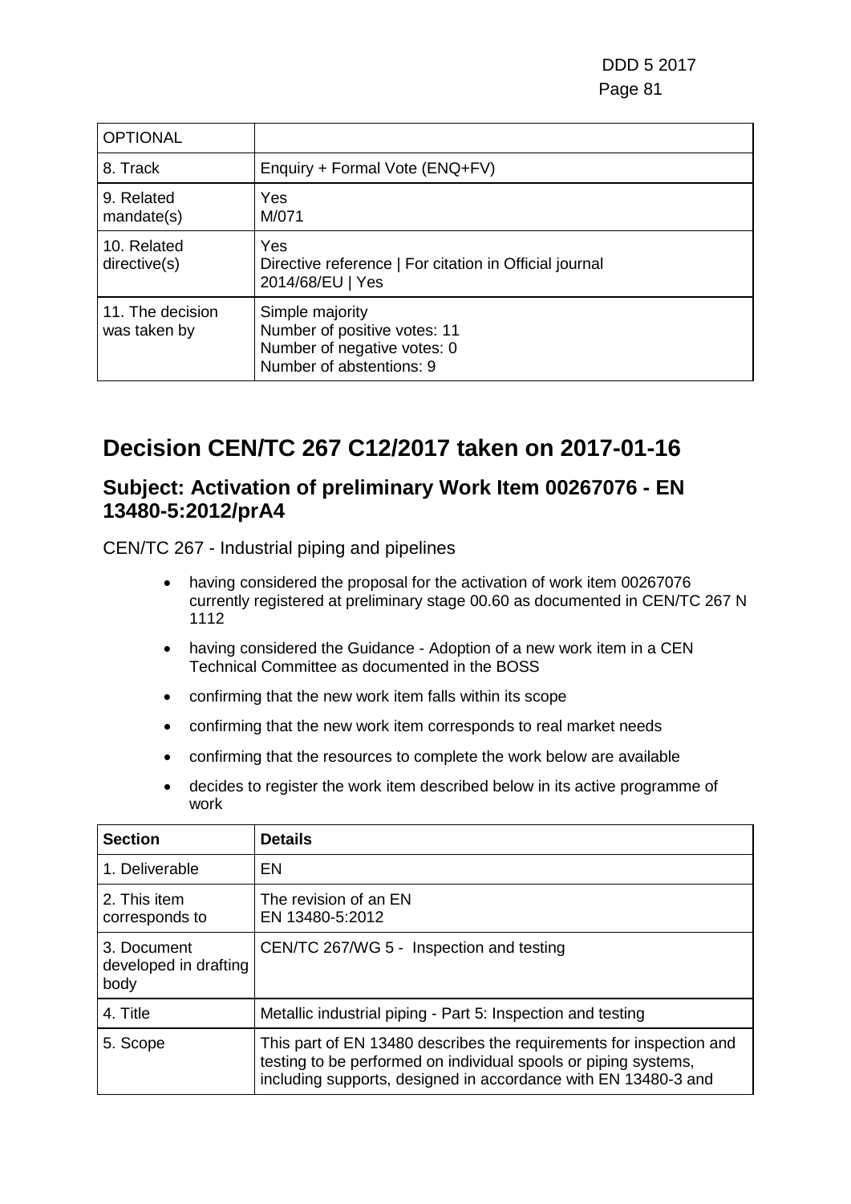| OPTIONAL | |
|---|---|
| 8. Track | Enquiry + Formal Vote (ENQ+FV) |
| 9. Related mandate(s) | Yes<br>M/071 |
| 10. Related directive(s) | Yes<br>Directive reference \| For citation in Official journal<br>2014/68/EU \| Yes |
| 11. The decision was taken by | Simple majority<br>Number of positive votes: 11<br>Number of negative votes: 0<br>Number of abstentions: 9 |

# Decision CEN/TC 267 C12/2017 taken on 2017-01-16

## Subject: Activation of preliminary Work Item 00267076 - EN 13480-5:2012/prA4

CEN/TC 267 - Industrial piping and pipelines

- having considered the proposal for the activation of work item 00267076 currently registered at preliminary stage 00.60 as documented in CEN/TC 267 N 1112
- having considered the Guidance - Adoption of a new work item in a CEN Technical Committee as documented in the BOSS
- confirming that the new work item falls within its scope
- confirming that the new work item corresponds to real market needs
- confirming that the resources to complete the work below are available
- decides to register the work item described below in its active programme of work

| Section | Details |
|---|---|
| 1. Deliverable | EN |
| 2. This item corresponds to | The revision of an EN<br>EN 13480-5:2012 |
| 3. Document developed in drafting body | CEN/TC 267/WG 5 - Inspection and testing |
| 4. Title | Metallic industrial piping - Part 5: Inspection and testing |
| 5. Scope | This part of EN 13480 describes the requirements for inspection and testing to be performed on individual spools or piping systems, including supports, designed in accordance with EN 13480-3 and |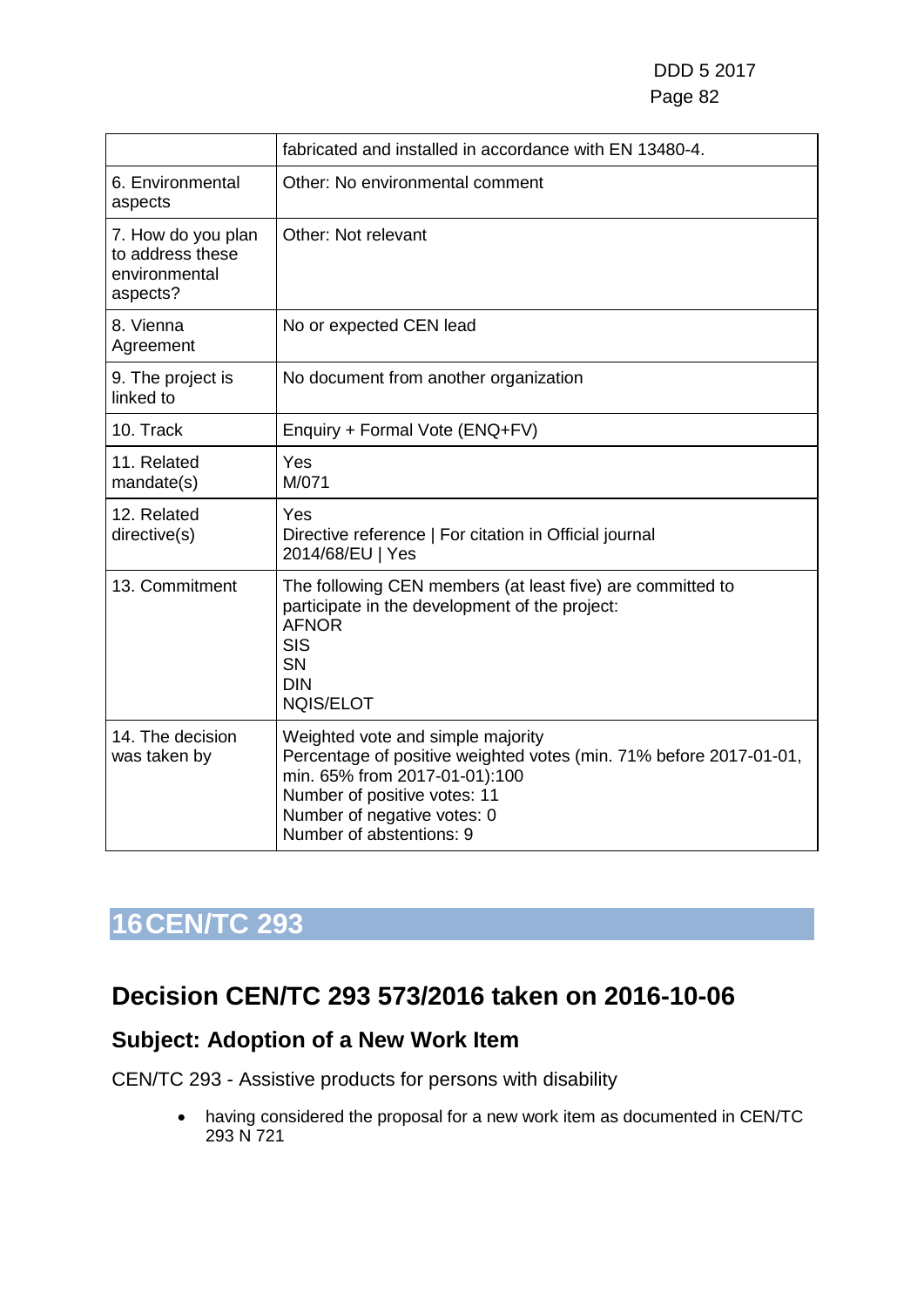| | |
|---|---|
| | fabricated and installed in accordance with EN 13480-4. |
| 6. Environmental aspects | Other: No environmental comment |
| 7. How do you plan to address these environmental aspects? | Other: Not relevant |
| 8. Vienna Agreement | No or expected CEN lead |
| 9. The project is linked to | No document from another organization |
| 10. Track | Enquiry + Formal Vote (ENQ+FV) |
| 11. Related mandate(s) | Yes<br>M/071 |
| 12. Related directive(s) | Yes<br>Directive reference \| For citation in Official journal<br>2014/68/EU \| Yes |
| 13. Commitment | The following CEN members (at least five) are committed to participate in the development of the project:<br>AFNOR<br>SIS<br>SN<br>DIN<br>NQIS/ELOT |
| 14. The decision was taken by | Weighted vote and simple majority<br>Percentage of positive weighted votes (min. 71% before 2017-01-01, min. 65% from 2017-01-01):100<br>Number of positive votes: 11<br>Number of negative votes: 0<br>Number of abstentions: 9 |

# 16 CEN/TC 293

## Decision CEN/TC 293 573/2016 taken on 2016-10-06

### Subject: Adoption of a New Work Item

CEN/TC 293 - Assistive products for persons with disability

- having considered the proposal for a new work item as documented in CEN/TC 293 N 721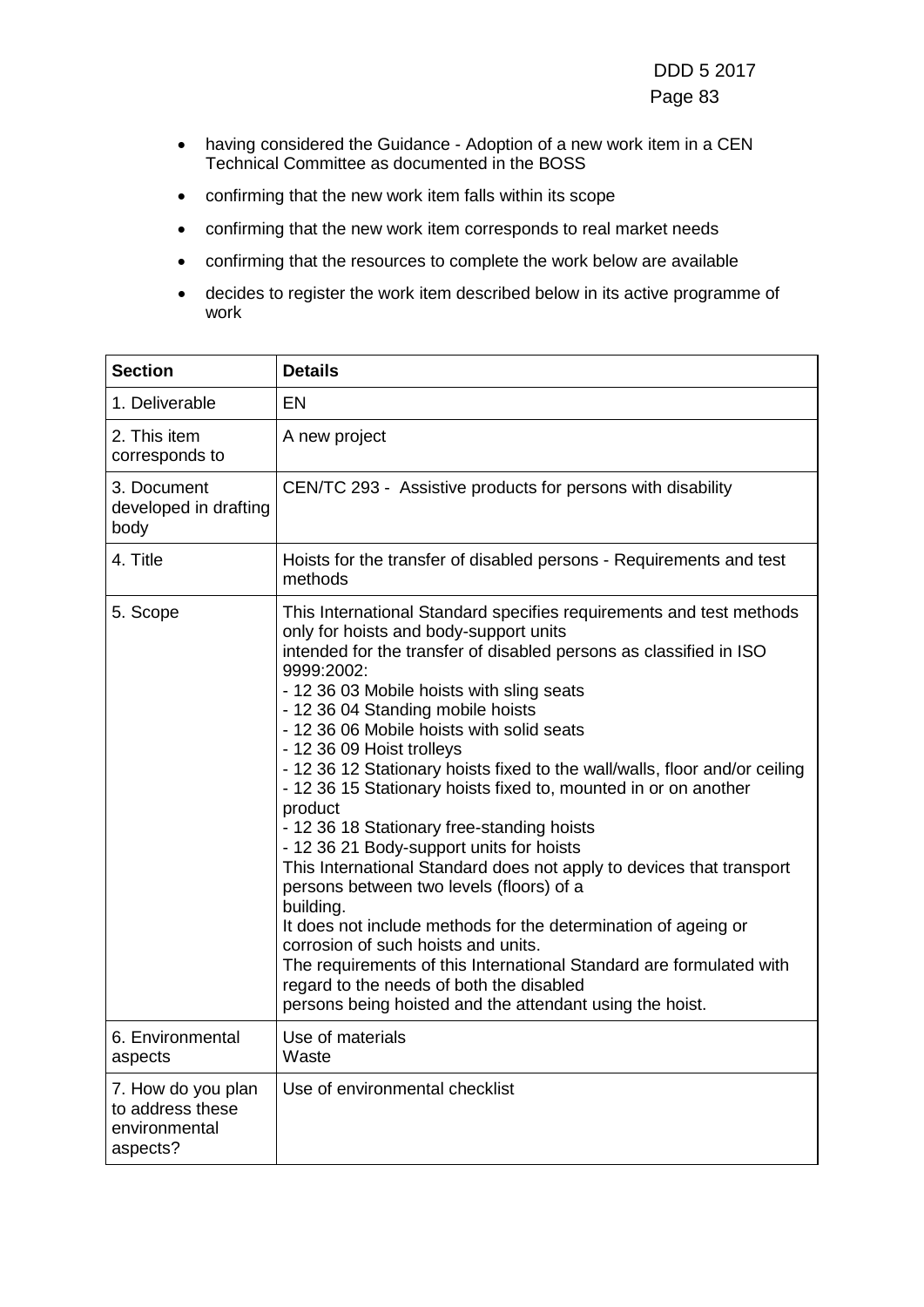- having considered the Guidance - Adoption of a new work item in a CEN Technical Committee as documented in the BOSS
- confirming that the new work item falls within its scope
- confirming that the new work item corresponds to real market needs
- confirming that the resources to complete the work below are available
- decides to register the work item described below in its active programme of work

| **Section** | **Details** |
|---|---|
| 1. Deliverable | EN |
| 2. This item corresponds to | A new project |
| 3. Document developed in drafting body | CEN/TC 293 - Assistive products for persons with disability |
| 4. Title | Hoists for the transfer of disabled persons - Requirements and test methods |
| 5. Scope | This International Standard specifies requirements and test methods only for hoists and body-support units intended for the transfer of disabled persons as classified in ISO 9999:2002:<br>- 12 36 03 Mobile hoists with sling seats<br>- 12 36 04 Standing mobile hoists<br>- 12 36 06 Mobile hoists with solid seats<br>- 12 36 09 Hoist trolleys<br>- 12 36 12 Stationary hoists fixed to the wall/walls, floor and/or ceiling<br>- 12 36 15 Stationary hoists fixed to, mounted in or on another product<br>- 12 36 18 Stationary free-standing hoists<br>- 12 36 21 Body-support units for hoists<br>This International Standard does not apply to devices that transport persons between two levels (floors) of a building.<br>It does not include methods for the determination of ageing or corrosion of such hoists and units.<br>The requirements of this International Standard are formulated with regard to the needs of both the disabled persons being hoisted and the attendant using the hoist. |
| 6. Environmental aspects | Use of materials<br>Waste |
| 7. How do you plan to address these environmental aspects? | Use of environmental checklist |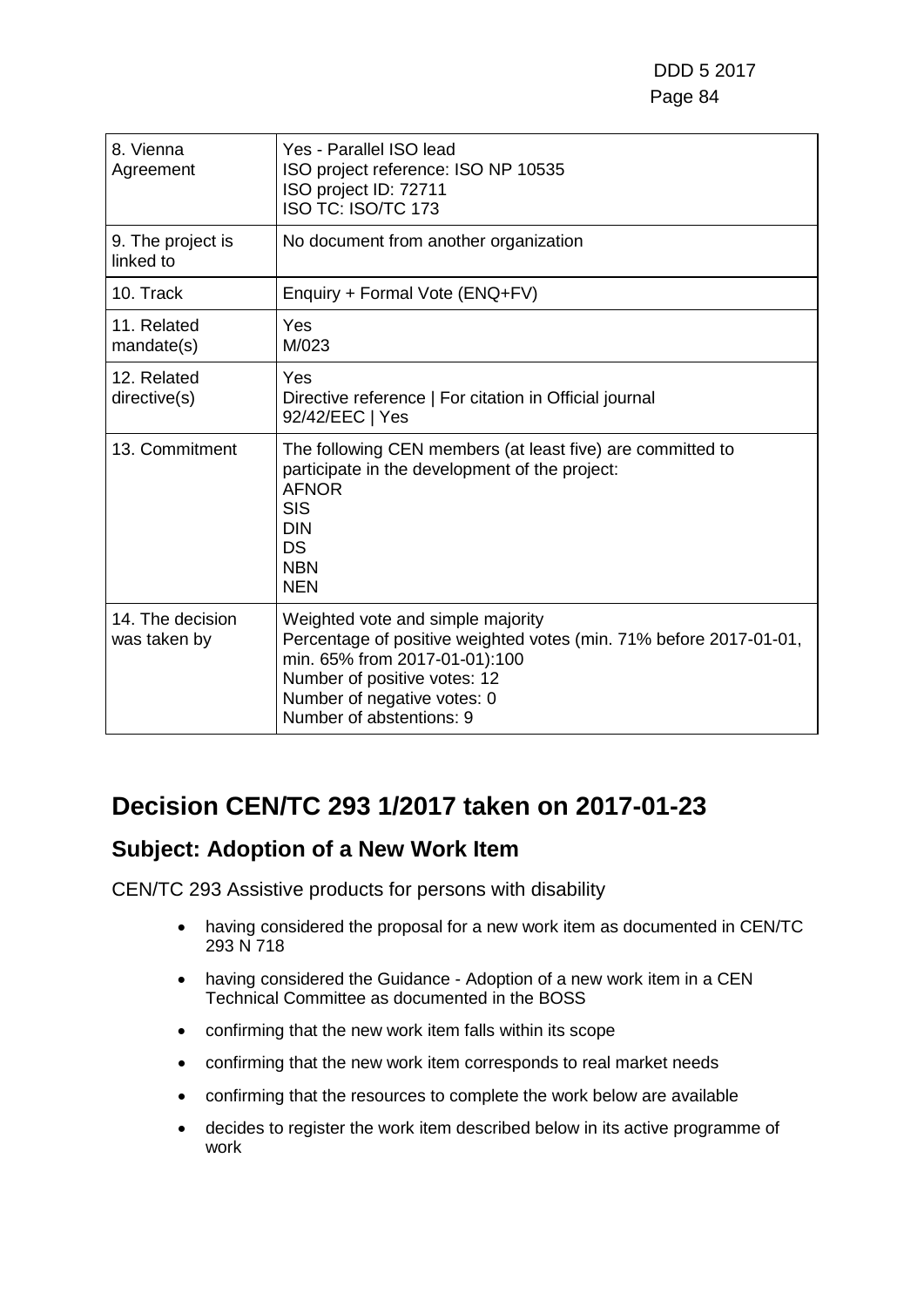| | |
|---|---|
| 8. Vienna Agreement | Yes - Parallel ISO lead<br>ISO project reference: ISO NP 10535<br>ISO project ID: 72711<br>ISO TC: ISO/TC 173 |
| 9. The project is linked to | No document from another organization |
| 10. Track | Enquiry + Formal Vote (ENQ+FV) |
| 11. Related mandate(s) | Yes<br>M/023 |
| 12. Related directive(s) | Yes<br>Directive reference \| For citation in Official journal<br>92/42/EEC \| Yes |
| 13. Commitment | The following CEN members (at least five) are committed to participate in the development of the project:<br>AFNOR<br>SIS<br>DIN<br>DS<br>NBN<br>NEN |
| 14. The decision was taken by | Weighted vote and simple majority<br>Percentage of positive weighted votes (min. 71% before 2017-01-01, min. 65% from 2017-01-01):100<br>Number of positive votes: 12<br>Number of negative votes: 0<br>Number of abstentions: 9 |

## Decision CEN/TC 293 1/2017 taken on 2017-01-23

### Subject: Adoption of a New Work Item

CEN/TC 293 Assistive products for persons with disability

- having considered the proposal for a new work item as documented in CEN/TC 293 N 718
- having considered the Guidance - Adoption of a new work item in a CEN Technical Committee as documented in the BOSS
- confirming that the new work item falls within its scope
- confirming that the new work item corresponds to real market needs
- confirming that the resources to complete the work below are available
- decides to register the work item described below in its active programme of work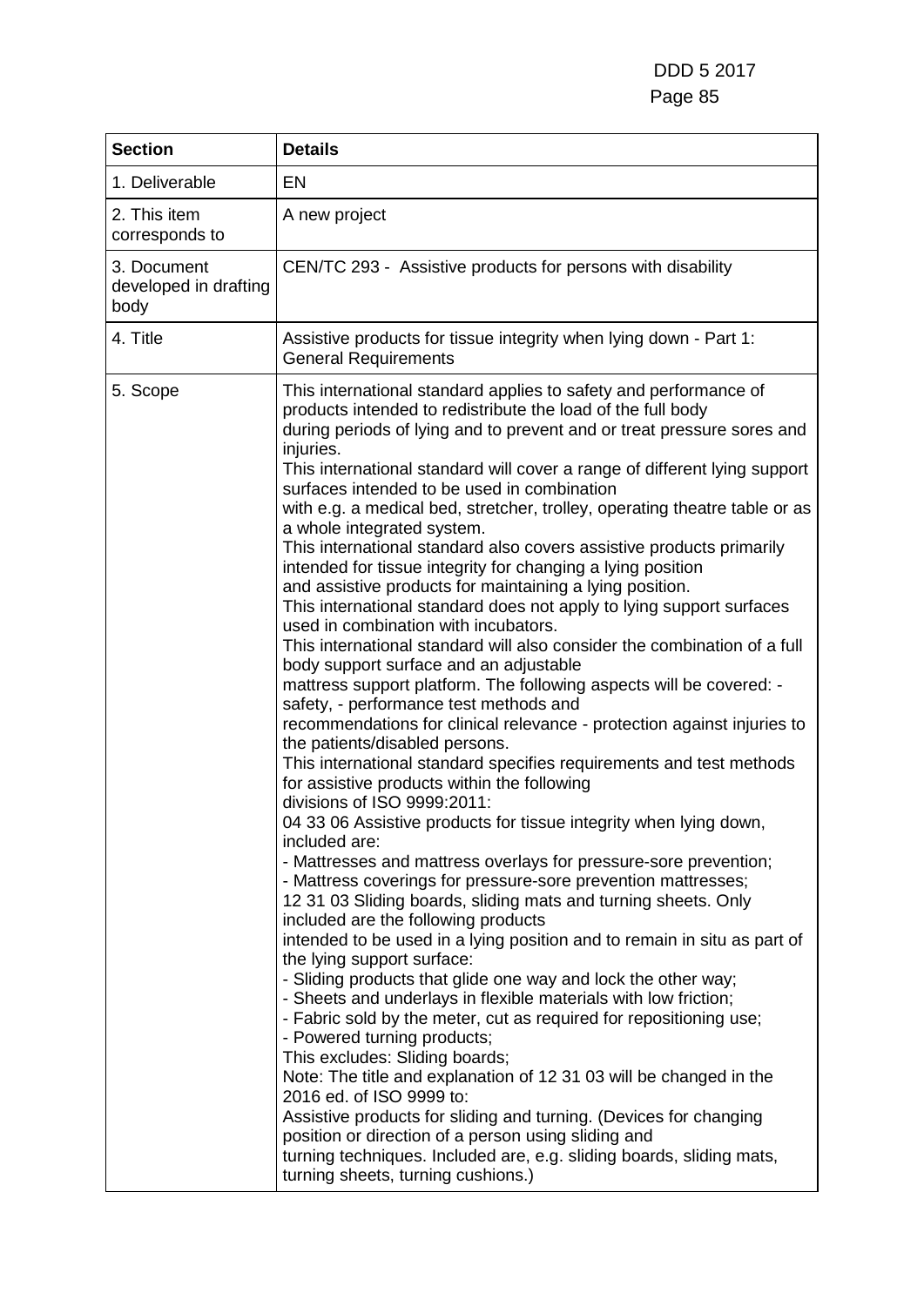| Section | Details |
| --- | --- |
| 1. Deliverable | EN |
| 2. This item corresponds to | A new project |
| 3. Document developed in drafting body | CEN/TC 293 - Assistive products for persons with disability |
| 4. Title | Assistive products for tissue integrity when lying down - Part 1: General Requirements |
| 5. Scope | This international standard applies to safety and performance of products intended to redistribute the load of the full body during periods of lying and to prevent and or treat pressure sores and injuries.<br>This international standard will cover a range of different lying support surfaces intended to be used in combination with e.g. a medical bed, stretcher, trolley, operating theatre table or as a whole integrated system.<br>This international standard also covers assistive products primarily intended for tissue integrity for changing a lying position and assistive products for maintaining a lying position.<br>This international standard does not apply to lying support surfaces used in combination with incubators.<br>This international standard will also consider the combination of a full body support surface and an adjustable mattress support platform. The following aspects will be covered: - safety, - performance test methods and recommendations for clinical relevance - protection against injuries to the patients/disabled persons.<br>This international standard specifies requirements and test methods for assistive products within the following divisions of ISO 9999:2011:<br>04 33 06 Assistive products for tissue integrity when lying down, included are:<br>- Mattresses and mattress overlays for pressure-sore prevention;<br>- Mattress coverings for pressure-sore prevention mattresses;<br>12 31 03 Sliding boards, sliding mats and turning sheets. Only included are the following products intended to be used in a lying position and to remain in situ as part of the lying support surface:<br>- Sliding products that glide one way and lock the other way;<br>- Sheets and underlays in flexible materials with low friction;<br>- Fabric sold by the meter, cut as required for repositioning use;<br>- Powered turning products;<br>This excludes: Sliding boards;<br>Note: The title and explanation of 12 31 03 will be changed in the 2016 ed. of ISO 9999 to:<br>Assistive products for sliding and turning. (Devices for changing position or direction of a person using sliding and turning techniques. Included are, e.g. sliding boards, sliding mats, turning sheets, turning cushions.) |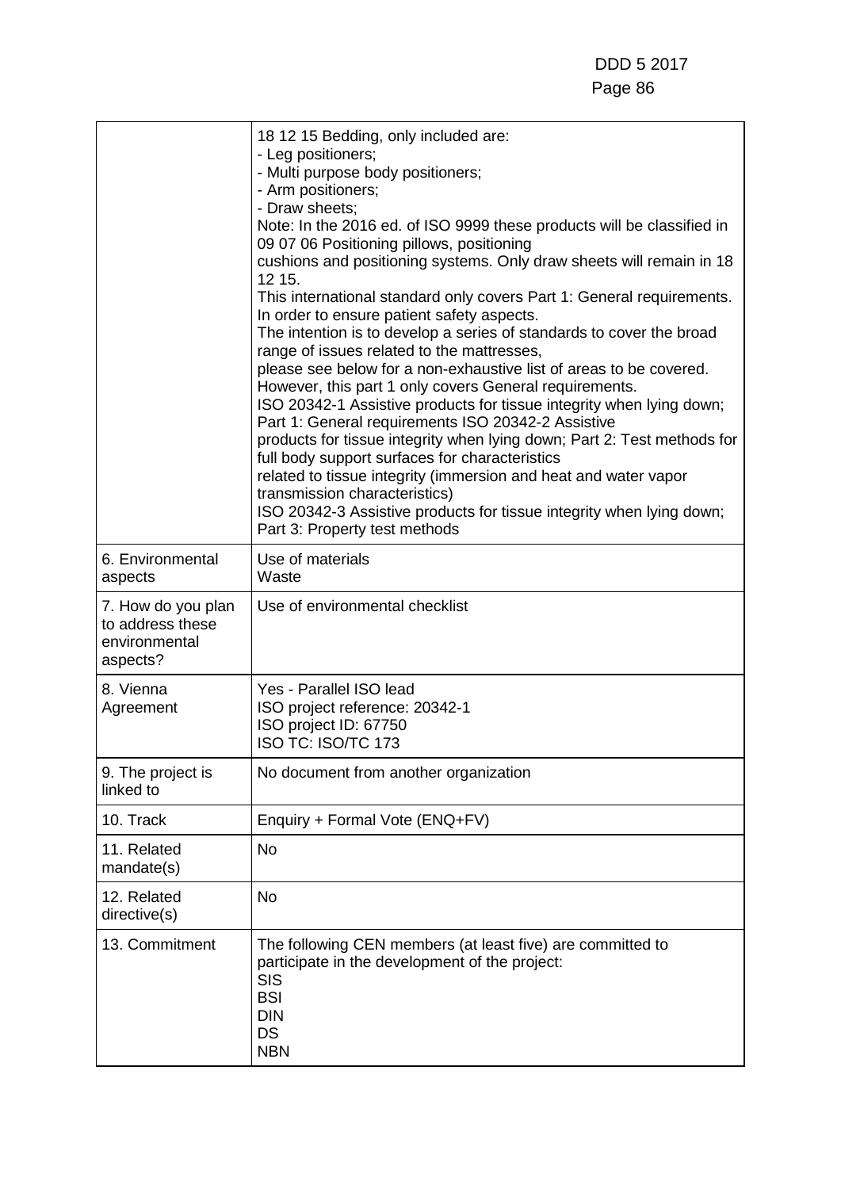| | |
|---|---|
| | 18 12 15 Bedding, only included are:<br>- Leg positioners;<br>- Multi purpose body positioners;<br>- Arm positioners;<br>- Draw sheets;<br>Note: In the 2016 ed. of ISO 9999 these products will be classified in 09 07 06 Positioning pillows, positioning cushions and positioning systems. Only draw sheets will remain in 18 12 15.<br>This international standard only covers Part 1: General requirements. In order to ensure patient safety aspects.<br>The intention is to develop a series of standards to cover the broad range of issues related to the mattresses,<br>please see below for a non-exhaustive list of areas to be covered. However, this part 1 only covers General requirements.<br>ISO 20342-1 Assistive products for tissue integrity when lying down; Part 1: General requirements ISO 20342-2 Assistive products for tissue integrity when lying down; Part 2: Test methods for full body support surfaces for characteristics related to tissue integrity (immersion and heat and water vapor transmission characteristics)<br>ISO 20342-3 Assistive products for tissue integrity when lying down; Part 3: Property test methods |
| 6. Environmental aspects | Use of materials<br>Waste |
| 7. How do you plan to address these environmental aspects? | Use of environmental checklist |
| 8. Vienna Agreement | Yes - Parallel ISO lead<br>ISO project reference: 20342-1<br>ISO project ID: 67750<br>ISO TC: ISO/TC 173 |
| 9. The project is linked to | No document from another organization |
| 10. Track | Enquiry + Formal Vote (ENQ+FV) |
| 11. Related mandate(s) | No |
| 12. Related directive(s) | No |
| 13. Commitment | The following CEN members (at least five) are committed to participate in the development of the project:<br>SIS<br>BSI<br>DIN<br>DS<br>NBN |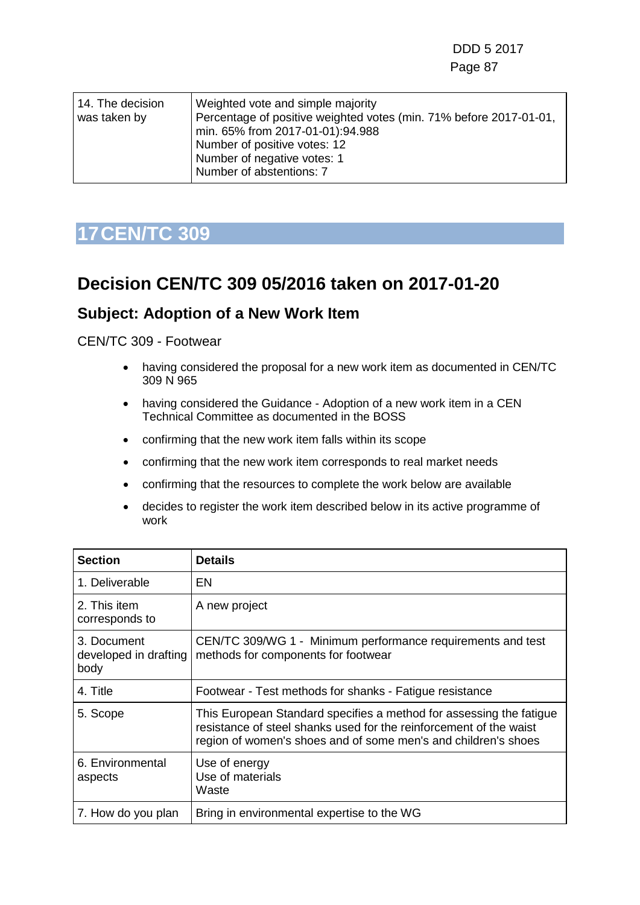| | |
|---|---|
| 14. The decision was taken by | Weighted vote and simple majority<br>Percentage of positive weighted votes (min. 71% before 2017-01-01, min. 65% from 2017-01-01):94.988<br>Number of positive votes: 12<br>Number of negative votes: 1<br>Number of abstentions: 7 |

# 17 CEN/TC 309

## Decision CEN/TC 309 05/2016 taken on 2017-01-20

### Subject: Adoption of a New Work Item

CEN/TC 309 - Footwear

- having considered the proposal for a new work item as documented in CEN/TC 309 N 965
- having considered the Guidance - Adoption of a new work item in a CEN Technical Committee as documented in the BOSS
- confirming that the new work item falls within its scope
- confirming that the new work item corresponds to real market needs
- confirming that the resources to complete the work below are available
- decides to register the work item described below in its active programme of work

| Section | Details |
|---|---|
| 1. Deliverable | EN |
| 2. This item corresponds to | A new project |
| 3. Document developed in drafting body | CEN/TC 309/WG 1 - Minimum performance requirements and test methods for components for footwear |
| 4. Title | Footwear - Test methods for shanks - Fatigue resistance |
| 5. Scope | This European Standard specifies a method for assessing the fatigue resistance of steel shanks used for the reinforcement of the waist region of women's shoes and of some men's and children's shoes |
| 6. Environmental aspects | Use of energy<br>Use of materials<br>Waste |
| 7. How do you plan | Bring in environmental expertise to the WG |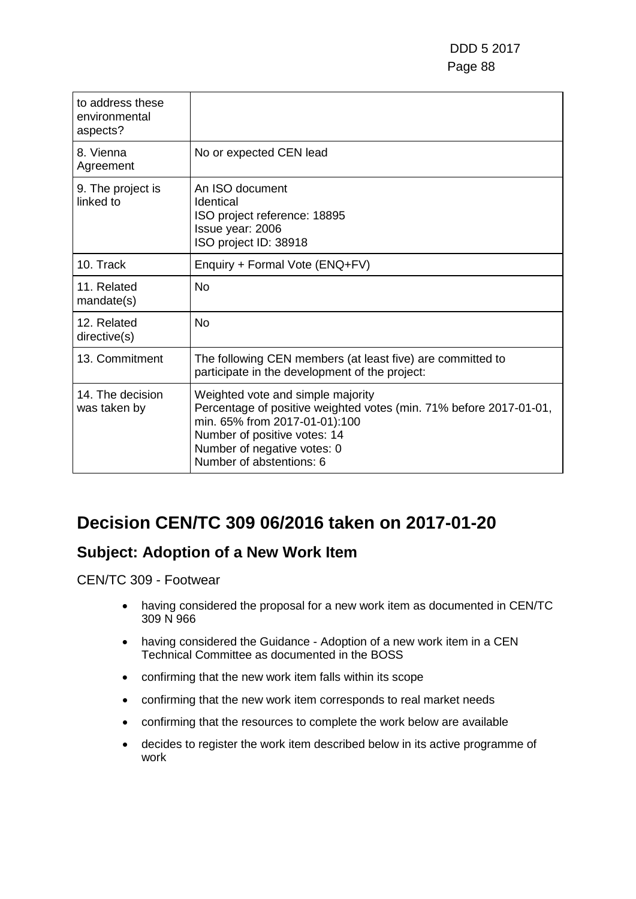| to address these environmental aspects? | |
|---|---|
| 8. Vienna Agreement | No or expected CEN lead |
| 9. The project is linked to | An ISO document<br>Identical<br>ISO project reference: 18895<br>Issue year: 2006<br>ISO project ID: 38918 |
| 10. Track | Enquiry + Formal Vote (ENQ+FV) |
| 11. Related mandate(s) | No |
| 12. Related directive(s) | No |
| 13. Commitment | The following CEN members (at least five) are committed to participate in the development of the project: |
| 14. The decision was taken by | Weighted vote and simple majority<br>Percentage of positive weighted votes (min. 71% before 2017-01-01, min. 65% from 2017-01-01):100<br>Number of positive votes: 14<br>Number of negative votes: 0<br>Number of abstentions: 6 |

# Decision CEN/TC 309 06/2016 taken on 2017-01-20

## Subject: Adoption of a New Work Item

CEN/TC 309 - Footwear

- having considered the proposal for a new work item as documented in CEN/TC 309 N 966
- having considered the Guidance - Adoption of a new work item in a CEN Technical Committee as documented in the BOSS
- confirming that the new work item falls within its scope
- confirming that the new work item corresponds to real market needs
- confirming that the resources to complete the work below are available
- decides to register the work item described below in its active programme of work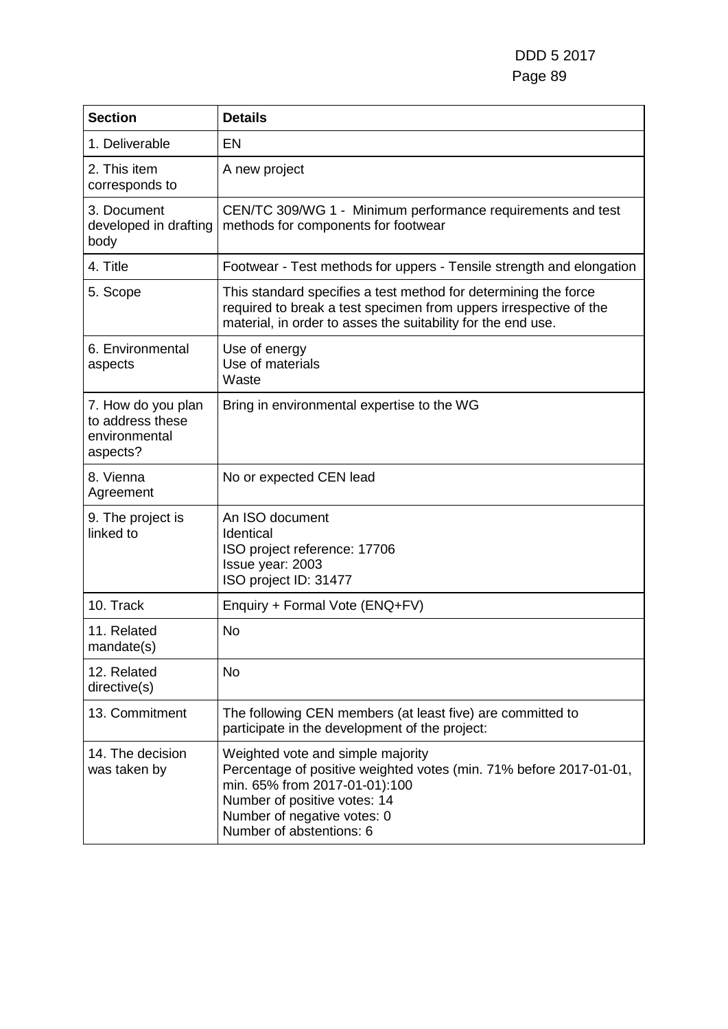| Section | Details |
|---|---|
| 1. Deliverable | EN |
| 2. This item corresponds to | A new project |
| 3. Document developed in drafting body | CEN/TC 309/WG 1 - Minimum performance requirements and test methods for components for footwear |
| 4. Title | Footwear - Test methods for uppers - Tensile strength and elongation |
| 5. Scope | This standard specifies a test method for determining the force required to break a test specimen from uppers irrespective of the material, in order to asses the suitability for the end use. |
| 6. Environmental aspects | Use of energy<br>Use of materials<br>Waste |
| 7. How do you plan to address these environmental aspects? | Bring in environmental expertise to the WG |
| 8. Vienna Agreement | No or expected CEN lead |
| 9. The project is linked to | An ISO document<br>Identical<br>ISO project reference: 17706<br>Issue year: 2003<br>ISO project ID: 31477 |
| 10. Track | Enquiry + Formal Vote (ENQ+FV) |
| 11. Related mandate(s) | No |
| 12. Related directive(s) | No |
| 13. Commitment | The following CEN members (at least five) are committed to participate in the development of the project: |
| 14. The decision was taken by | Weighted vote and simple majority<br>Percentage of positive weighted votes (min. 71% before 2017-01-01, min. 65% from 2017-01-01):100<br>Number of positive votes: 14<br>Number of negative votes: 0<br>Number of abstentions: 6 |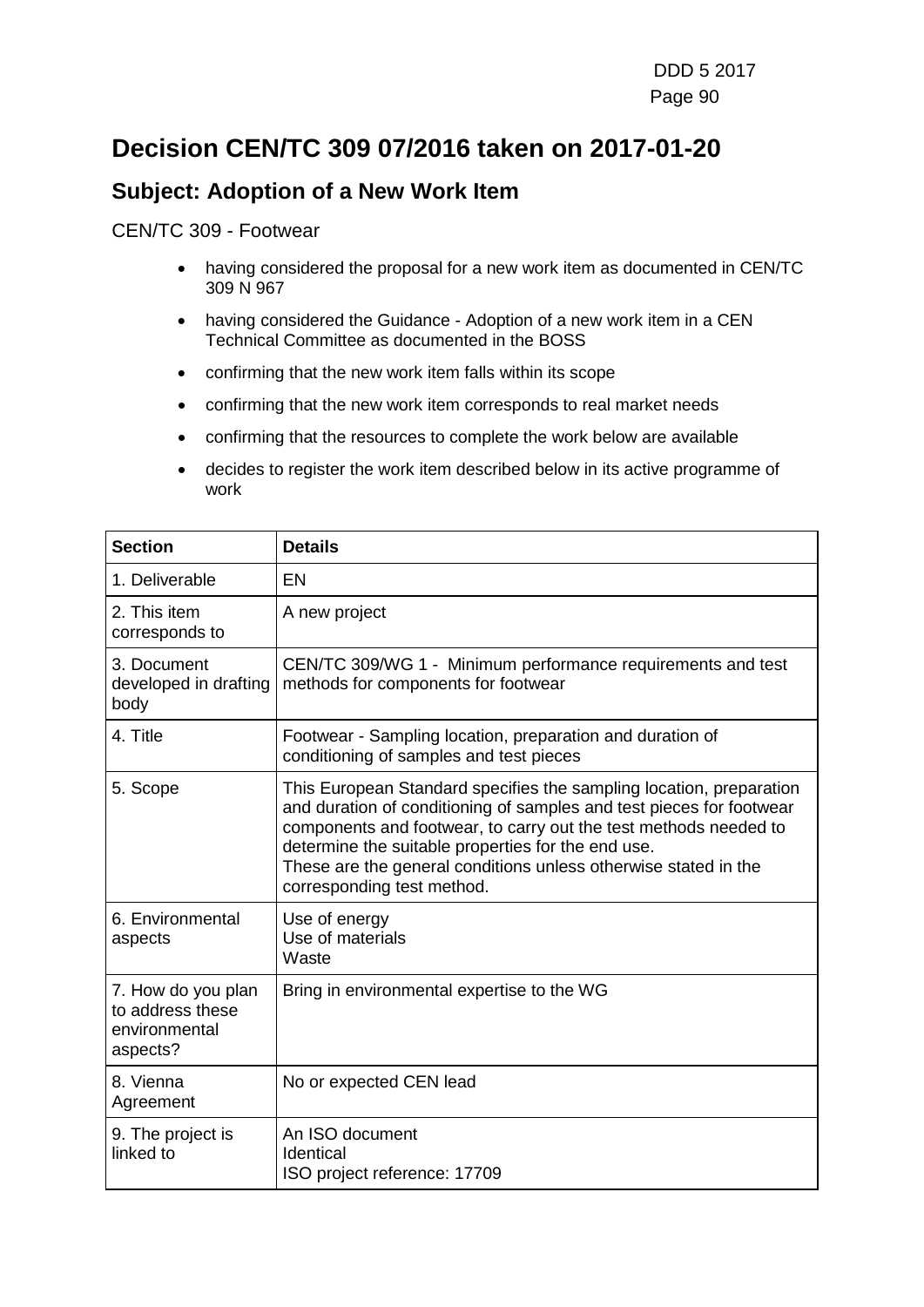# Decision CEN/TC 309 07/2016 taken on 2017-01-20

## Subject: Adoption of a New Work Item

CEN/TC 309 - Footwear

- having considered the proposal for a new work item as documented in CEN/TC 309 N 967
- having considered the Guidance - Adoption of a new work item in a CEN Technical Committee as documented in the BOSS
- confirming that the new work item falls within its scope
- confirming that the new work item corresponds to real market needs
- confirming that the resources to complete the work below are available
- decides to register the work item described below in its active programme of work

| Section | Details |
|---|---|
| 1. Deliverable | EN |
| 2. This item corresponds to | A new project |
| 3. Document developed in drafting body | CEN/TC 309/WG 1 - Minimum performance requirements and test methods for components for footwear |
| 4. Title | Footwear - Sampling location, preparation and duration of conditioning of samples and test pieces |
| 5. Scope | This European Standard specifies the sampling location, preparation and duration of conditioning of samples and test pieces for footwear components and footwear, to carry out the test methods needed to determine the suitable properties for the end use.<br>These are the general conditions unless otherwise stated in the corresponding test method. |
| 6. Environmental aspects | Use of energy<br>Use of materials<br>Waste |
| 7. How do you plan to address these environmental aspects? | Bring in environmental expertise to the WG |
| 8. Vienna Agreement | No or expected CEN lead |
| 9. The project is linked to | An ISO document<br>Identical<br>ISO project reference: 17709 |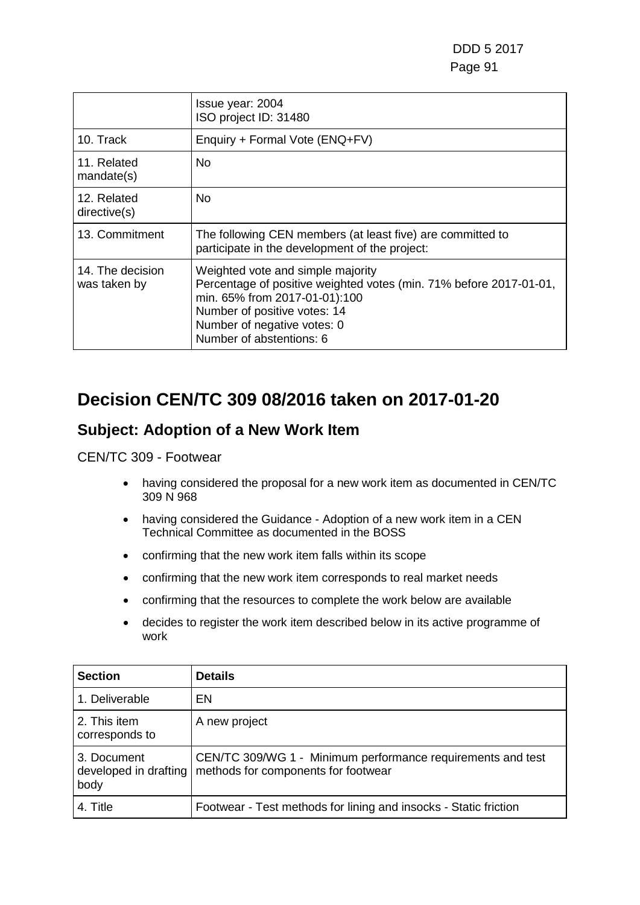|  | Issue year: 2004<br>ISO project ID: 31480 |
| --- | --- |
| 10. Track | Enquiry + Formal Vote (ENQ+FV) |
| 11. Related mandate(s) | No |
| 12. Related directive(s) | No |
| 13. Commitment | The following CEN members (at least five) are committed to participate in the development of the project: |
| 14. The decision was taken by | Weighted vote and simple majority<br>Percentage of positive weighted votes (min. 71% before 2017-01-01, min. 65% from 2017-01-01):100<br>Number of positive votes: 14<br>Number of negative votes: 0<br>Number of abstentions: 6 |

# Decision CEN/TC 309 08/2016 taken on 2017-01-20

## Subject: Adoption of a New Work Item

CEN/TC 309 - Footwear

- having considered the proposal for a new work item as documented in CEN/TC 309 N 968
- having considered the Guidance - Adoption of a new work item in a CEN Technical Committee as documented in the BOSS
- confirming that the new work item falls within its scope
- confirming that the new work item corresponds to real market needs
- confirming that the resources to complete the work below are available
- decides to register the work item described below in its active programme of work

| Section | Details |
| --- | --- |
| 1. Deliverable | EN |
| 2. This item corresponds to | A new project |
| 3. Document developed in drafting body | CEN/TC 309/WG 1 - Minimum performance requirements and test methods for components for footwear |
| 4. Title | Footwear - Test methods for lining and insocks - Static friction |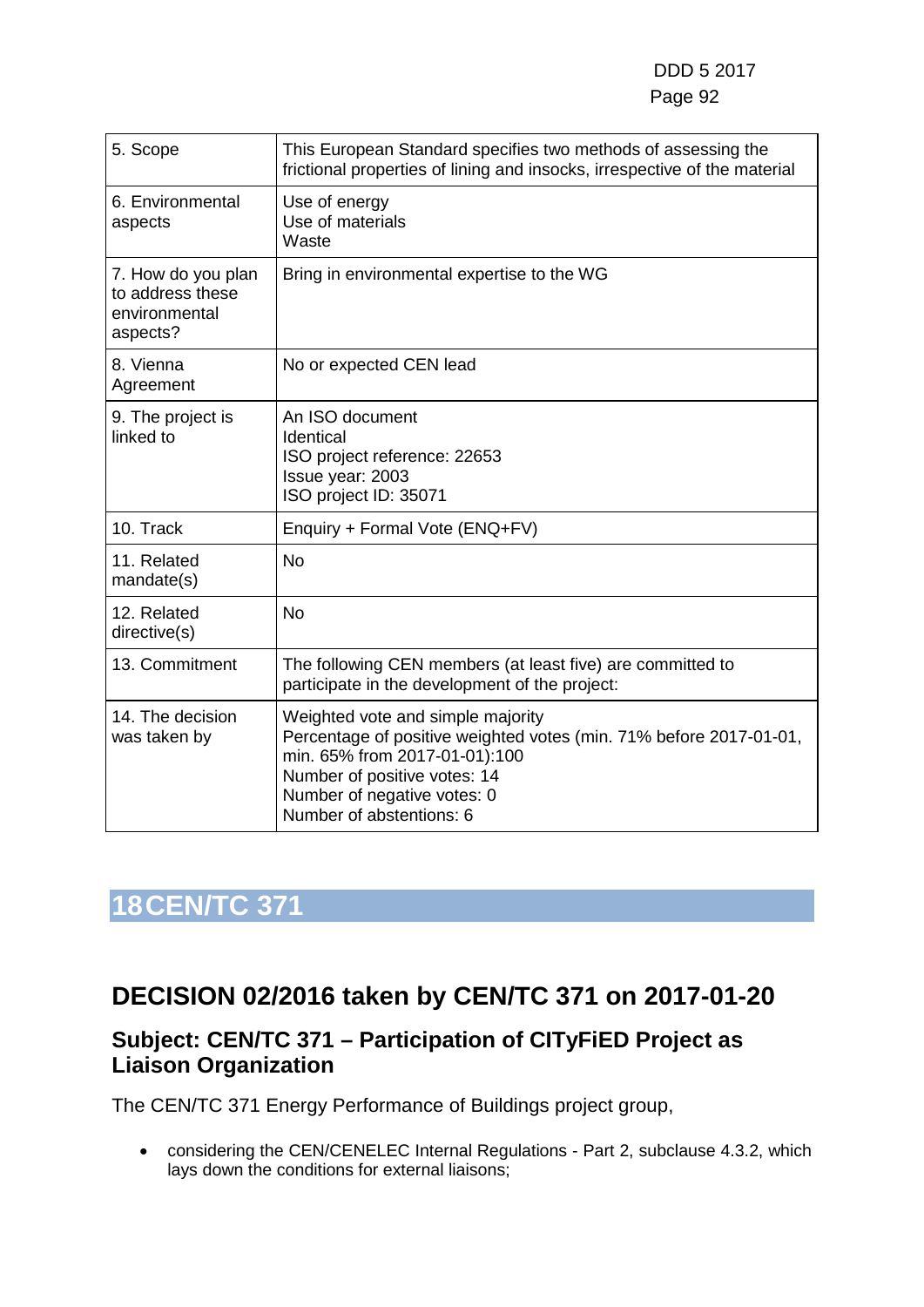| | |
|---|---|
| 5. Scope | This European Standard specifies two methods of assessing the frictional properties of lining and insocks, irrespective of the material |
| 6. Environmental aspects | Use of energy<br>Use of materials<br>Waste |
| 7. How do you plan to address these environmental aspects? | Bring in environmental expertise to the WG |
| 8. Vienna Agreement | No or expected CEN lead |
| 9. The project is linked to | An ISO document<br>Identical<br>ISO project reference: 22653<br>Issue year: 2003<br>ISO project ID: 35071 |
| 10. Track | Enquiry + Formal Vote (ENQ+FV) |
| 11. Related mandate(s) | No |
| 12. Related directive(s) | No |
| 13. Commitment | The following CEN members (at least five) are committed to participate in the development of the project: |
| 14. The decision was taken by | Weighted vote and simple majority<br>Percentage of positive weighted votes (min. 71% before 2017-01-01, min. 65% from 2017-01-01):100<br>Number of positive votes: 14<br>Number of negative votes: 0<br>Number of abstentions: 6 |

# 18 CEN/TC 371

## DECISION 02/2016 taken by CEN/TC 371 on 2017-01-20

### Subject: CEN/TC 371 – Participation of CITyFiED Project as Liaison Organization

The CEN/TC 371 Energy Performance of Buildings project group,

- considering the CEN/CENELEC Internal Regulations - Part 2, subclause 4.3.2, which lays down the conditions for external liaisons;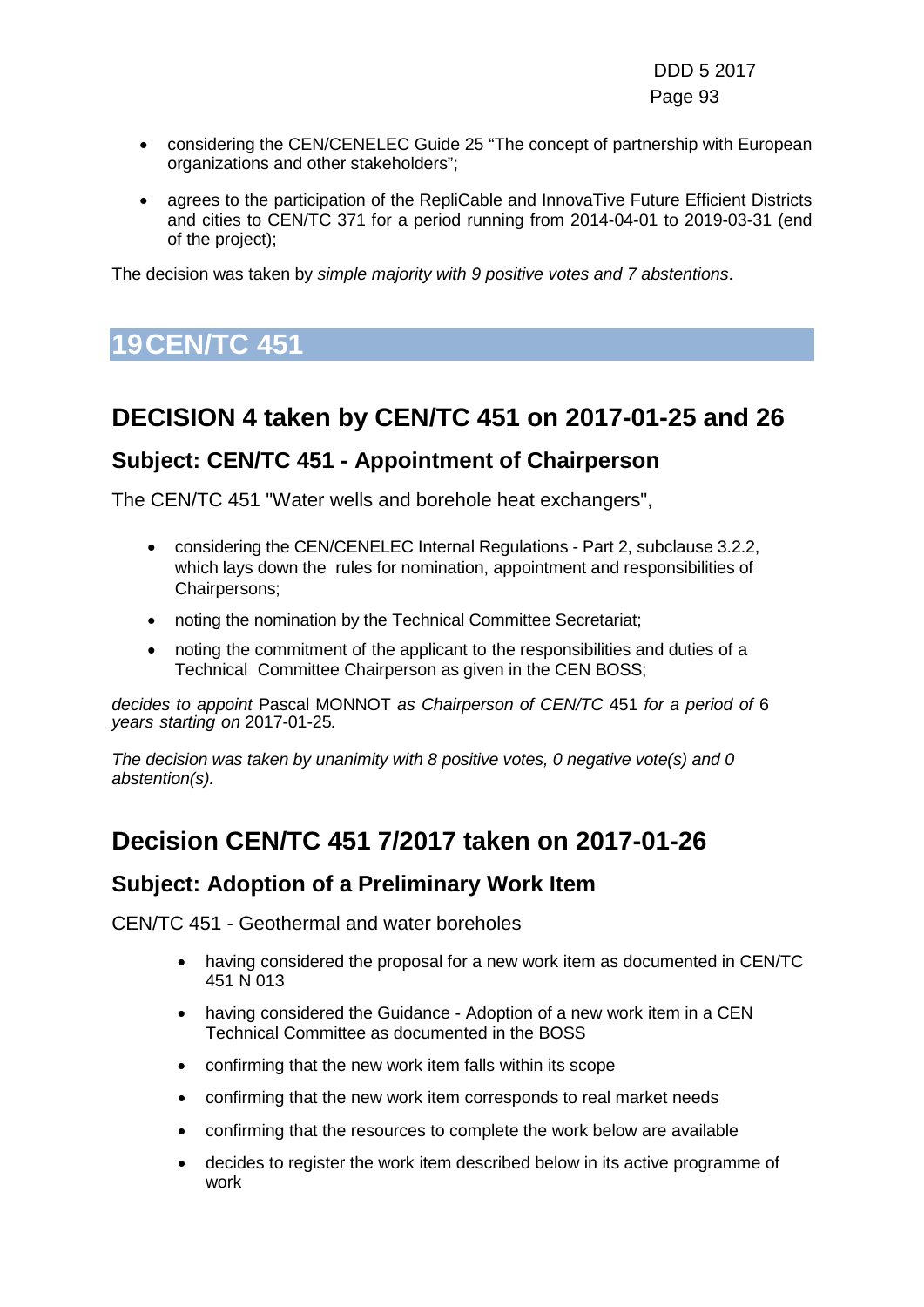- considering the CEN/CENELEC Guide 25 “The concept of partnership with European organizations and other stakeholders”;
- agrees to the participation of the RepliCable and InnovaTive Future Efficient Districts and cities to CEN/TC 371 for a period running from 2014-04-01 to 2019-03-31 (end of the project);

The decision was taken by *simple majority with 9 positive votes and 7 abstentions*.

# 19 CEN/TC 451

## DECISION 4 taken by CEN/TC 451 on 2017-01-25 and 26

### Subject: CEN/TC 451 - Appointment of Chairperson

The CEN/TC 451 "Water wells and borehole heat exchangers",

- considering the CEN/CENELEC Internal Regulations - Part 2, subclause 3.2.2, which lays down the rules for nomination, appointment and responsibilities of Chairpersons;
- noting the nomination by the Technical Committee Secretariat;
- noting the commitment of the applicant to the responsibilities and duties of a Technical Committee Chairperson as given in the CEN BOSS;

*decides to appoint* Pascal MONNOT *as Chairperson of CEN/TC* 451 *for a period of* 6 *years starting on* 2017-01-25*.*

*The decision was taken by unanimity with 8 positive votes, 0 negative vote(s) and 0 abstention(s).*

## Decision CEN/TC 451 7/2017 taken on 2017-01-26

### Subject: Adoption of a Preliminary Work Item

CEN/TC 451 - Geothermal and water boreholes

- having considered the proposal for a new work item as documented in CEN/TC 451 N 013
- having considered the Guidance - Adoption of a new work item in a CEN Technical Committee as documented in the BOSS
- confirming that the new work item falls within its scope
- confirming that the new work item corresponds to real market needs
- confirming that the resources to complete the work below are available
- decides to register the work item described below in its active programme of work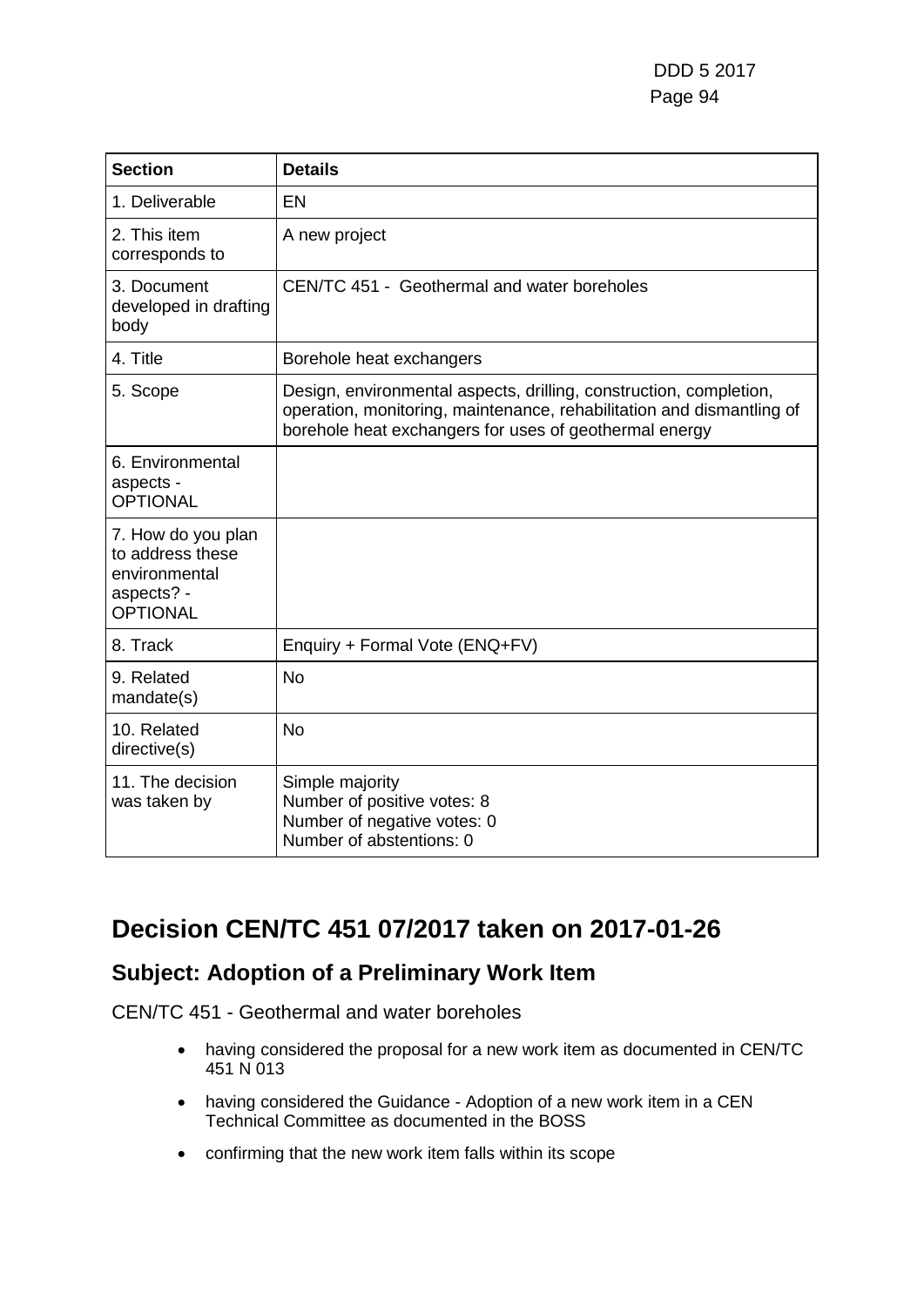| Section | Details |
|---|---|
| 1. Deliverable | EN |
| 2. This item corresponds to | A new project |
| 3. Document developed in drafting body | CEN/TC 451 - Geothermal and water boreholes |
| 4. Title | Borehole heat exchangers |
| 5. Scope | Design, environmental aspects, drilling, construction, completion, operation, monitoring, maintenance, rehabilitation and dismantling of borehole heat exchangers for uses of geothermal energy |
| 6. Environmental aspects - OPTIONAL | |
| 7. How do you plan to address these environmental aspects? - OPTIONAL | |
| 8. Track | Enquiry + Formal Vote (ENQ+FV) |
| 9. Related mandate(s) | No |
| 10. Related directive(s) | No |
| 11. The decision was taken by | Simple majority<br>Number of positive votes: 8<br>Number of negative votes: 0<br>Number of abstentions: 0 |

# Decision CEN/TC 451 07/2017 taken on 2017-01-26

## Subject: Adoption of a Preliminary Work Item

CEN/TC 451 - Geothermal and water boreholes

- having considered the proposal for a new work item as documented in CEN/TC 451 N 013
- having considered the Guidance - Adoption of a new work item in a CEN Technical Committee as documented in the BOSS
- confirming that the new work item falls within its scope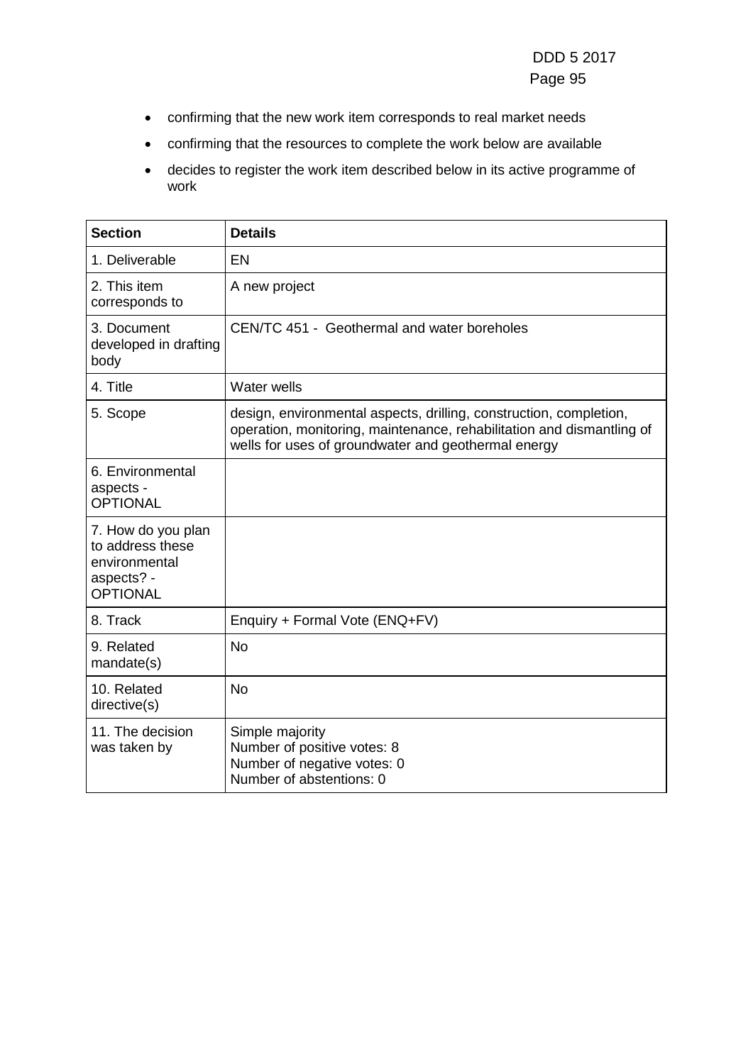- confirming that the new work item corresponds to real market needs
- confirming that the resources to complete the work below are available
- decides to register the work item described below in its active programme of work

| Section | Details |
|---|---|
| 1. Deliverable | EN |
| 2. This item corresponds to | A new project |
| 3. Document developed in drafting body | CEN/TC 451 - Geothermal and water boreholes |
| 4. Title | Water wells |
| 5. Scope | design, environmental aspects, drilling, construction, completion, operation, monitoring, maintenance, rehabilitation and dismantling of wells for uses of groundwater and geothermal energy |
| 6. Environmental aspects - OPTIONAL | |
| 7. How do you plan to address these environmental aspects? - OPTIONAL | |
| 8. Track | Enquiry + Formal Vote (ENQ+FV) |
| 9. Related mandate(s) | No |
| 10. Related directive(s) | No |
| 11. The decision was taken by | Simple majority<br>Number of positive votes: 8<br>Number of negative votes: 0<br>Number of abstentions: 0 |